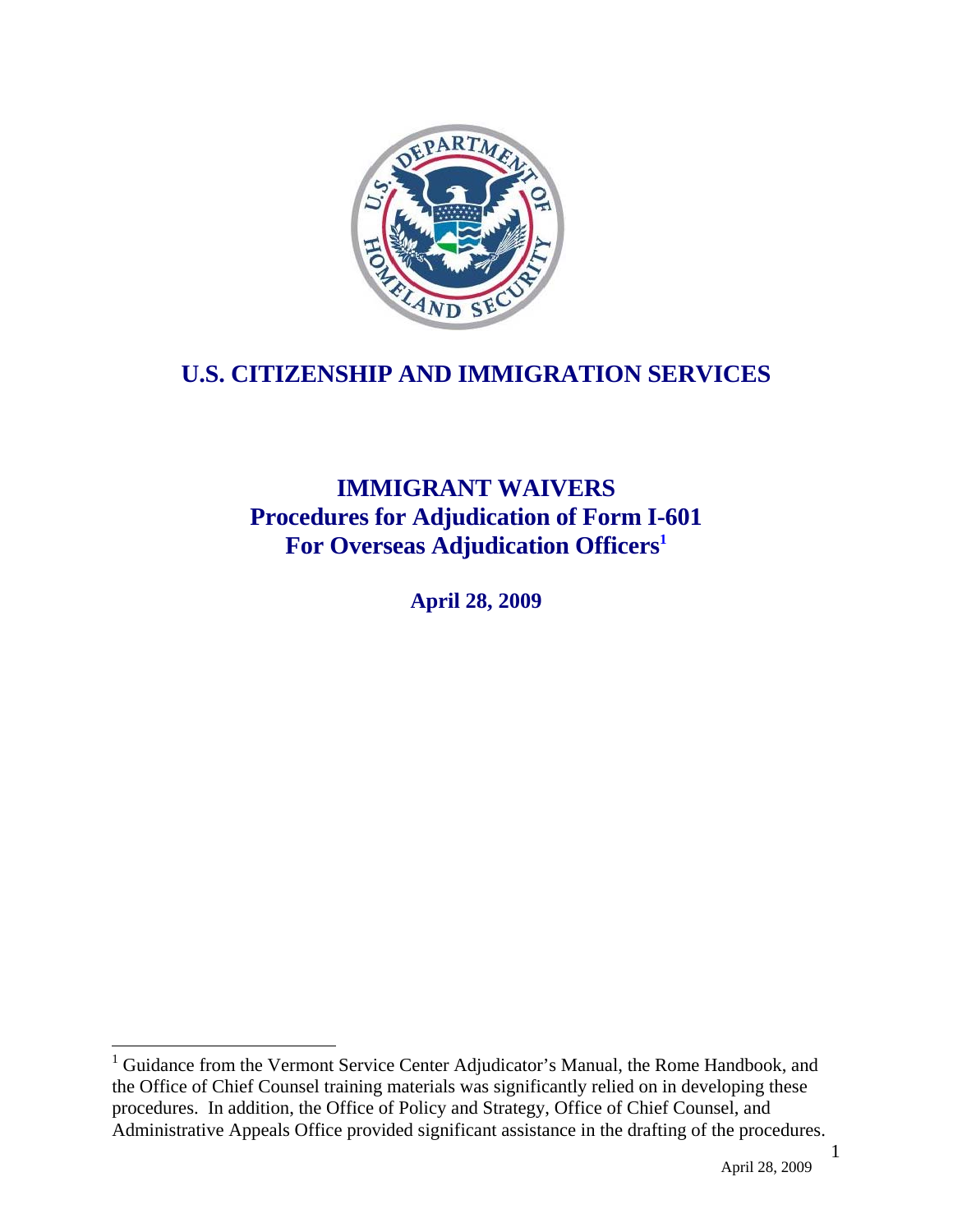# U.S. CITIZENSHIP AND IMMIGRATION SERVICES

## IMMIGRANT WAIVERS
## Procedures for Adjudication of Form I-601
## For Overseas Adjudication Officers[1]

**April 28, 2009**

---

[1] Guidance from the Vermont Service Center Adjudicator's Manual, the Rome Handbook, and the Office of Chief Counsel training materials was significantly relied on in developing these procedures. In addition, the Office of Policy and Strategy, Office of Chief Counsel, and Administrative Appeals Office provided significant assistance in the drafting of the procedures.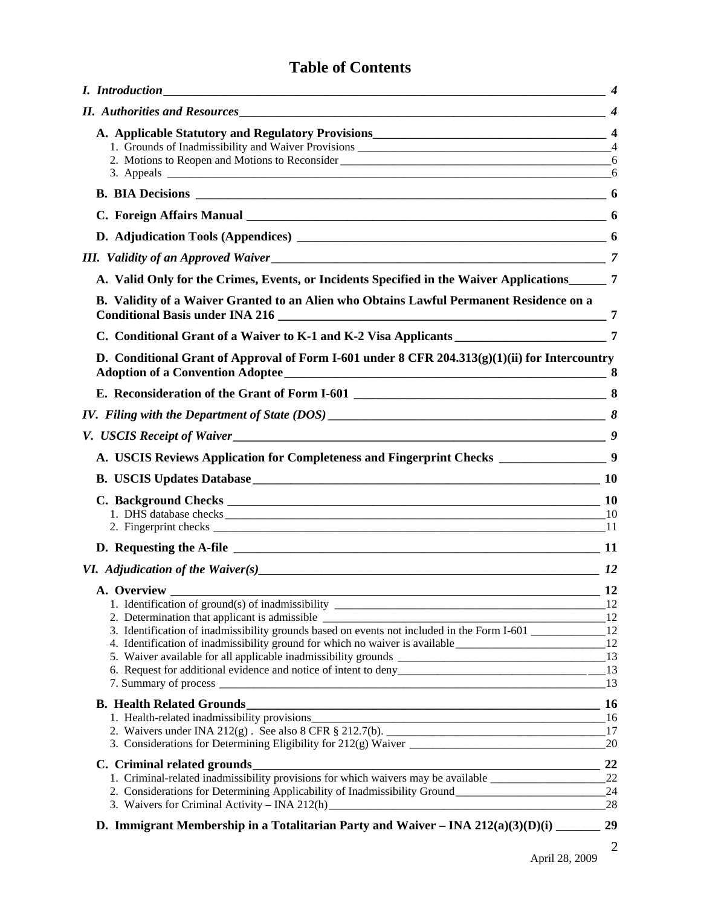# Table of Contents

*I. Introduction* — *4*

*II. Authorities and Resources* — *4*

**A. Applicable Statutory and Regulatory Provisions** — **4**
- 1. Grounds of Inadmissibility and Waiver Provisions — 4
- 2. Motions to Reopen and Motions to Reconsider — 6
- 3. Appeals — 6

**B. BIA Decisions** — **6**

**C. Foreign Affairs Manual** — **6**

**D. Adjudication Tools (Appendices)** — **6**

*III. Validity of an Approved Waiver* — *7*

**A. Valid Only for the Crimes, Events, or Incidents Specified in the Waiver Applications** — **7**

**B. Validity of a Waiver Granted to an Alien who Obtains Lawful Permanent Residence on a Conditional Basis under INA 216** — **7**

**C. Conditional Grant of a Waiver to K-1 and K-2 Visa Applicants** — **7**

**D. Conditional Grant of Approval of Form I-601 under 8 CFR 204.313(g)(1)(ii) for Intercountry Adoption of a Convention Adoptee** — **8**

**E. Reconsideration of the Grant of Form I-601** — **8**

*IV. Filing with the Department of State (DOS)* — *8*

*V. USCIS Receipt of Waiver* — *9*

**A. USCIS Reviews Application for Completeness and Fingerprint Checks** — **9**

**B. USCIS Updates Database** — **10**

**C. Background Checks** — **10**
- 1. DHS database checks — 10
- 2. Fingerprint checks — 11

**D. Requesting the A-file** — **11**

*VI. Adjudication of the Waiver(s)* — *12*

**A. Overview** — **12**
- 1. Identification of ground(s) of inadmissibility — 12
- 2. Determination that applicant is admissible — 12
- 3. Identification of inadmissibility grounds based on events not included in the Form I-601 — 12
- 4. Identification of inadmissibility ground for which no waiver is available — 12
- 5. Waiver available for all applicable inadmissibility grounds — 13
- 6. Request for additional evidence and notice of intent to deny — 13
- 7. Summary of process — 13

**B. Health Related Grounds** — **16**
- 1. Health-related inadmissibility provisions — 16
- 2. Waivers under INA 212(g) . See also 8 CFR § 212.7(b). — 17
- 3. Considerations for Determining Eligibility for 212(g) Waiver — 20

**C. Criminal related grounds** — **22**
- 1. Criminal-related inadmissibility provisions for which waivers may be available — 22
- 2. Considerations for Determining Applicability of Inadmissibility Ground — 24
- 3. Waivers for Criminal Activity – INA 212(h) — 28

**D. Immigrant Membership in a Totalitarian Party and Waiver – INA 212(a)(3)(D)(i)** — **29**

April 28, 2009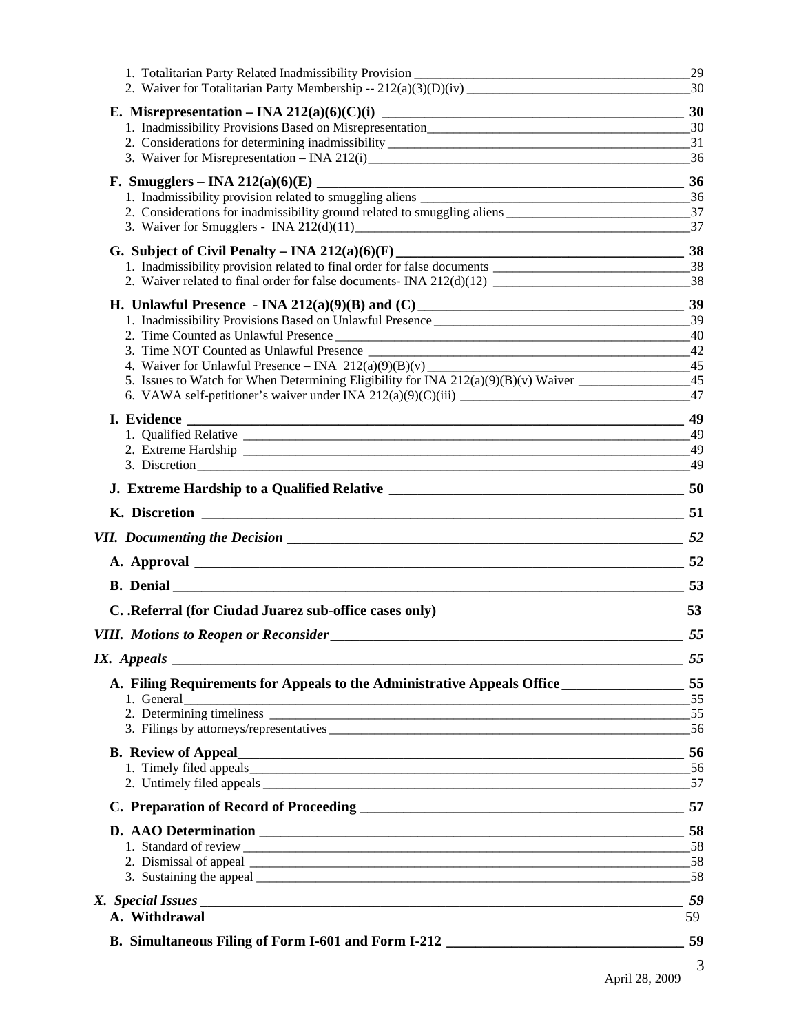1. Totalitarian Party Related Inadmissibility Provision 29
2. Waiver for Totalitarian Party Membership -- 212(a)(3)(D)(iv) 30

**E. Misrepresentation – INA 212(a)(6)(C)(i) 30**

1. Inadmissibility Provisions Based on Misrepresentation 30
2. Considerations for determining inadmissibility 31
3. Waiver for Misrepresentation – INA 212(i) 36

**F. Smugglers – INA 212(a)(6)(E) 36**

1. Inadmissibility provision related to smuggling aliens 36
2. Considerations for inadmissibility ground related to smuggling aliens 37
3. Waiver for Smugglers - INA 212(d)(11) 37

**G. Subject of Civil Penalty – INA 212(a)(6)(F) 38**

1. Inadmissibility provision related to final order for false documents 38
2. Waiver related to final order for false documents- INA 212(d)(12) 38

**H. Unlawful Presence - INA 212(a)(9)(B) and (C) 39**

1. Inadmissibility Provisions Based on Unlawful Presence 39
2. Time Counted as Unlawful Presence 40
3. Time NOT Counted as Unlawful Presence 42
4. Waiver for Unlawful Presence – INA 212(a)(9)(B)(v) 45
5. Issues to Watch for When Determining Eligibility for INA 212(a)(9)(B)(v) Waiver 45
6. VAWA self-petitioner's waiver under INA 212(a)(9)(C)(iii) 47

**I. Evidence 49**

1. Qualified Relative 49
2. Extreme Hardship 49
3. Discretion 49

**J. Extreme Hardship to a Qualified Relative 50**

**K. Discretion 51**

***VII. Documenting the Decision 52***

**A. Approval 52**

**B. Denial 53**

**C. .Referral (for Ciudad Juarez sub-office cases only) 53**

***VIII. Motions to Reopen or Reconsider 55***

***IX. Appeals 55***

**A. Filing Requirements for Appeals to the Administrative Appeals Office 55**

1. General 55
2. Determining timeliness 55
3. Filings by attorneys/representatives 56

**B. Review of Appeal 56**

1. Timely filed appeals 56
2. Untimely filed appeals 57

**C. Preparation of Record of Proceeding 57**

**D. AAO Determination 58**

1. Standard of review 58
2. Dismissal of appeal 58
3. Sustaining the appeal 58

***X. Special Issues 59***

**A. Withdrawal 59**

**B. Simultaneous Filing of Form I-601 and Form I-212 59**

April 28, 2009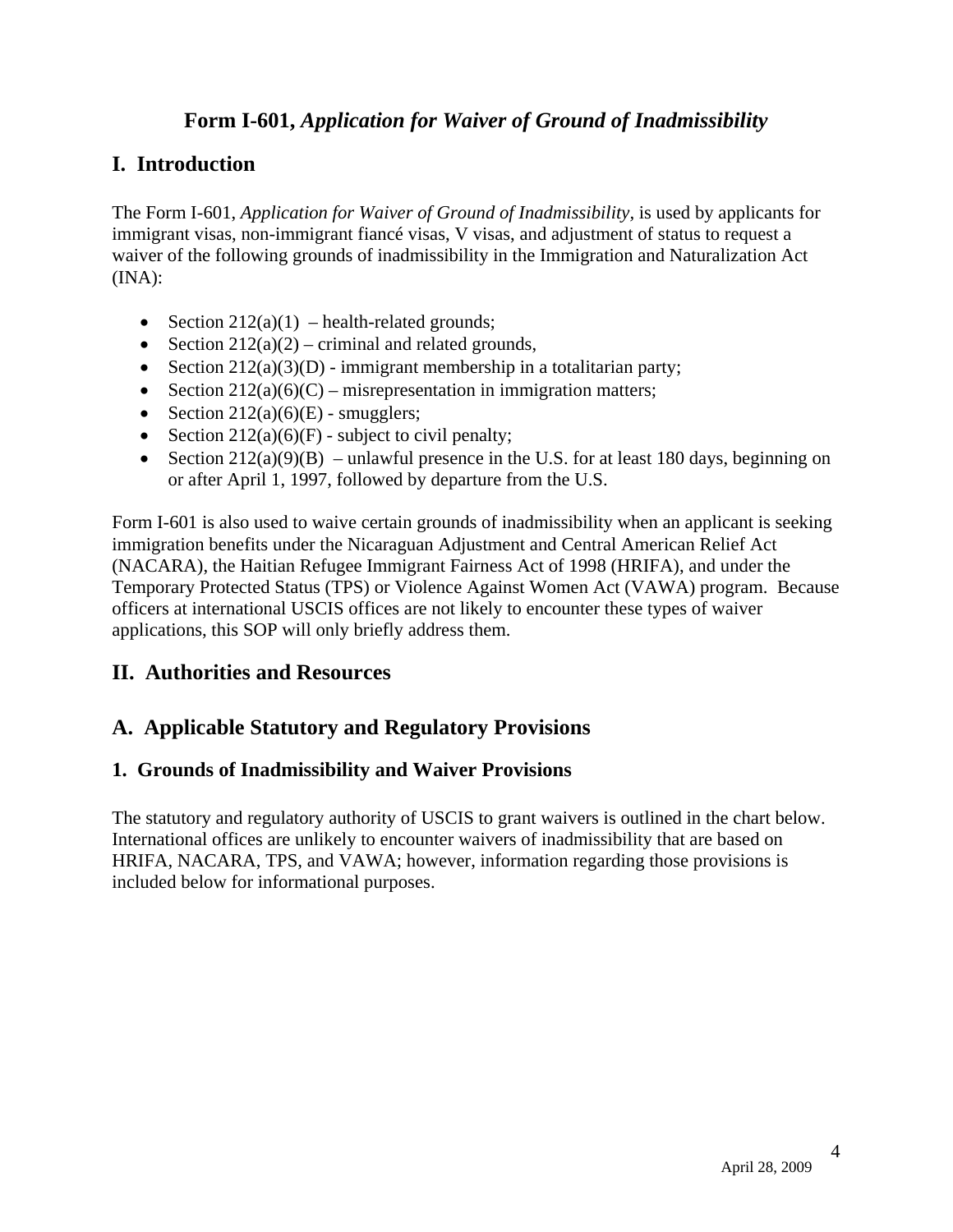# Form I-601, *Application for Waiver of Ground of Inadmissibility*

## I. Introduction

The Form I-601, *Application for Waiver of Ground of Inadmissibility,* is used by applicants for immigrant visas, non-immigrant fiancé visas, V visas, and adjustment of status to request a waiver of the following grounds of inadmissibility in the Immigration and Naturalization Act (INA):

- Section 212(a)(1) – health-related grounds;
- Section 212(a)(2) – criminal and related grounds,
- Section 212(a)(3)(D) - immigrant membership in a totalitarian party;
- Section 212(a)(6)(C) – misrepresentation in immigration matters;
- Section 212(a)(6)(E) - smugglers;
- Section 212(a)(6)(F) - subject to civil penalty;
- Section 212(a)(9)(B) – unlawful presence in the U.S. for at least 180 days, beginning on or after April 1, 1997, followed by departure from the U.S.

Form I-601 is also used to waive certain grounds of inadmissibility when an applicant is seeking immigration benefits under the Nicaraguan Adjustment and Central American Relief Act (NACARA), the Haitian Refugee Immigrant Fairness Act of 1998 (HRIFA), and under the Temporary Protected Status (TPS) or Violence Against Women Act (VAWA) program. Because officers at international USCIS offices are not likely to encounter these types of waiver applications, this SOP will only briefly address them.

## II. Authorities and Resources

## A. Applicable Statutory and Regulatory Provisions

### 1. Grounds of Inadmissibility and Waiver Provisions

The statutory and regulatory authority of USCIS to grant waivers is outlined in the chart below. International offices are unlikely to encounter waivers of inadmissibility that are based on HRIFA, NACARA, TPS, and VAWA; however, information regarding those provisions is included below for informational purposes.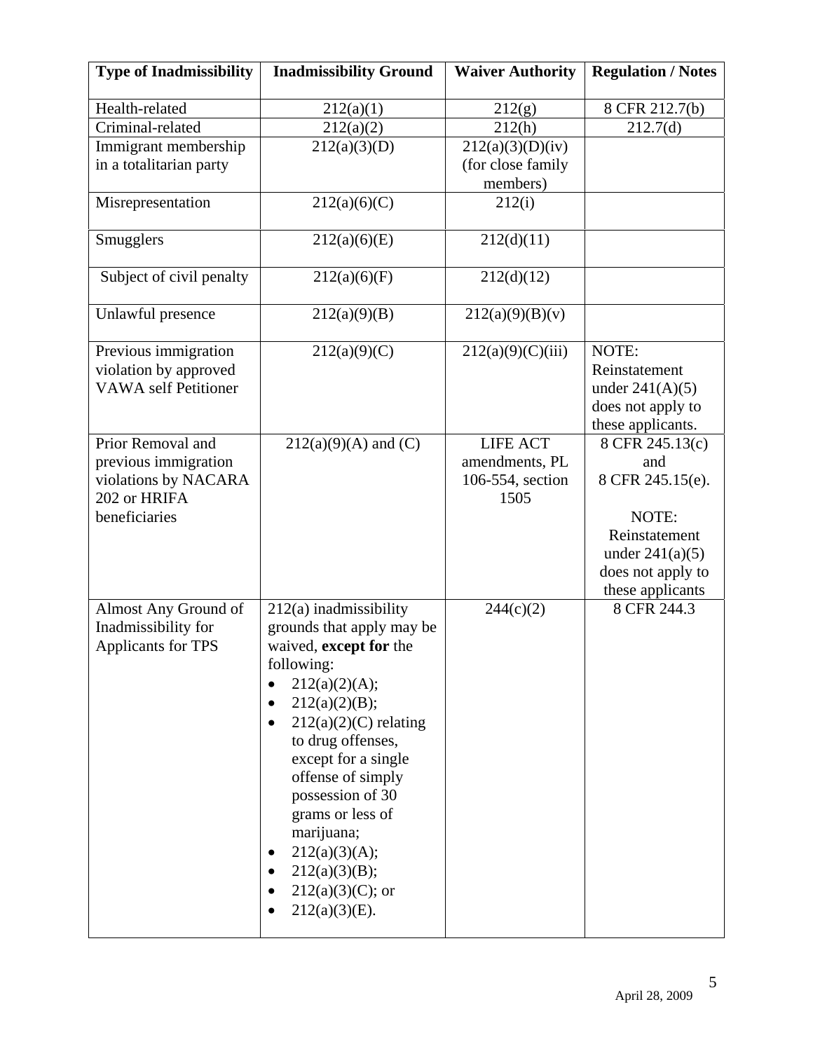| Type of Inadmissibility | Inadmissibility Ground | Waiver Authority | Regulation / Notes |
|---|---|---|---|
| Health-related | 212(a)(1) | 212(g) | 8 CFR 212.7(b) |
| Criminal-related | 212(a)(2) | 212(h) | 212.7(d) |
| Immigrant membership in a totalitarian party | 212(a)(3)(D) | 212(a)(3)(D)(iv) (for close family members) | |
| Misrepresentation | 212(a)(6)(C) | 212(i) | |
| Smugglers | 212(a)(6)(E) | 212(d)(11) | |
| Subject of civil penalty | 212(a)(6)(F) | 212(d)(12) | |
| Unlawful presence | 212(a)(9)(B) | 212(a)(9)(B)(v) | |
| Previous immigration violation by approved VAWA self Petitioner | 212(a)(9)(C) | 212(a)(9)(C)(iii) | NOTE: Reinstatement under 241(A)(5) does not apply to these applicants. |
| Prior Removal and previous immigration violations by NACARA 202 or HRIFA beneficiaries | 212(a)(9)(A) and (C) | LIFE ACT amendments, PL 106-554, section 1505 | 8 CFR 245.13(c) and 8 CFR 245.15(e). NOTE: Reinstatement under 241(a)(5) does not apply to these applicants |
| Almost Any Ground of Inadmissibility for Applicants for TPS | 212(a) inadmissibility grounds that apply may be waived, **except for** the following: <br>• 212(a)(2)(A); <br>• 212(a)(2)(B); <br>• 212(a)(2)(C) relating to drug offenses, except for a single offense of simply possession of 30 grams or less of marijuana; <br>• 212(a)(3)(A); <br>• 212(a)(3)(B); <br>• 212(a)(3)(C); or <br>• 212(a)(3)(E). | 244(c)(2) | 8 CFR 244.3 |

April 28, 2009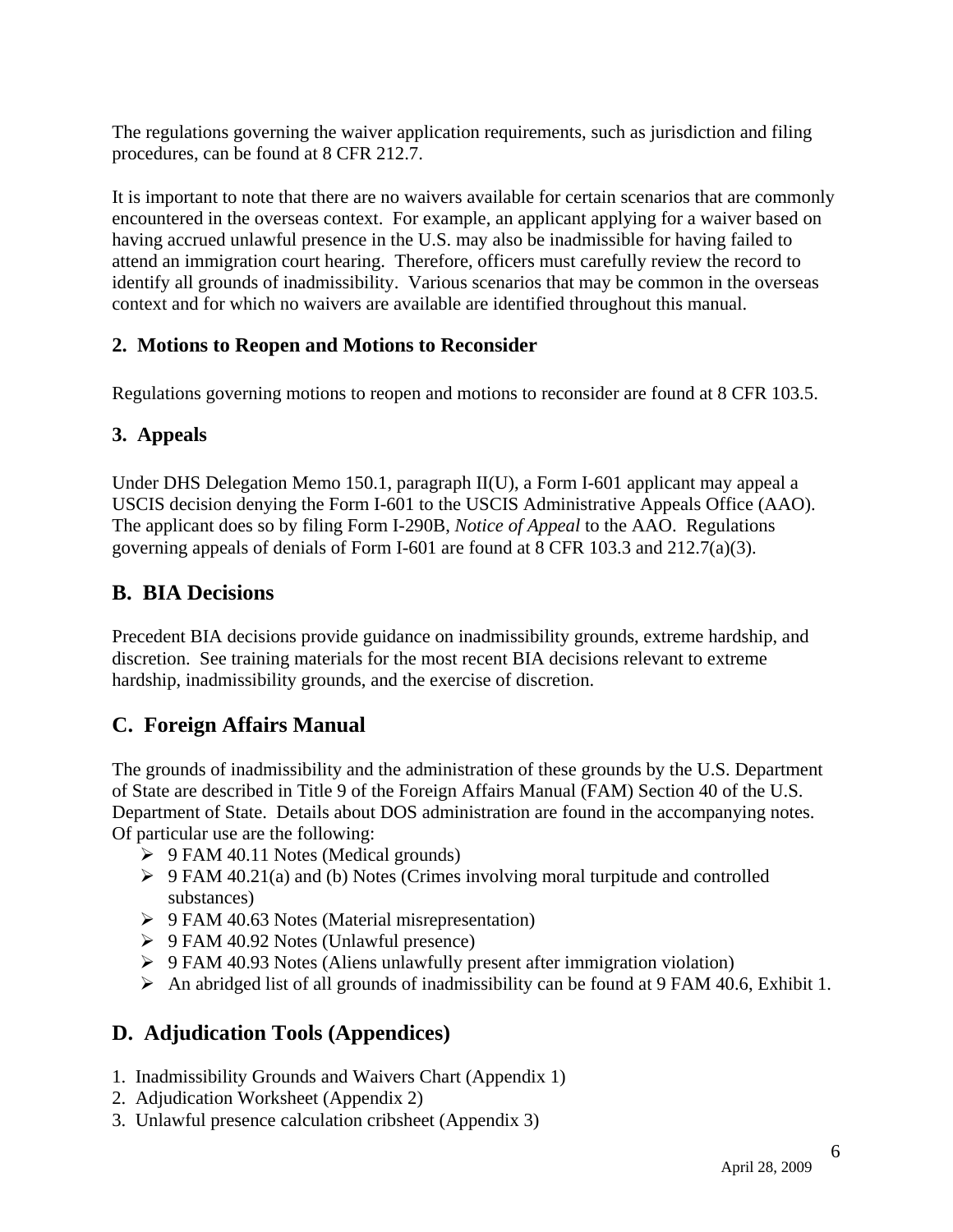The regulations governing the waiver application requirements, such as jurisdiction and filing procedures, can be found at 8 CFR 212.7.

It is important to note that there are no waivers available for certain scenarios that are commonly encountered in the overseas context. For example, an applicant applying for a waiver based on having accrued unlawful presence in the U.S. may also be inadmissible for having failed to attend an immigration court hearing. Therefore, officers must carefully review the record to identify all grounds of inadmissibility. Various scenarios that may be common in the overseas context and for which no waivers are available are identified throughout this manual.

### 2. Motions to Reopen and Motions to Reconsider

Regulations governing motions to reopen and motions to reconsider are found at 8 CFR 103.5.

### 3. Appeals

Under DHS Delegation Memo 150.1, paragraph II(U), a Form I-601 applicant may appeal a USCIS decision denying the Form I-601 to the USCIS Administrative Appeals Office (AAO). The applicant does so by filing Form I-290B, *Notice of Appeal* to the AAO. Regulations governing appeals of denials of Form I-601 are found at 8 CFR 103.3 and 212.7(a)(3).

## B. BIA Decisions

Precedent BIA decisions provide guidance on inadmissibility grounds, extreme hardship, and discretion. See training materials for the most recent BIA decisions relevant to extreme hardship, inadmissibility grounds, and the exercise of discretion.

## C. Foreign Affairs Manual

The grounds of inadmissibility and the administration of these grounds by the U.S. Department of State are described in Title 9 of the Foreign Affairs Manual (FAM) Section 40 of the U.S. Department of State. Details about DOS administration are found in the accompanying notes. Of particular use are the following:

- 9 FAM 40.11 Notes (Medical grounds)
- 9 FAM 40.21(a) and (b) Notes (Crimes involving moral turpitude and controlled substances)
- 9 FAM 40.63 Notes (Material misrepresentation)
- 9 FAM 40.92 Notes (Unlawful presence)
- 9 FAM 40.93 Notes (Aliens unlawfully present after immigration violation)
- An abridged list of all grounds of inadmissibility can be found at 9 FAM 40.6, Exhibit 1.

## D. Adjudication Tools (Appendices)

1. Inadmissibility Grounds and Waivers Chart (Appendix 1)
2. Adjudication Worksheet (Appendix 2)
3. Unlawful presence calculation cribsheet (Appendix 3)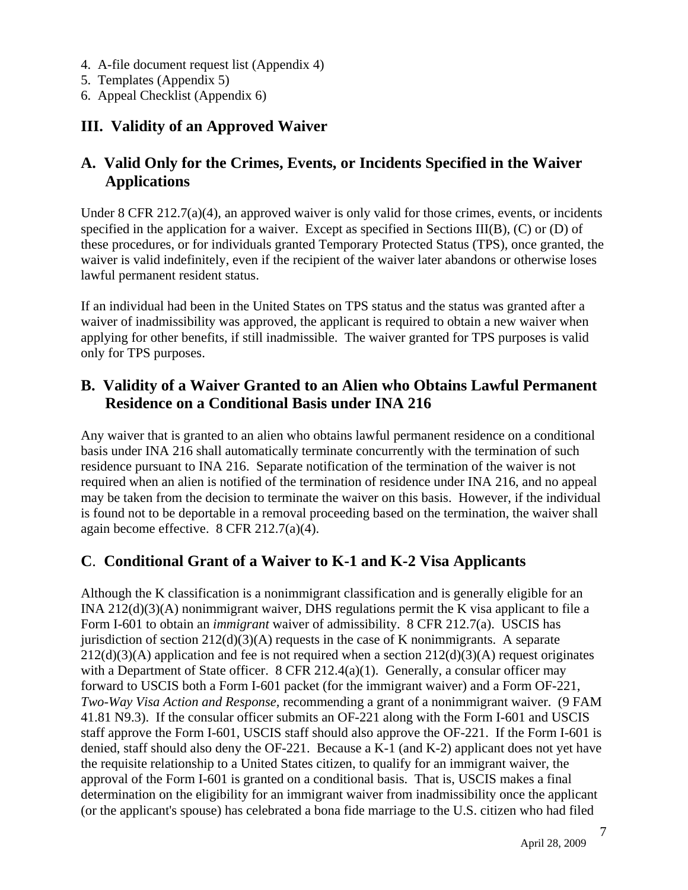4. A-file document request list (Appendix 4)
5. Templates (Appendix 5)
6. Appeal Checklist (Appendix 6)

## III. Validity of an Approved Waiver

### A. Valid Only for the Crimes, Events, or Incidents Specified in the Waiver Applications

Under 8 CFR 212.7(a)(4), an approved waiver is only valid for those crimes, events, or incidents specified in the application for a waiver. Except as specified in Sections III(B), (C) or (D) of these procedures, or for individuals granted Temporary Protected Status (TPS), once granted, the waiver is valid indefinitely, even if the recipient of the waiver later abandons or otherwise loses lawful permanent resident status.

If an individual had been in the United States on TPS status and the status was granted after a waiver of inadmissibility was approved, the applicant is required to obtain a new waiver when applying for other benefits, if still inadmissible. The waiver granted for TPS purposes is valid only for TPS purposes.

### B. Validity of a Waiver Granted to an Alien who Obtains Lawful Permanent Residence on a Conditional Basis under INA 216

Any waiver that is granted to an alien who obtains lawful permanent residence on a conditional basis under INA 216 shall automatically terminate concurrently with the termination of such residence pursuant to INA 216. Separate notification of the termination of the waiver is not required when an alien is notified of the termination of residence under INA 216, and no appeal may be taken from the decision to terminate the waiver on this basis. However, if the individual is found not to be deportable in a removal proceeding based on the termination, the waiver shall again become effective. 8 CFR 212.7(a)(4).

### C. Conditional Grant of a Waiver to K-1 and K-2 Visa Applicants

Although the K classification is a nonimmigrant classification and is generally eligible for an INA 212(d)(3)(A) nonimmigrant waiver, DHS regulations permit the K visa applicant to file a Form I-601 to obtain an *immigrant* waiver of admissibility. 8 CFR 212.7(a). USCIS has jurisdiction of section 212(d)(3)(A) requests in the case of K nonimmigrants. A separate 212(d)(3)(A) application and fee is not required when a section 212(d)(3)(A) request originates with a Department of State officer. 8 CFR 212.4(a)(1). Generally, a consular officer may forward to USCIS both a Form I-601 packet (for the immigrant waiver) and a Form OF-221, *Two-Way Visa Action and Response,* recommending a grant of a nonimmigrant waiver. (9 FAM 41.81 N9.3). If the consular officer submits an OF-221 along with the Form I-601 and USCIS staff approve the Form I-601, USCIS staff should also approve the OF-221. If the Form I-601 is denied, staff should also deny the OF-221. Because a K-1 (and K-2) applicant does not yet have the requisite relationship to a United States citizen, to qualify for an immigrant waiver, the approval of the Form I-601 is granted on a conditional basis. That is, USCIS makes a final determination on the eligibility for an immigrant waiver from inadmissibility once the applicant (or the applicant's spouse) has celebrated a bona fide marriage to the U.S. citizen who had filed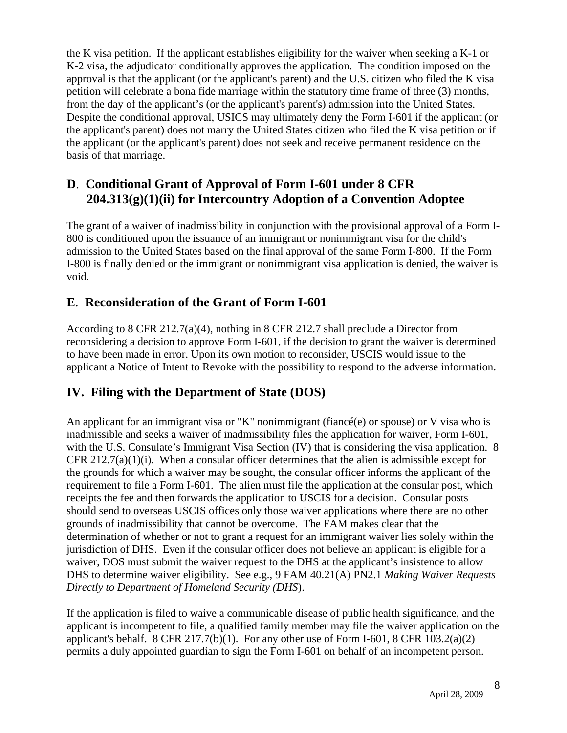the K visa petition. If the applicant establishes eligibility for the waiver when seeking a K-1 or K-2 visa, the adjudicator conditionally approves the application. The condition imposed on the approval is that the applicant (or the applicant's parent) and the U.S. citizen who filed the K visa petition will celebrate a bona fide marriage within the statutory time frame of three (3) months, from the day of the applicant's (or the applicant's parent's) admission into the United States. Despite the conditional approval, USICS may ultimately deny the Form I-601 if the applicant (or the applicant's parent) does not marry the United States citizen who filed the K visa petition or if the applicant (or the applicant's parent) does not seek and receive permanent residence on the basis of that marriage.

## D. Conditional Grant of Approval of Form I-601 under 8 CFR 204.313(g)(1)(ii) for Intercountry Adoption of a Convention Adoptee

The grant of a waiver of inadmissibility in conjunction with the provisional approval of a Form I-800 is conditioned upon the issuance of an immigrant or nonimmigrant visa for the child's admission to the United States based on the final approval of the same Form I-800. If the Form I-800 is finally denied or the immigrant or nonimmigrant visa application is denied, the waiver is void.

## E. Reconsideration of the Grant of Form I-601

According to 8 CFR 212.7(a)(4), nothing in 8 CFR 212.7 shall preclude a Director from reconsidering a decision to approve Form I-601, if the decision to grant the waiver is determined to have been made in error. Upon its own motion to reconsider, USCIS would issue to the applicant a Notice of Intent to Revoke with the possibility to respond to the adverse information.

# IV. Filing with the Department of State (DOS)

An applicant for an immigrant visa or "K" nonimmigrant (fiancé(e) or spouse) or V visa who is inadmissible and seeks a waiver of inadmissibility files the application for waiver, Form I-601, with the U.S. Consulate's Immigrant Visa Section (IV) that is considering the visa application. 8 CFR 212.7(a)(1)(i). When a consular officer determines that the alien is admissible except for the grounds for which a waiver may be sought, the consular officer informs the applicant of the requirement to file a Form I-601. The alien must file the application at the consular post, which receipts the fee and then forwards the application to USCIS for a decision. Consular posts should send to overseas USCIS offices only those waiver applications where there are no other grounds of inadmissibility that cannot be overcome. The FAM makes clear that the determination of whether or not to grant a request for an immigrant waiver lies solely within the jurisdiction of DHS. Even if the consular officer does not believe an applicant is eligible for a waiver, DOS must submit the waiver request to the DHS at the applicant's insistence to allow DHS to determine waiver eligibility. See e.g., 9 FAM 40.21(A) PN2.1 *Making Waiver Requests Directly to Department of Homeland Security (DHS*).

If the application is filed to waive a communicable disease of public health significance, and the applicant is incompetent to file, a qualified family member may file the waiver application on the applicant's behalf. 8 CFR 217.7(b)(1). For any other use of Form I-601, 8 CFR 103.2(a)(2) permits a duly appointed guardian to sign the Form I-601 on behalf of an incompetent person.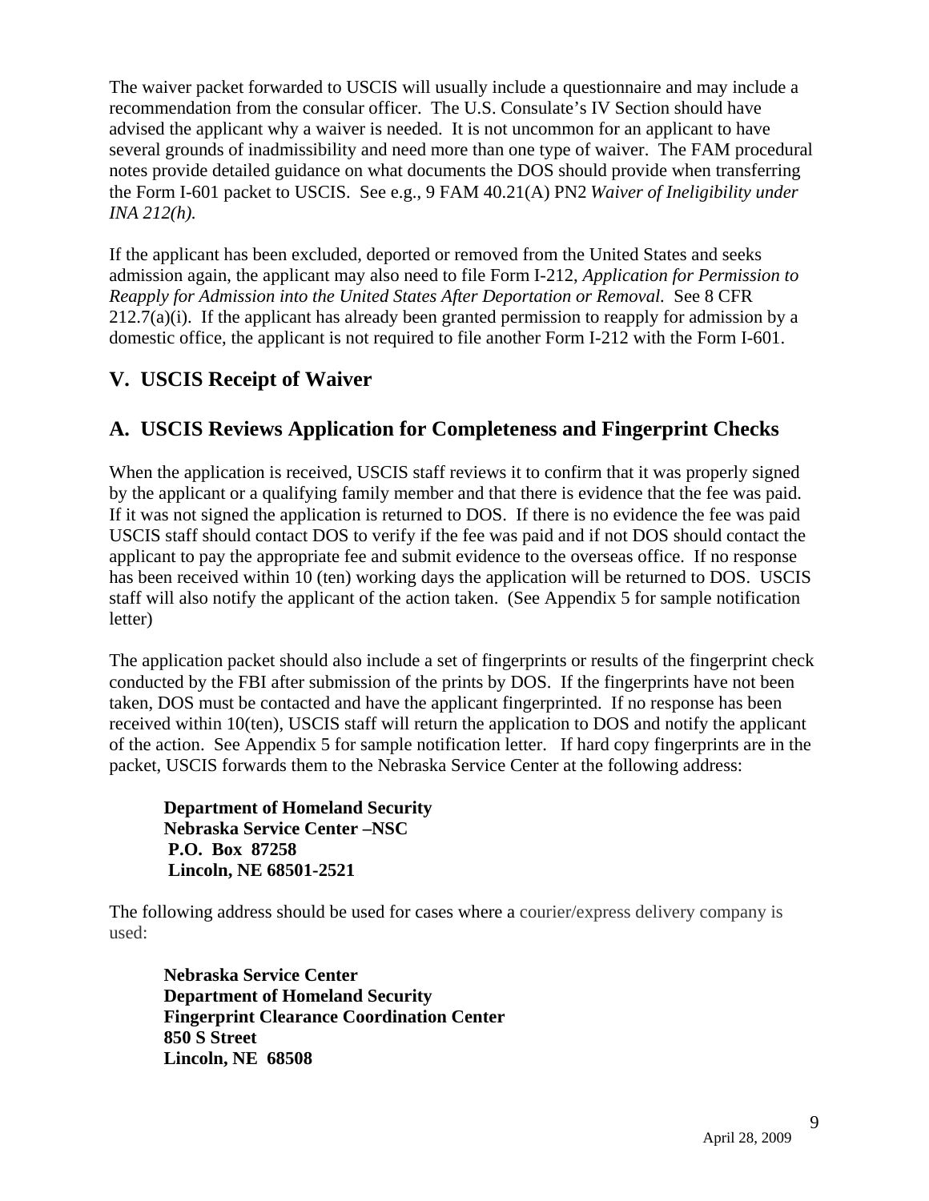The waiver packet forwarded to USCIS will usually include a questionnaire and may include a recommendation from the consular officer. The U.S. Consulate's IV Section should have advised the applicant why a waiver is needed. It is not uncommon for an applicant to have several grounds of inadmissibility and need more than one type of waiver. The FAM procedural notes provide detailed guidance on what documents the DOS should provide when transferring the Form I-601 packet to USCIS. See e.g., 9 FAM 40.21(A) PN2 *Waiver of Ineligibility under INA 212(h).*

If the applicant has been excluded, deported or removed from the United States and seeks admission again, the applicant may also need to file Form I-212, *Application for Permission to Reapply for Admission into the United States After Deportation or Removal.* See 8 CFR 212.7(a)(i). If the applicant has already been granted permission to reapply for admission by a domestic office, the applicant is not required to file another Form I-212 with the Form I-601.

## V. USCIS Receipt of Waiver

## A. USCIS Reviews Application for Completeness and Fingerprint Checks

When the application is received, USCIS staff reviews it to confirm that it was properly signed by the applicant or a qualifying family member and that there is evidence that the fee was paid. If it was not signed the application is returned to DOS. If there is no evidence the fee was paid USCIS staff should contact DOS to verify if the fee was paid and if not DOS should contact the applicant to pay the appropriate fee and submit evidence to the overseas office. If no response has been received within 10 (ten) working days the application will be returned to DOS. USCIS staff will also notify the applicant of the action taken. (See Appendix 5 for sample notification letter)

The application packet should also include a set of fingerprints or results of the fingerprint check conducted by the FBI after submission of the prints by DOS. If the fingerprints have not been taken, DOS must be contacted and have the applicant fingerprinted. If no response has been received within 10(ten), USCIS staff will return the application to DOS and notify the applicant of the action. See Appendix 5 for sample notification letter. If hard copy fingerprints are in the packet, USCIS forwards them to the Nebraska Service Center at the following address:

**Department of Homeland Security**
**Nebraska Service Center –NSC**
**P.O. Box 87258**
**Lincoln, NE 68501-2521**

The following address should be used for cases where a courier/express delivery company is used:

**Nebraska Service Center**
**Department of Homeland Security**
**Fingerprint Clearance Coordination Center**
**850 S Street**
**Lincoln, NE 68508**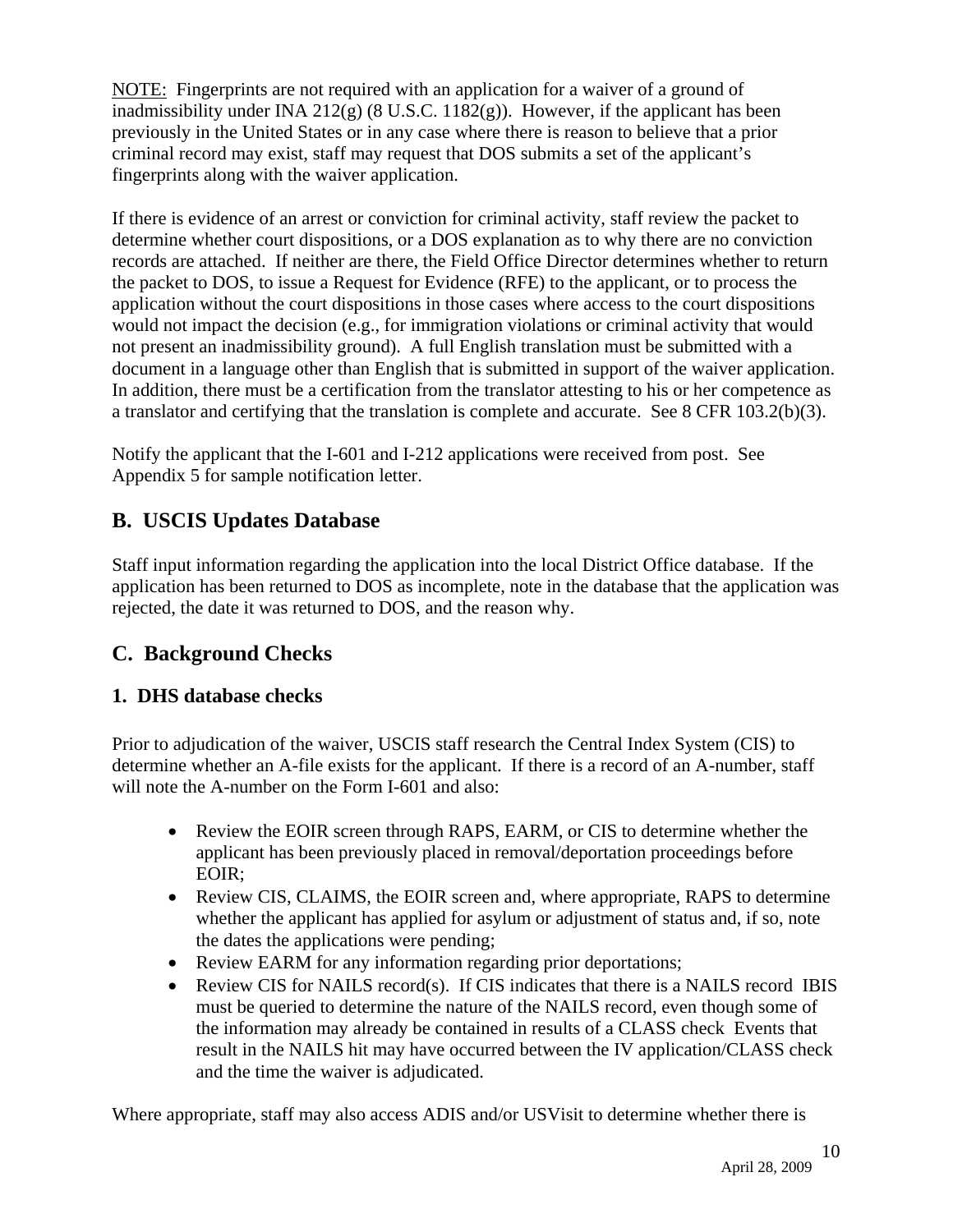NOTE: Fingerprints are not required with an application for a waiver of a ground of inadmissibility under INA 212(g) (8 U.S.C. 1182(g)). However, if the applicant has been previously in the United States or in any case where there is reason to believe that a prior criminal record may exist, staff may request that DOS submits a set of the applicant's fingerprints along with the waiver application.

If there is evidence of an arrest or conviction for criminal activity, staff review the packet to determine whether court dispositions, or a DOS explanation as to why there are no conviction records are attached. If neither are there, the Field Office Director determines whether to return the packet to DOS, to issue a Request for Evidence (RFE) to the applicant, or to process the application without the court dispositions in those cases where access to the court dispositions would not impact the decision (e.g., for immigration violations or criminal activity that would not present an inadmissibility ground). A full English translation must be submitted with a document in a language other than English that is submitted in support of the waiver application. In addition, there must be a certification from the translator attesting to his or her competence as a translator and certifying that the translation is complete and accurate. See 8 CFR 103.2(b)(3).

Notify the applicant that the I-601 and I-212 applications were received from post. See Appendix 5 for sample notification letter.

## B. USCIS Updates Database

Staff input information regarding the application into the local District Office database. If the application has been returned to DOS as incomplete, note in the database that the application was rejected, the date it was returned to DOS, and the reason why.

## C. Background Checks

### 1. DHS database checks

Prior to adjudication of the waiver, USCIS staff research the Central Index System (CIS) to determine whether an A-file exists for the applicant. If there is a record of an A-number, staff will note the A-number on the Form I-601 and also:

- Review the EOIR screen through RAPS, EARM, or CIS to determine whether the applicant has been previously placed in removal/deportation proceedings before EOIR;
- Review CIS, CLAIMS, the EOIR screen and, where appropriate, RAPS to determine whether the applicant has applied for asylum or adjustment of status and, if so, note the dates the applications were pending;
- Review EARM for any information regarding prior deportations;
- Review CIS for NAILS record(s). If CIS indicates that there is a NAILS record IBIS must be queried to determine the nature of the NAILS record, even though some of the information may already be contained in results of a CLASS check Events that result in the NAILS hit may have occurred between the IV application/CLASS check and the time the waiver is adjudicated.

Where appropriate, staff may also access ADIS and/or USVisit to determine whether there is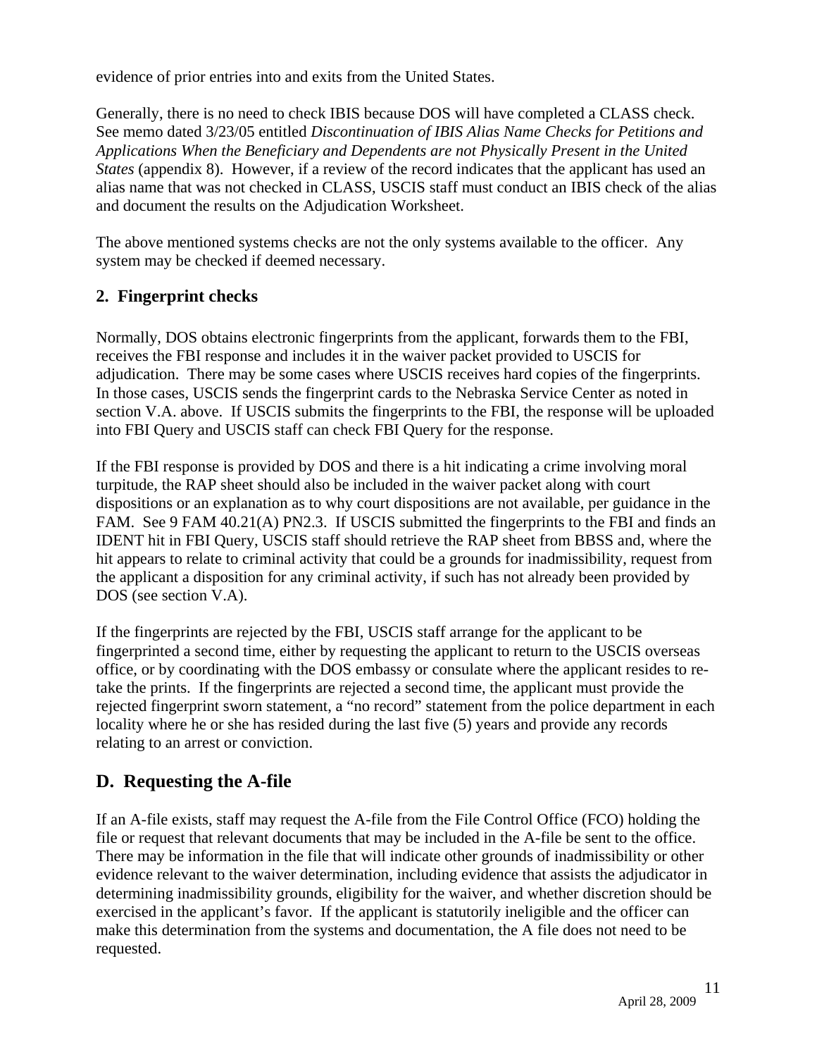evidence of prior entries into and exits from the United States.

Generally, there is no need to check IBIS because DOS will have completed a CLASS check. See memo dated 3/23/05 entitled *Discontinuation of IBIS Alias Name Checks for Petitions and Applications When the Beneficiary and Dependents are not Physically Present in the United States* (appendix 8). However, if a review of the record indicates that the applicant has used an alias name that was not checked in CLASS, USCIS staff must conduct an IBIS check of the alias and document the results on the Adjudication Worksheet.

The above mentioned systems checks are not the only systems available to the officer. Any system may be checked if deemed necessary.

### 2. Fingerprint checks

Normally, DOS obtains electronic fingerprints from the applicant, forwards them to the FBI, receives the FBI response and includes it in the waiver packet provided to USCIS for adjudication. There may be some cases where USCIS receives hard copies of the fingerprints. In those cases, USCIS sends the fingerprint cards to the Nebraska Service Center as noted in section V.A. above. If USCIS submits the fingerprints to the FBI, the response will be uploaded into FBI Query and USCIS staff can check FBI Query for the response.

If the FBI response is provided by DOS and there is a hit indicating a crime involving moral turpitude, the RAP sheet should also be included in the waiver packet along with court dispositions or an explanation as to why court dispositions are not available, per guidance in the FAM. See 9 FAM 40.21(A) PN2.3. If USCIS submitted the fingerprints to the FBI and finds an IDENT hit in FBI Query, USCIS staff should retrieve the RAP sheet from BBSS and, where the hit appears to relate to criminal activity that could be a grounds for inadmissibility, request from the applicant a disposition for any criminal activity, if such has not already been provided by DOS (see section V.A).

If the fingerprints are rejected by the FBI, USCIS staff arrange for the applicant to be fingerprinted a second time, either by requesting the applicant to return to the USCIS overseas office, or by coordinating with the DOS embassy or consulate where the applicant resides to re-take the prints. If the fingerprints are rejected a second time, the applicant must provide the rejected fingerprint sworn statement, a "no record" statement from the police department in each locality where he or she has resided during the last five (5) years and provide any records relating to an arrest or conviction.

## D. Requesting the A-file

If an A-file exists, staff may request the A-file from the File Control Office (FCO) holding the file or request that relevant documents that may be included in the A-file be sent to the office. There may be information in the file that will indicate other grounds of inadmissibility or other evidence relevant to the waiver determination, including evidence that assists the adjudicator in determining inadmissibility grounds, eligibility for the waiver, and whether discretion should be exercised in the applicant's favor. If the applicant is statutorily ineligible and the officer can make this determination from the systems and documentation, the A file does not need to be requested.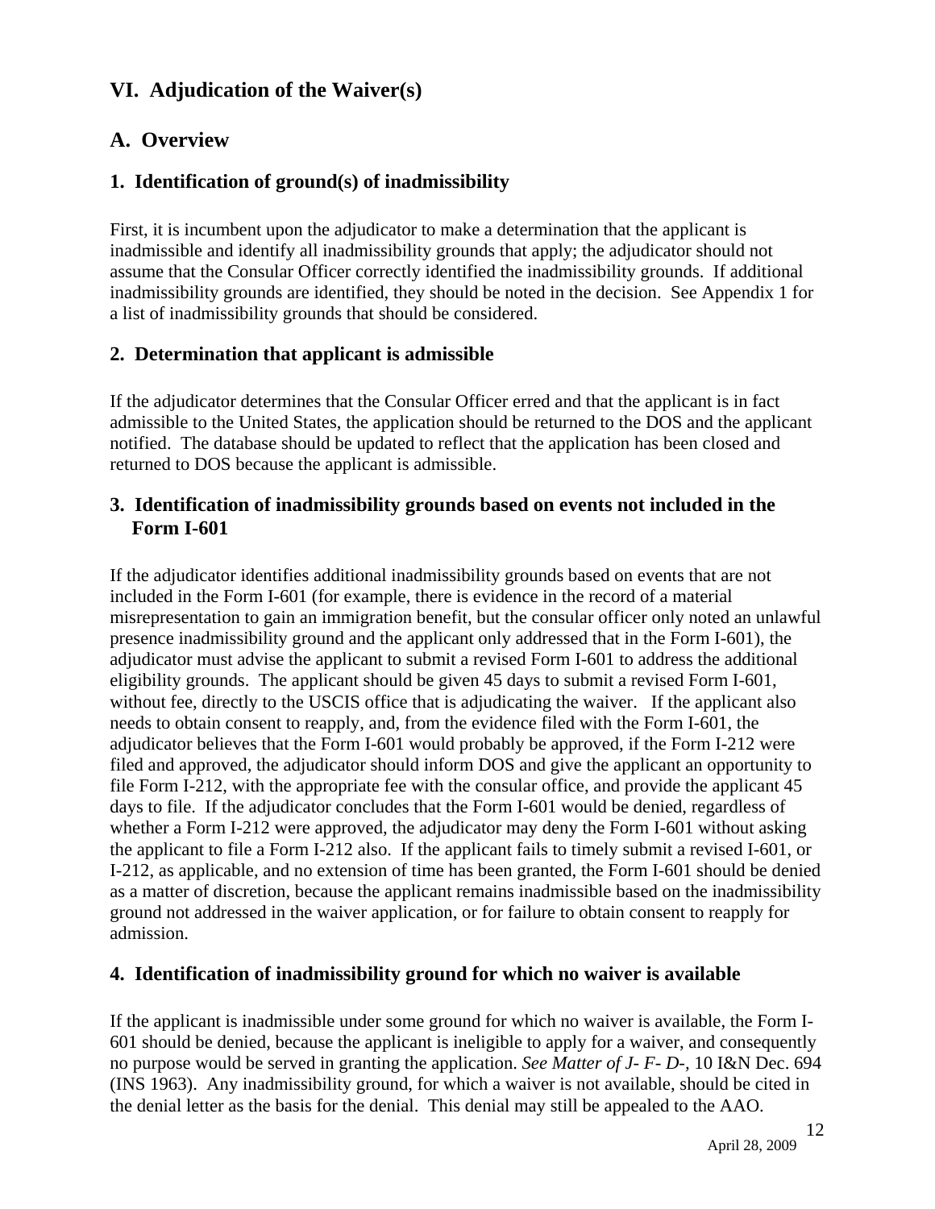## VI. Adjudication of the Waiver(s)

## A. Overview

### 1. Identification of ground(s) of inadmissibility

First, it is incumbent upon the adjudicator to make a determination that the applicant is inadmissible and identify all inadmissibility grounds that apply; the adjudicator should not assume that the Consular Officer correctly identified the inadmissibility grounds. If additional inadmissibility grounds are identified, they should be noted in the decision. See Appendix 1 for a list of inadmissibility grounds that should be considered.

### 2. Determination that applicant is admissible

If the adjudicator determines that the Consular Officer erred and that the applicant is in fact admissible to the United States, the application should be returned to the DOS and the applicant notified. The database should be updated to reflect that the application has been closed and returned to DOS because the applicant is admissible.

### 3. Identification of inadmissibility grounds based on events not included in the Form I-601

If the adjudicator identifies additional inadmissibility grounds based on events that are not included in the Form I-601 (for example, there is evidence in the record of a material misrepresentation to gain an immigration benefit, but the consular officer only noted an unlawful presence inadmissibility ground and the applicant only addressed that in the Form I-601), the adjudicator must advise the applicant to submit a revised Form I-601 to address the additional eligibility grounds. The applicant should be given 45 days to submit a revised Form I-601, without fee, directly to the USCIS office that is adjudicating the waiver. If the applicant also needs to obtain consent to reapply, and, from the evidence filed with the Form I-601, the adjudicator believes that the Form I-601 would probably be approved, if the Form I-212 were filed and approved, the adjudicator should inform DOS and give the applicant an opportunity to file Form I-212, with the appropriate fee with the consular office, and provide the applicant 45 days to file. If the adjudicator concludes that the Form I-601 would be denied, regardless of whether a Form I-212 were approved, the adjudicator may deny the Form I-601 without asking the applicant to file a Form I-212 also. If the applicant fails to timely submit a revised I-601, or I-212, as applicable, and no extension of time has been granted, the Form I-601 should be denied as a matter of discretion, because the applicant remains inadmissible based on the inadmissibility ground not addressed in the waiver application, or for failure to obtain consent to reapply for admission.

### 4. Identification of inadmissibility ground for which no waiver is available

If the applicant is inadmissible under some ground for which no waiver is available, the Form I-601 should be denied, because the applicant is ineligible to apply for a waiver, and consequently no purpose would be served in granting the application. *See Matter of J- F- D-*, 10 I&N Dec. 694 (INS 1963). Any inadmissibility ground, for which a waiver is not available, should be cited in the denial letter as the basis for the denial. This denial may still be appealed to the AAO.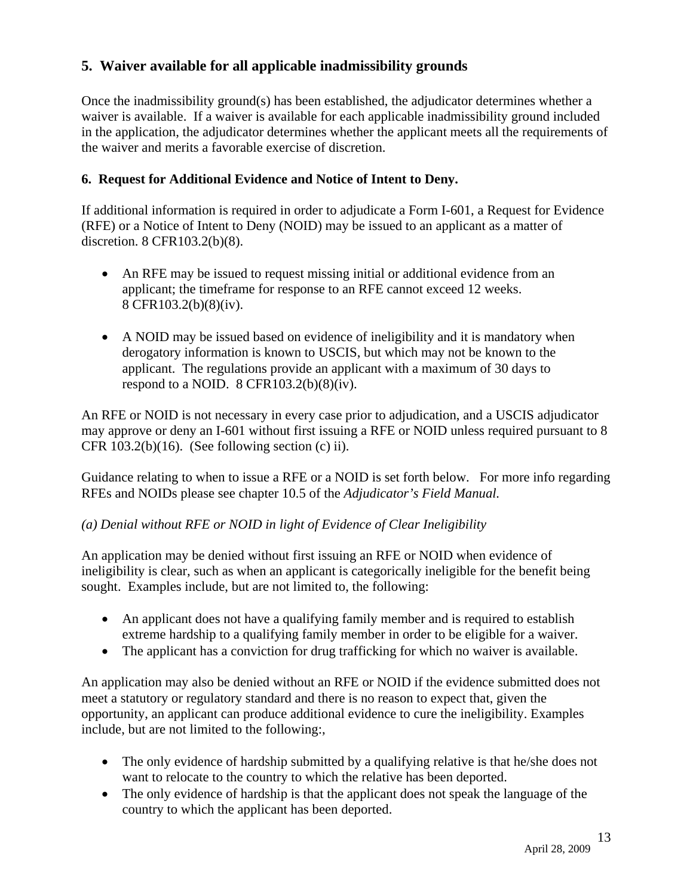## 5. Waiver available for all applicable inadmissibility grounds

Once the inadmissibility ground(s) has been established, the adjudicator determines whether a waiver is available. If a waiver is available for each applicable inadmissibility ground included in the application, the adjudicator determines whether the applicant meets all the requirements of the waiver and merits a favorable exercise of discretion.

### 6. Request for Additional Evidence and Notice of Intent to Deny.

If additional information is required in order to adjudicate a Form I-601, a Request for Evidence (RFE) or a Notice of Intent to Deny (NOID) may be issued to an applicant as a matter of discretion. 8 CFR103.2(b)(8).

- An RFE may be issued to request missing initial or additional evidence from an applicant; the timeframe for response to an RFE cannot exceed 12 weeks. 8 CFR103.2(b)(8)(iv).
- A NOID may be issued based on evidence of ineligibility and it is mandatory when derogatory information is known to USCIS, but which may not be known to the applicant. The regulations provide an applicant with a maximum of 30 days to respond to a NOID. 8 CFR103.2(b)(8)(iv).

An RFE or NOID is not necessary in every case prior to adjudication, and a USCIS adjudicator may approve or deny an I-601 without first issuing a RFE or NOID unless required pursuant to 8 CFR 103.2(b)(16). (See following section (c) ii).

Guidance relating to when to issue a RFE or a NOID is set forth below. For more info regarding RFEs and NOIDs please see chapter 10.5 of the *Adjudicator's Field Manual.*

*(a) Denial without RFE or NOID in light of Evidence of Clear Ineligibility*

An application may be denied without first issuing an RFE or NOID when evidence of ineligibility is clear, such as when an applicant is categorically ineligible for the benefit being sought. Examples include, but are not limited to, the following:

- An applicant does not have a qualifying family member and is required to establish extreme hardship to a qualifying family member in order to be eligible for a waiver.
- The applicant has a conviction for drug trafficking for which no waiver is available.

An application may also be denied without an RFE or NOID if the evidence submitted does not meet a statutory or regulatory standard and there is no reason to expect that, given the opportunity, an applicant can produce additional evidence to cure the ineligibility. Examples include, but are not limited to the following:,

- The only evidence of hardship submitted by a qualifying relative is that he/she does not want to relocate to the country to which the relative has been deported.
- The only evidence of hardship is that the applicant does not speak the language of the country to which the applicant has been deported.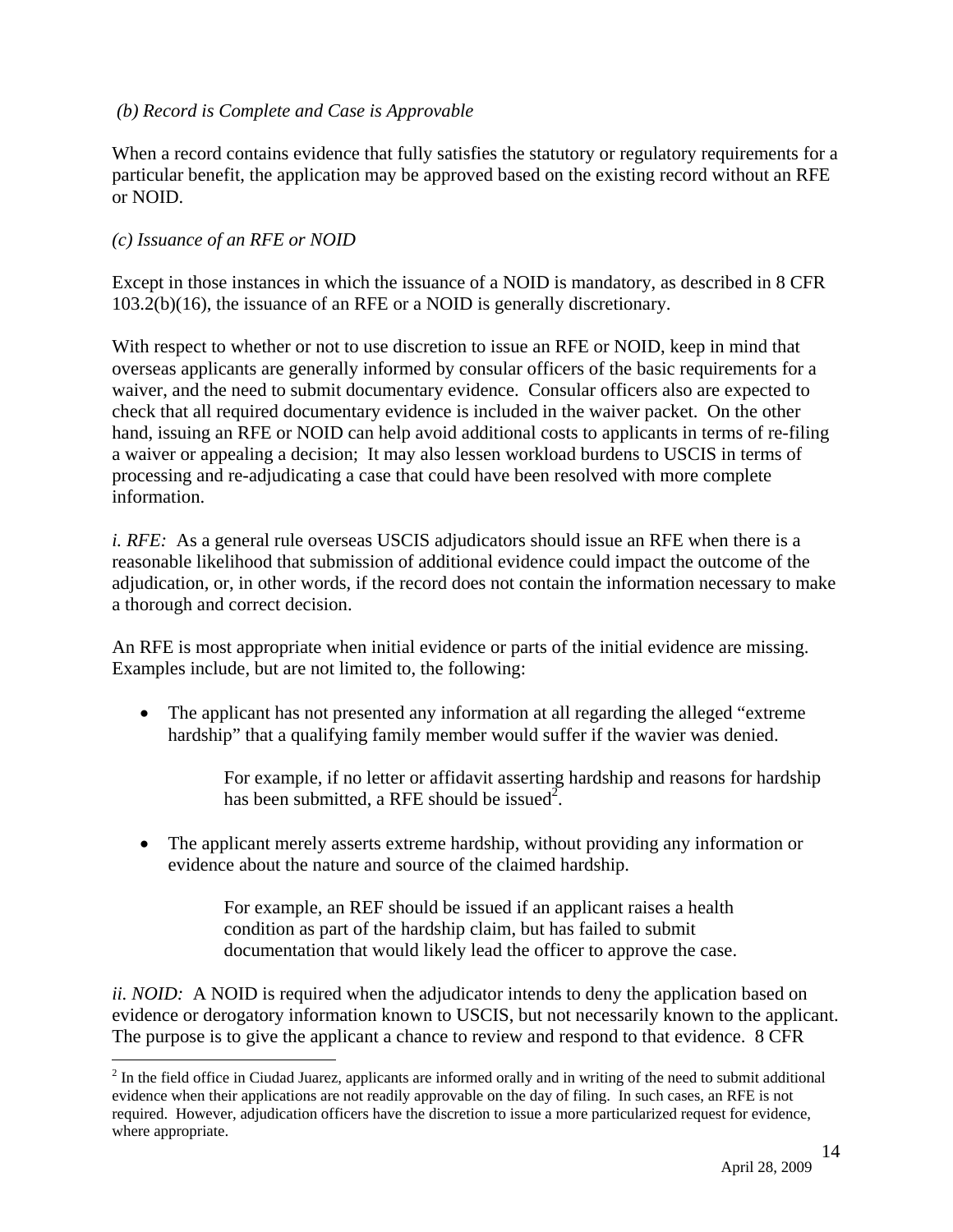*(b) Record is Complete and Case is Approvable*

When a record contains evidence that fully satisfies the statutory or regulatory requirements for a particular benefit, the application may be approved based on the existing record without an RFE or NOID.

*(c) Issuance of an RFE or NOID*

Except in those instances in which the issuance of a NOID is mandatory, as described in 8 CFR 103.2(b)(16), the issuance of an RFE or a NOID is generally discretionary.

With respect to whether or not to use discretion to issue an RFE or NOID, keep in mind that overseas applicants are generally informed by consular officers of the basic requirements for a waiver, and the need to submit documentary evidence. Consular officers also are expected to check that all required documentary evidence is included in the waiver packet. On the other hand, issuing an RFE or NOID can help avoid additional costs to applicants in terms of re-filing a waiver or appealing a decision; It may also lessen workload burdens to USCIS in terms of processing and re-adjudicating a case that could have been resolved with more complete information.

*i. RFE:* As a general rule overseas USCIS adjudicators should issue an RFE when there is a reasonable likelihood that submission of additional evidence could impact the outcome of the adjudication, or, in other words, if the record does not contain the information necessary to make a thorough and correct decision.

An RFE is most appropriate when initial evidence or parts of the initial evidence are missing. Examples include, but are not limited to, the following:

- The applicant has not presented any information at all regarding the alleged "extreme hardship" that a qualifying family member would suffer if the wavier was denied.

  For example, if no letter or affidavit asserting hardship and reasons for hardship has been submitted, a RFE should be issued[2].

- The applicant merely asserts extreme hardship, without providing any information or evidence about the nature and source of the claimed hardship.

  For example, an REF should be issued if an applicant raises a health condition as part of the hardship claim, but has failed to submit documentation that would likely lead the officer to approve the case.

*ii. NOID:* A NOID is required when the adjudicator intends to deny the application based on evidence or derogatory information known to USCIS, but not necessarily known to the applicant. The purpose is to give the applicant a chance to review and respond to that evidence. 8 CFR

---

[2] In the field office in Ciudad Juarez, applicants are informed orally and in writing of the need to submit additional evidence when their applications are not readily approvable on the day of filing. In such cases, an RFE is not required. However, adjudication officers have the discretion to issue a more particularized request for evidence, where appropriate.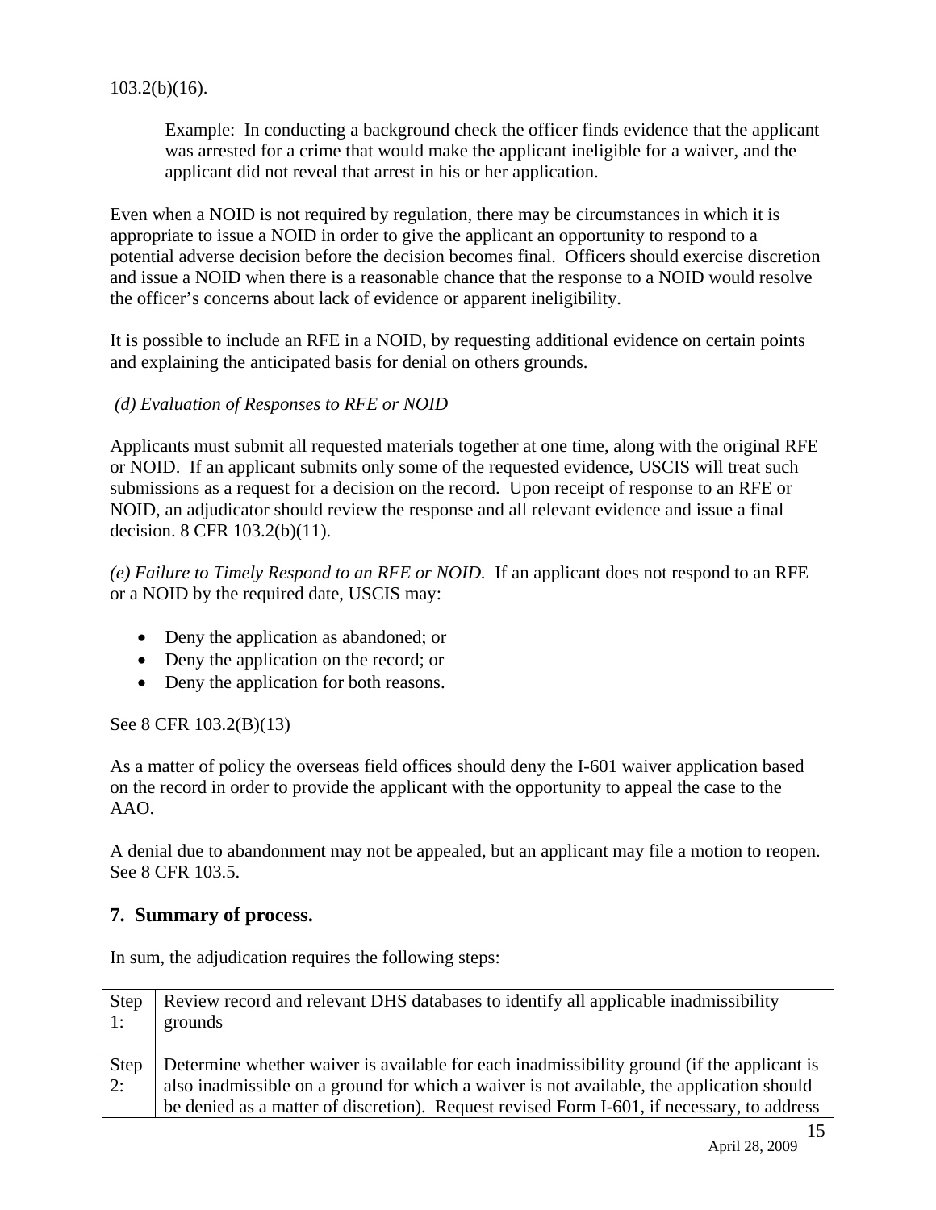103.2(b)(16).

> Example: In conducting a background check the officer finds evidence that the applicant was arrested for a crime that would make the applicant ineligible for a waiver, and the applicant did not reveal that arrest in his or her application.

Even when a NOID is not required by regulation, there may be circumstances in which it is appropriate to issue a NOID in order to give the applicant an opportunity to respond to a potential adverse decision before the decision becomes final. Officers should exercise discretion and issue a NOID when there is a reasonable chance that the response to a NOID would resolve the officer's concerns about lack of evidence or apparent ineligibility.

It is possible to include an RFE in a NOID, by requesting additional evidence on certain points and explaining the anticipated basis for denial on others grounds.

*(d) Evaluation of Responses to RFE or NOID*

Applicants must submit all requested materials together at one time, along with the original RFE or NOID. If an applicant submits only some of the requested evidence, USCIS will treat such submissions as a request for a decision on the record. Upon receipt of response to an RFE or NOID, an adjudicator should review the response and all relevant evidence and issue a final decision. 8 CFR 103.2(b)(11).

*(e) Failure to Timely Respond to an RFE or NOID.* If an applicant does not respond to an RFE or a NOID by the required date, USCIS may:

- Deny the application as abandoned; or
- Deny the application on the record; or
- Deny the application for both reasons.

See 8 CFR 103.2(B)(13)

As a matter of policy the overseas field offices should deny the I-601 waiver application based on the record in order to provide the applicant with the opportunity to appeal the case to the AAO.

A denial due to abandonment may not be appealed, but an applicant may file a motion to reopen. See 8 CFR 103.5.

## 7. Summary of process.

In sum, the adjudication requires the following steps:

| | |
|---|---|
| Step 1: | Review record and relevant DHS databases to identify all applicable inadmissibility grounds |
| Step 2: | Determine whether waiver is available for each inadmissibility ground (if the applicant is also inadmissible on a ground for which a waiver is not available, the application should be denied as a matter of discretion). Request revised Form I-601, if necessary, to address |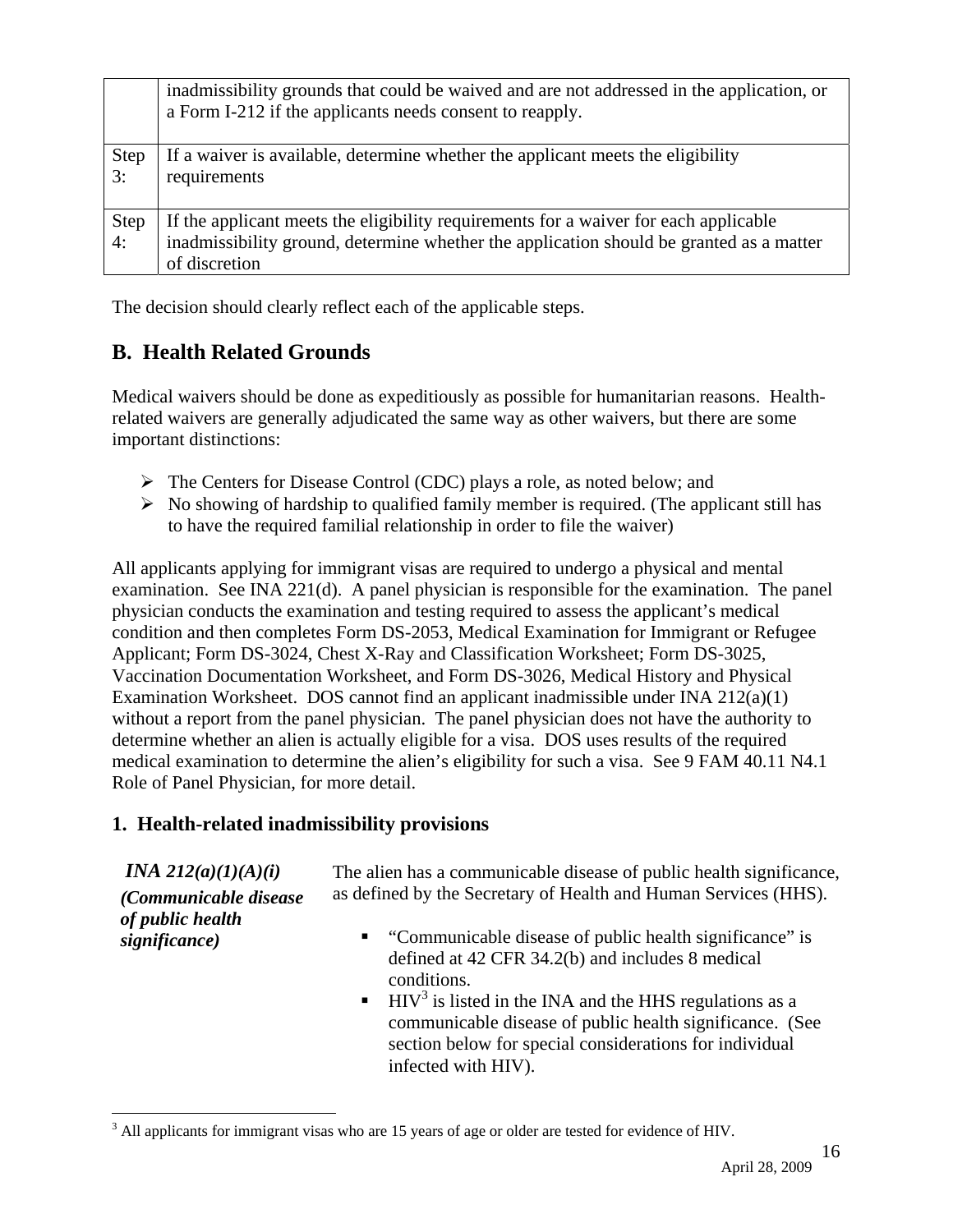| | |
|---|---|
| | inadmissibility grounds that could be waived and are not addressed in the application, or a Form I-212 if the applicants needs consent to reapply. |
| Step 3: | If a waiver is available, determine whether the applicant meets the eligibility requirements |
| Step 4: | If the applicant meets the eligibility requirements for a waiver for each applicable inadmissibility ground, determine whether the application should be granted as a matter of discretion |

The decision should clearly reflect each of the applicable steps.

## B. Health Related Grounds

Medical waivers should be done as expeditiously as possible for humanitarian reasons. Health-related waivers are generally adjudicated the same way as other waivers, but there are some important distinctions:

- The Centers for Disease Control (CDC) plays a role, as noted below; and
- No showing of hardship to qualified family member is required. (The applicant still has to have the required familial relationship in order to file the waiver)

All applicants applying for immigrant visas are required to undergo a physical and mental examination. See INA 221(d). A panel physician is responsible for the examination. The panel physician conducts the examination and testing required to assess the applicant's medical condition and then completes Form DS-2053, Medical Examination for Immigrant or Refugee Applicant; Form DS-3024, Chest X-Ray and Classification Worksheet; Form DS-3025, Vaccination Documentation Worksheet, and Form DS-3026, Medical History and Physical Examination Worksheet. DOS cannot find an applicant inadmissible under INA 212(a)(1) without a report from the panel physician. The panel physician does not have the authority to determine whether an alien is actually eligible for a visa. DOS uses results of the required medical examination to determine the alien's eligibility for such a visa. See 9 FAM 40.11 N4.1 Role of Panel Physician, for more detail.

### 1. Health-related inadmissibility provisions

| | |
|---|---|
| ***INA 212(a)(1)(A)(i)*** ***(Communicable disease of public health significance)*** | The alien has a communicable disease of public health significance, as defined by the Secretary of Health and Human Services (HHS). <br>▪ "Communicable disease of public health significance" is defined at 42 CFR 34.2(b) and includes 8 medical conditions. <br>▪ HIV[3] is listed in the INA and the HHS regulations as a communicable disease of public health significance. (See section below for special considerations for individual infected with HIV). |

[3] All applicants for immigrant visas who are 15 years of age or older are tested for evidence of HIV.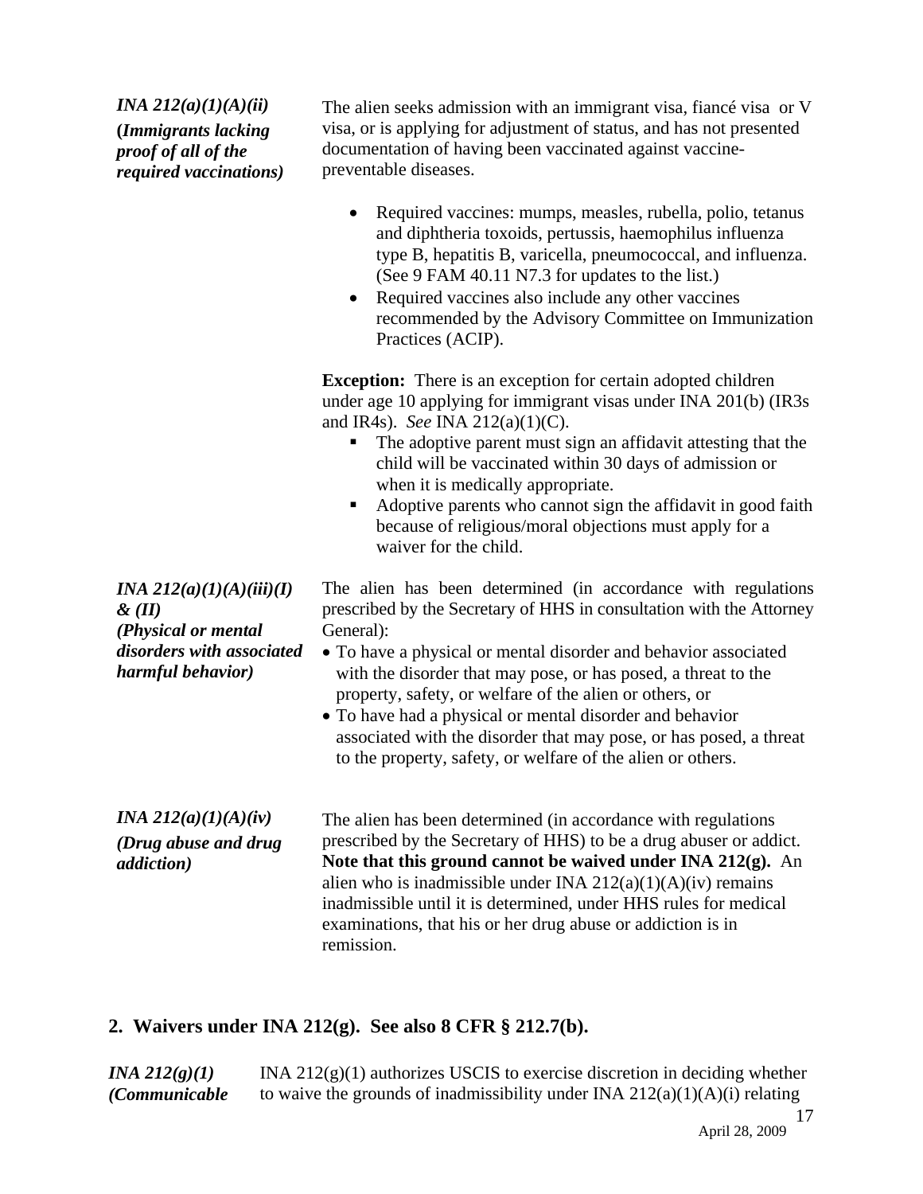| | |
|---|---|
| ***INA 212(a)(1)(A)(ii)*** **(*Immigrants lacking proof of all of the required vaccinations)*** | The alien seeks admission with an immigrant visa, fiancé visa or V visa, or is applying for adjustment of status, and has not presented documentation of having been vaccinated against vaccine-preventable diseases.<br><br>• Required vaccines: mumps, measles, rubella, polio, tetanus and diphtheria toxoids, pertussis, haemophilus influenza type B, hepatitis B, varicella, pneumococcal, and influenza. (See 9 FAM 40.11 N7.3 for updates to the list.)<br>• Required vaccines also include any other vaccines recommended by the Advisory Committee on Immunization Practices (ACIP).<br><br>**Exception:** There is an exception for certain adopted children under age 10 applying for immigrant visas under INA 201(b) (IR3s and IR4s). *See* INA 212(a)(1)(C).<br>▪ The adoptive parent must sign an affidavit attesting that the child will be vaccinated within 30 days of admission or when it is medically appropriate.<br>▪ Adoptive parents who cannot sign the affidavit in good faith because of religious/moral objections must apply for a waiver for the child. |
| ***INA 212(a)(1)(A)(iii)(I) & (II)*** ***(Physical or mental disorders with associated harmful behavior)*** | The alien has been determined (in accordance with regulations prescribed by the Secretary of HHS in consultation with the Attorney General):<br>• To have a physical or mental disorder and behavior associated with the disorder that may pose, or has posed, a threat to the property, safety, or welfare of the alien or others, or<br>• To have had a physical or mental disorder and behavior associated with the disorder that may pose, or has posed, a threat to the property, safety, or welfare of the alien or others. |
| ***INA 212(a)(1)(A)(iv)*** ***(Drug abuse and drug addiction)*** | The alien has been determined (in accordance with regulations prescribed by the Secretary of HHS) to be a drug abuser or addict. **Note that this ground cannot be waived under INA 212(g).** An alien who is inadmissible under INA 212(a)(1)(A)(iv) remains inadmissible until it is determined, under HHS rules for medical examinations, that his or her drug abuse or addiction is in remission. |

## 2. Waivers under INA 212(g). See also 8 CFR § 212.7(b).

| | |
|---|---|
| ***INA 212(g)(1)*** ***(Communicable*** | INA 212(g)(1) authorizes USCIS to exercise discretion in deciding whether to waive the grounds of inadmissibility under INA 212(a)(1)(A)(i) relating |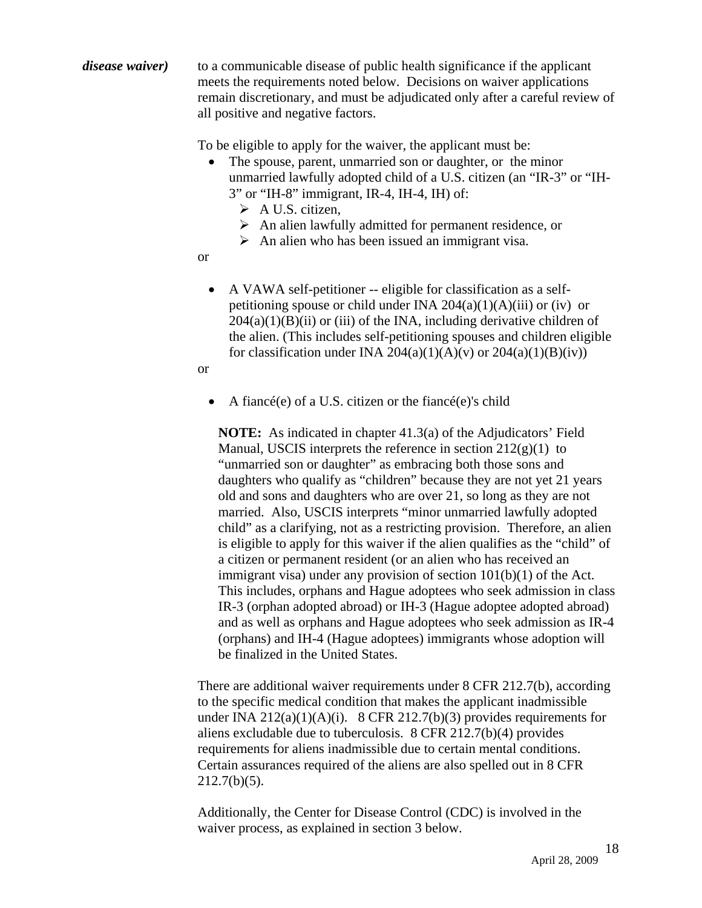***disease waiver)*** to a communicable disease of public health significance if the applicant meets the requirements noted below. Decisions on waiver applications remain discretionary, and must be adjudicated only after a careful review of all positive and negative factors.

To be eligible to apply for the waiver, the applicant must be:

- The spouse, parent, unmarried son or daughter, or the minor unmarried lawfully adopted child of a U.S. citizen (an "IR-3" or "IH-3" or "IH-8" immigrant, IR-4, IH-4, IH) of:
  - A U.S. citizen,
  - An alien lawfully admitted for permanent residence, or
  - An alien who has been issued an immigrant visa.

or

- A VAWA self-petitioner -- eligible for classification as a self-petitioning spouse or child under INA 204(a)(1)(A)(iii) or (iv) or 204(a)(1)(B)(ii) or (iii) of the INA, including derivative children of the alien. (This includes self-petitioning spouses and children eligible for classification under INA 204(a)(1)(A)(v) or 204(a)(1)(B)(iv))

or

- A fiancé(e) of a U.S. citizen or the fiancé(e)'s child

  **NOTE:** As indicated in chapter 41.3(a) of the Adjudicators' Field Manual, USCIS interprets the reference in section 212(g)(1) to "unmarried son or daughter" as embracing both those sons and daughters who qualify as "children" because they are not yet 21 years old and sons and daughters who are over 21, so long as they are not married. Also, USCIS interprets "minor unmarried lawfully adopted child" as a clarifying, not as a restricting provision. Therefore, an alien is eligible to apply for this waiver if the alien qualifies as the "child" of a citizen or permanent resident (or an alien who has received an immigrant visa) under any provision of section 101(b)(1) of the Act. This includes, orphans and Hague adoptees who seek admission in class IR-3 (orphan adopted abroad) or IH-3 (Hague adoptee adopted abroad) and as well as orphans and Hague adoptees who seek admission as IR-4 (orphans) and IH-4 (Hague adoptees) immigrants whose adoption will be finalized in the United States.

There are additional waiver requirements under 8 CFR 212.7(b), according to the specific medical condition that makes the applicant inadmissible under INA 212(a)(1)(A)(i). 8 CFR 212.7(b)(3) provides requirements for aliens excludable due to tuberculosis. 8 CFR 212.7(b)(4) provides requirements for aliens inadmissible due to certain mental conditions. Certain assurances required of the aliens are also spelled out in 8 CFR 212.7(b)(5).

Additionally, the Center for Disease Control (CDC) is involved in the waiver process, as explained in section 3 below.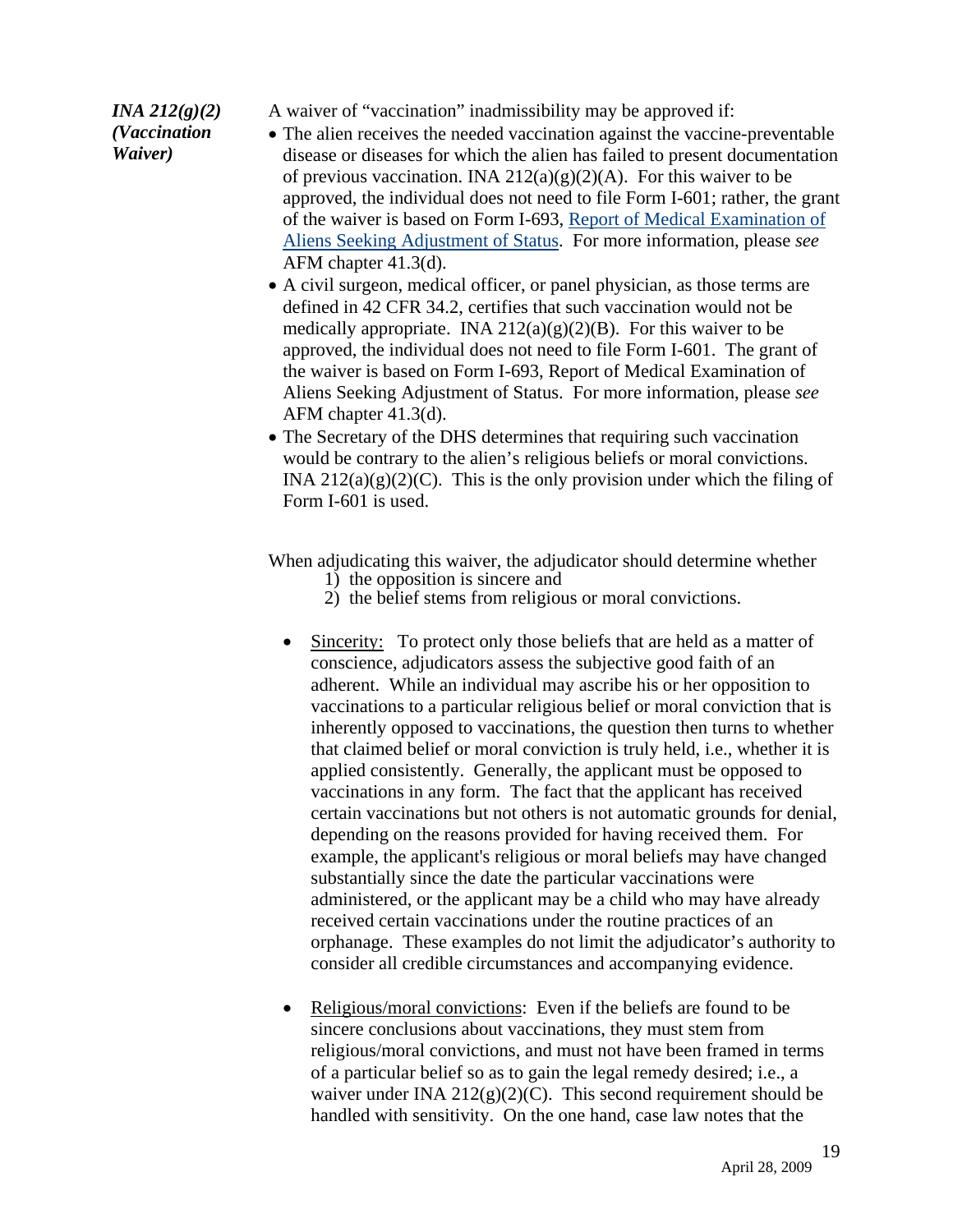***INA 212(g)(2) (Vaccination Waiver)***

A waiver of "vaccination" inadmissibility may be approved if:

- The alien receives the needed vaccination against the vaccine-preventable disease or diseases for which the alien has failed to present documentation of previous vaccination. INA 212(a)(g)(2)(A). For this waiver to be approved, the individual does not need to file Form I-601; rather, the grant of the waiver is based on Form I-693, Report of Medical Examination of Aliens Seeking Adjustment of Status. For more information, please *see* AFM chapter 41.3(d).
- A civil surgeon, medical officer, or panel physician, as those terms are defined in 42 CFR 34.2, certifies that such vaccination would not be medically appropriate. INA 212(a)(g)(2)(B). For this waiver to be approved, the individual does not need to file Form I-601. The grant of the waiver is based on Form I-693, Report of Medical Examination of Aliens Seeking Adjustment of Status. For more information, please *see* AFM chapter 41.3(d).
- The Secretary of the DHS determines that requiring such vaccination would be contrary to the alien's religious beliefs or moral convictions. INA 212(a)(g)(2)(C). This is the only provision under which the filing of Form I-601 is used.

When adjudicating this waiver, the adjudicator should determine whether

1) the opposition is sincere and
2) the belief stems from religious or moral convictions.

- Sincerity: To protect only those beliefs that are held as a matter of conscience, adjudicators assess the subjective good faith of an adherent. While an individual may ascribe his or her opposition to vaccinations to a particular religious belief or moral conviction that is inherently opposed to vaccinations, the question then turns to whether that claimed belief or moral conviction is truly held, i.e., whether it is applied consistently. Generally, the applicant must be opposed to vaccinations in any form. The fact that the applicant has received certain vaccinations but not others is not automatic grounds for denial, depending on the reasons provided for having received them. For example, the applicant's religious or moral beliefs may have changed substantially since the date the particular vaccinations were administered, or the applicant may be a child who may have already received certain vaccinations under the routine practices of an orphanage. These examples do not limit the adjudicator's authority to consider all credible circumstances and accompanying evidence.

- Religious/moral convictions: Even if the beliefs are found to be sincere conclusions about vaccinations, they must stem from religious/moral convictions, and must not have been framed in terms of a particular belief so as to gain the legal remedy desired; i.e., a waiver under INA 212(g)(2)(C). This second requirement should be handled with sensitivity. On the one hand, case law notes that the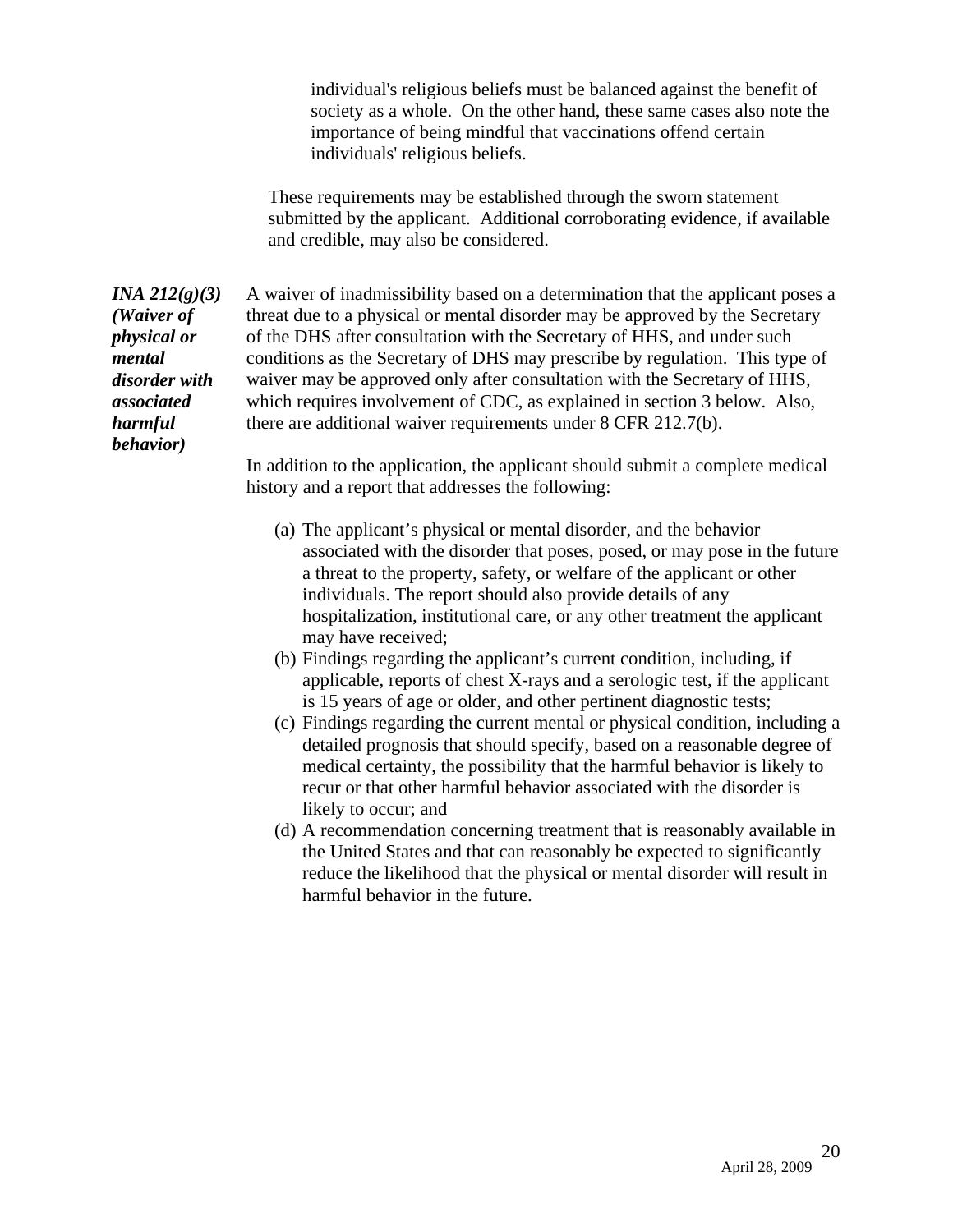individual's religious beliefs must be balanced against the benefit of society as a whole. On the other hand, these same cases also note the importance of being mindful that vaccinations offend certain individuals' religious beliefs.

These requirements may be established through the sworn statement submitted by the applicant. Additional corroborating evidence, if available and credible, may also be considered.

***INA 212(g)(3) (Waiver of physical or mental disorder with associated harmful behavior)***

A waiver of inadmissibility based on a determination that the applicant poses a threat due to a physical or mental disorder may be approved by the Secretary of the DHS after consultation with the Secretary of HHS, and under such conditions as the Secretary of DHS may prescribe by regulation. This type of waiver may be approved only after consultation with the Secretary of HHS, which requires involvement of CDC, as explained in section 3 below. Also, there are additional waiver requirements under 8 CFR 212.7(b).

In addition to the application, the applicant should submit a complete medical history and a report that addresses the following:

(a) The applicant's physical or mental disorder, and the behavior associated with the disorder that poses, posed, or may pose in the future a threat to the property, safety, or welfare of the applicant or other individuals. The report should also provide details of any hospitalization, institutional care, or any other treatment the applicant may have received;
(b) Findings regarding the applicant's current condition, including, if applicable, reports of chest X-rays and a serologic test, if the applicant is 15 years of age or older, and other pertinent diagnostic tests;
(c) Findings regarding the current mental or physical condition, including a detailed prognosis that should specify, based on a reasonable degree of medical certainty, the possibility that the harmful behavior is likely to recur or that other harmful behavior associated with the disorder is likely to occur; and
(d) A recommendation concerning treatment that is reasonably available in the United States and that can reasonably be expected to significantly reduce the likelihood that the physical or mental disorder will result in harmful behavior in the future.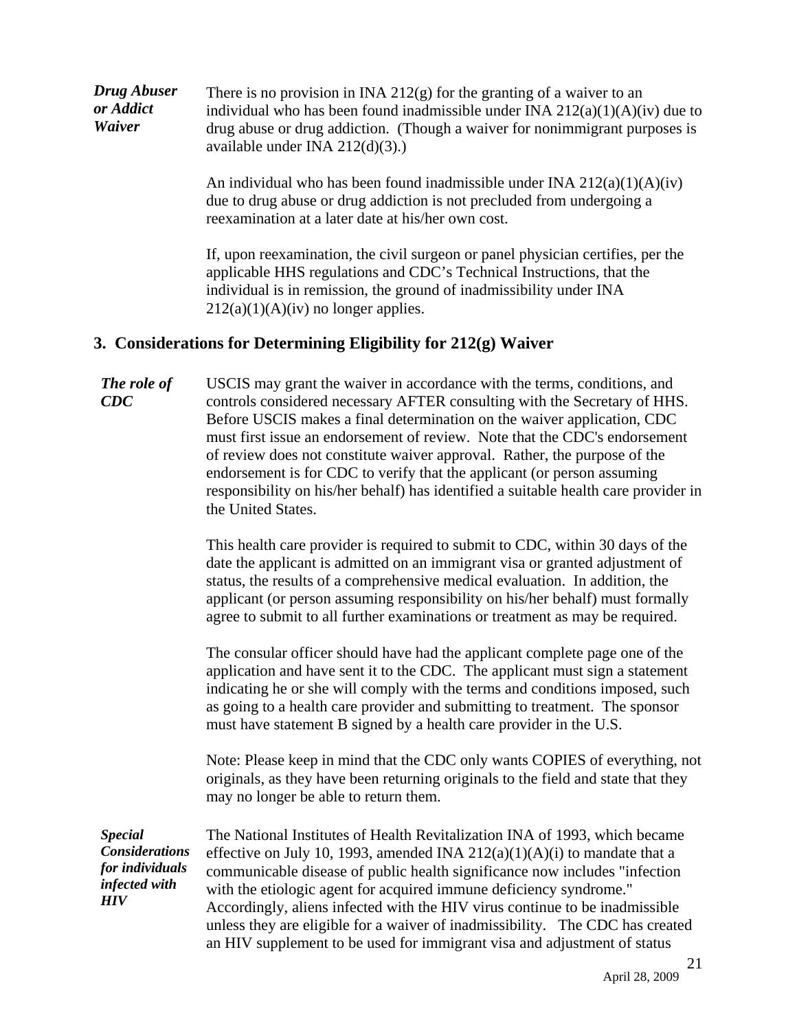***Drug Abuser or Addict Waiver***

There is no provision in INA 212(g) for the granting of a waiver to an individual who has been found inadmissible under INA 212(a)(1)(A)(iv) due to drug abuse or drug addiction. (Though a waiver for nonimmigrant purposes is available under INA 212(d)(3).)

An individual who has been found inadmissible under INA 212(a)(1)(A)(iv) due to drug abuse or drug addiction is not precluded from undergoing a reexamination at a later date at his/her own cost.

If, upon reexamination, the civil surgeon or panel physician certifies, per the applicable HHS regulations and CDC's Technical Instructions, that the individual is in remission, the ground of inadmissibility under INA 212(a)(1)(A)(iv) no longer applies.

## 3. Considerations for Determining Eligibility for 212(g) Waiver

***The role of CDC***

USCIS may grant the waiver in accordance with the terms, conditions, and controls considered necessary AFTER consulting with the Secretary of HHS. Before USCIS makes a final determination on the waiver application, CDC must first issue an endorsement of review. Note that the CDC's endorsement of review does not constitute waiver approval. Rather, the purpose of the endorsement is for CDC to verify that the applicant (or person assuming responsibility on his/her behalf) has identified a suitable health care provider in the United States.

This health care provider is required to submit to CDC, within 30 days of the date the applicant is admitted on an immigrant visa or granted adjustment of status, the results of a comprehensive medical evaluation. In addition, the applicant (or person assuming responsibility on his/her behalf) must formally agree to submit to all further examinations or treatment as may be required.

The consular officer should have had the applicant complete page one of the application and have sent it to the CDC. The applicant must sign a statement indicating he or she will comply with the terms and conditions imposed, such as going to a health care provider and submitting to treatment. The sponsor must have statement B signed by a health care provider in the U.S.

Note: Please keep in mind that the CDC only wants COPIES of everything, not originals, as they have been returning originals to the field and state that they may no longer be able to return them.

***Special Considerations for individuals infected with HIV***

The National Institutes of Health Revitalization INA of 1993, which became effective on July 10, 1993, amended INA 212(a)(1)(A)(i) to mandate that a communicable disease of public health significance now includes "infection with the etiologic agent for acquired immune deficiency syndrome." Accordingly, aliens infected with the HIV virus continue to be inadmissible unless they are eligible for a waiver of inadmissibility. The CDC has created an HIV supplement to be used for immigrant visa and adjustment of status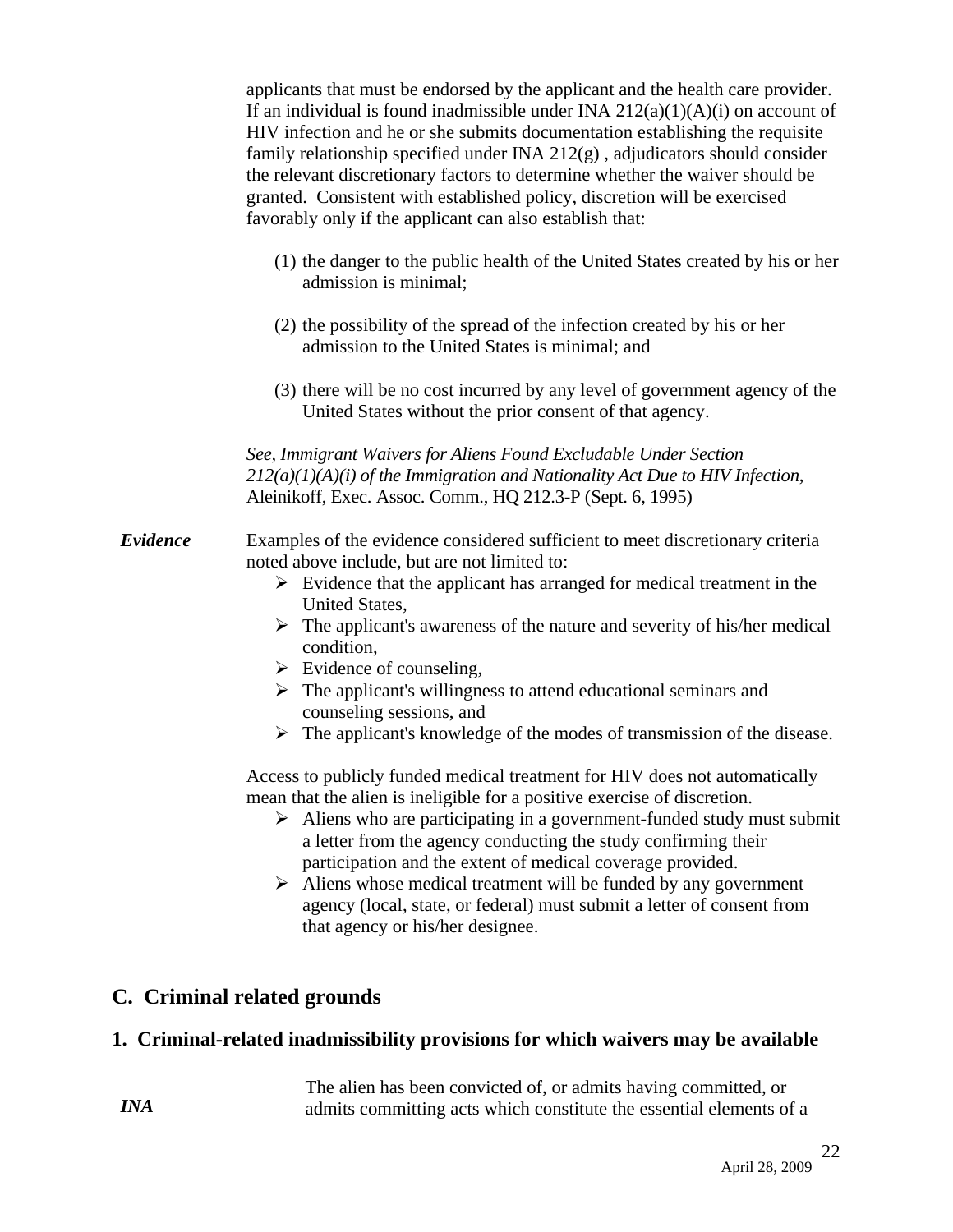applicants that must be endorsed by the applicant and the health care provider. If an individual is found inadmissible under INA 212(a)(1)(A)(i) on account of HIV infection and he or she submits documentation establishing the requisite family relationship specified under INA 212(g) , adjudicators should consider the relevant discretionary factors to determine whether the waiver should be granted. Consistent with established policy, discretion will be exercised favorably only if the applicant can also establish that:

(1) the danger to the public health of the United States created by his or her admission is minimal;

(2) the possibility of the spread of the infection created by his or her admission to the United States is minimal; and

(3) there will be no cost incurred by any level of government agency of the United States without the prior consent of that agency.

*See*, *Immigrant Waivers for Aliens Found Excludable Under Section 212(a)(1)(A)(i) of the Immigration and Nationality Act Due to HIV Infection*, Aleinikoff, Exec. Assoc. Comm., HQ 212.3-P (Sept. 6, 1995)

***Evidence***

Examples of the evidence considered sufficient to meet discretionary criteria noted above include, but are not limited to:

- Evidence that the applicant has arranged for medical treatment in the United States,
- The applicant's awareness of the nature and severity of his/her medical condition,
- Evidence of counseling,
- The applicant's willingness to attend educational seminars and counseling sessions, and
- The applicant's knowledge of the modes of transmission of the disease.

Access to publicly funded medical treatment for HIV does not automatically mean that the alien is ineligible for a positive exercise of discretion.

- Aliens who are participating in a government-funded study must submit a letter from the agency conducting the study confirming their participation and the extent of medical coverage provided.
- Aliens whose medical treatment will be funded by any government agency (local, state, or federal) must submit a letter of consent from that agency or his/her designee.

## C. Criminal related grounds

### 1. Criminal-related inadmissibility provisions for which waivers may be available

***INA***

The alien has been convicted of, or admits having committed, or admits committing acts which constitute the essential elements of a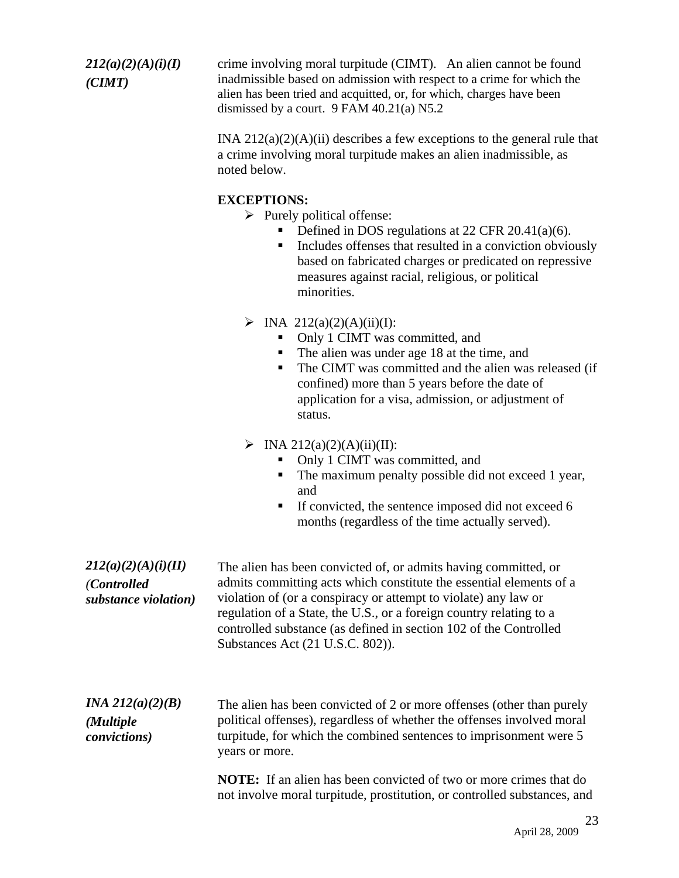***212(a)(2)(A)(i)(I) (CIMT)***

crime involving moral turpitude (CIMT). An alien cannot be found inadmissible based on admission with respect to a crime for which the alien has been tried and acquitted, or, for which, charges have been dismissed by a court. 9 FAM 40.21(a) N5.2

INA 212(a)(2)(A)(ii) describes a few exceptions to the general rule that a crime involving moral turpitude makes an alien inadmissible, as noted below.

**EXCEPTIONS:**

- Purely political offense:
  - Defined in DOS regulations at 22 CFR 20.41(a)(6).
  - Includes offenses that resulted in a conviction obviously based on fabricated charges or predicated on repressive measures against racial, religious, or political minorities.
- INA 212(a)(2)(A)(ii)(I):
  - Only 1 CIMT was committed, and
  - The alien was under age 18 at the time, and
  - The CIMT was committed and the alien was released (if confined) more than 5 years before the date of application for a visa, admission, or adjustment of status.
- INA 212(a)(2)(A)(ii)(II):
  - Only 1 CIMT was committed, and
  - The maximum penalty possible did not exceed 1 year, and
  - If convicted, the sentence imposed did not exceed 6 months (regardless of the time actually served).

***212(a)(2)(A)(i)(II) (Controlled substance violation)***

The alien has been convicted of, or admits having committed, or admits committing acts which constitute the essential elements of a violation of (or a conspiracy or attempt to violate) any law or regulation of a State, the U.S., or a foreign country relating to a controlled substance (as defined in section 102 of the Controlled Substances Act (21 U.S.C. 802)).

***INA 212(a)(2)(B) (Multiple convictions)***

The alien has been convicted of 2 or more offenses (other than purely political offenses), regardless of whether the offenses involved moral turpitude, for which the combined sentences to imprisonment were 5 years or more.

**NOTE:** If an alien has been convicted of two or more crimes that do not involve moral turpitude, prostitution, or controlled substances, and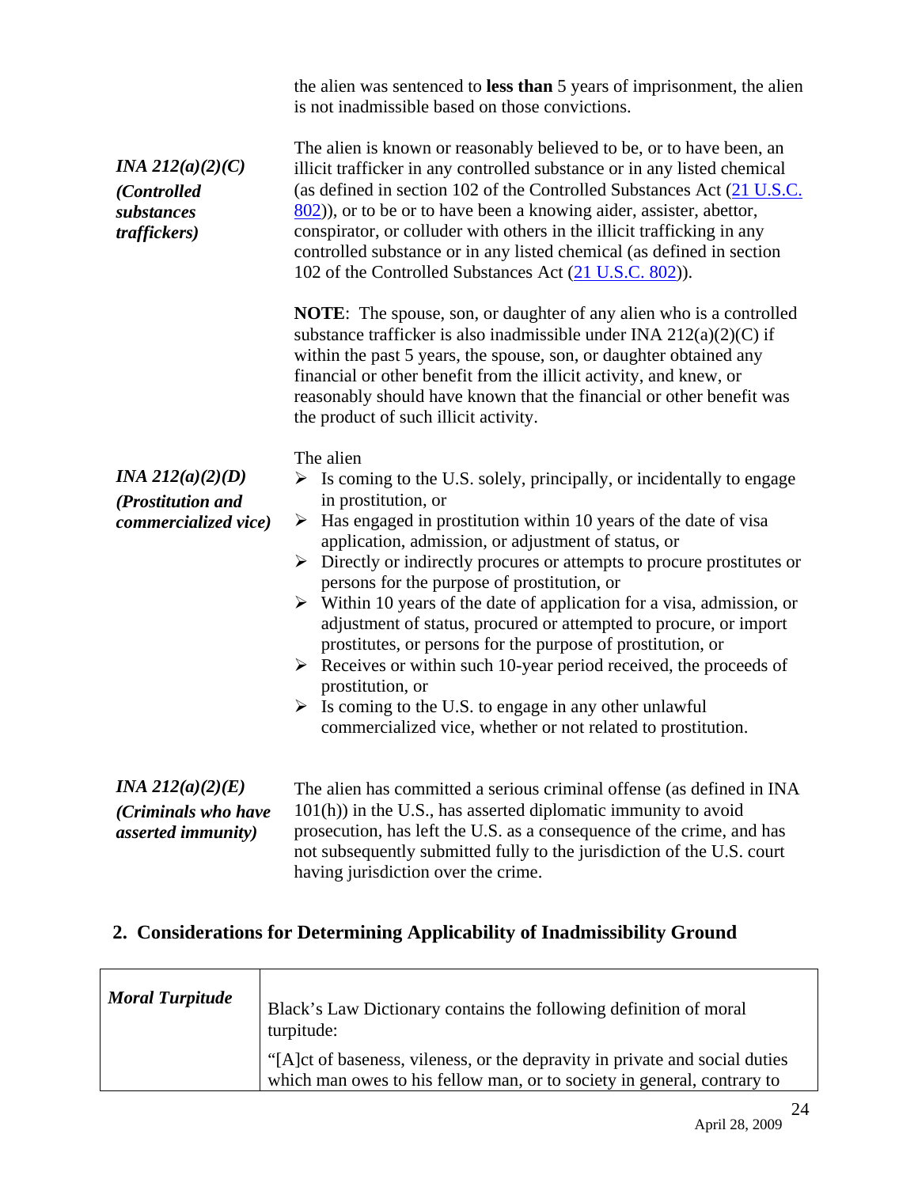the alien was sentenced to **less than** 5 years of imprisonment, the alien is not inadmissible based on those convictions.

| | |
|---|---|
| ***INA 212(a)(2)(C)*** ***(Controlled substances traffickers)*** | The alien is known or reasonably believed to be, or to have been, an illicit trafficker in any controlled substance or in any listed chemical (as defined in section 102 of the Controlled Substances Act ([21 U.S.C. 802](21 U.S.C. 802))), or to be or to have been a knowing aider, assister, abettor, conspirator, or colluder with others in the illicit trafficking in any controlled substance or in any listed chemical (as defined in section 102 of the Controlled Substances Act ([21 U.S.C. 802](21 U.S.C. 802))). **NOTE**: The spouse, son, or daughter of any alien who is a controlled substance trafficker is also inadmissible under INA 212(a)(2)(C) if within the past 5 years, the spouse, son, or daughter obtained any financial or other benefit from the illicit activity, and knew, or reasonably should have known that the financial or other benefit was the product of such illicit activity. |
| ***INA 212(a)(2)(D)*** ***(Prostitution and commercialized vice)*** | The alien <br>➢ Is coming to the U.S. solely, principally, or incidentally to engage in prostitution, or <br>➢ Has engaged in prostitution within 10 years of the date of visa application, admission, or adjustment of status, or <br>➢ Directly or indirectly procures or attempts to procure prostitutes or persons for the purpose of prostitution, or <br>➢ Within 10 years of the date of application for a visa, admission, or adjustment of status, procured or attempted to procure, or import prostitutes, or persons for the purpose of prostitution, or <br>➢ Receives or within such 10-year period received, the proceeds of prostitution, or <br>➢ Is coming to the U.S. to engage in any other unlawful commercialized vice, whether or not related to prostitution. |
| ***INA 212(a)(2)(E)*** ***(Criminals who have asserted immunity)*** | The alien has committed a serious criminal offense (as defined in INA 101(h)) in the U.S., has asserted diplomatic immunity to avoid prosecution, has left the U.S. as a consequence of the crime, and has not subsequently submitted fully to the jurisdiction of the U.S. court having jurisdiction over the crime. |

## 2. Considerations for Determining Applicability of Inadmissibility Ground

| | |
|---|---|
| ***Moral Turpitude*** | Black's Law Dictionary contains the following definition of moral turpitude: "[A]ct of baseness, vileness, or the depravity in private and social duties which man owes to his fellow man, or to society in general, contrary to |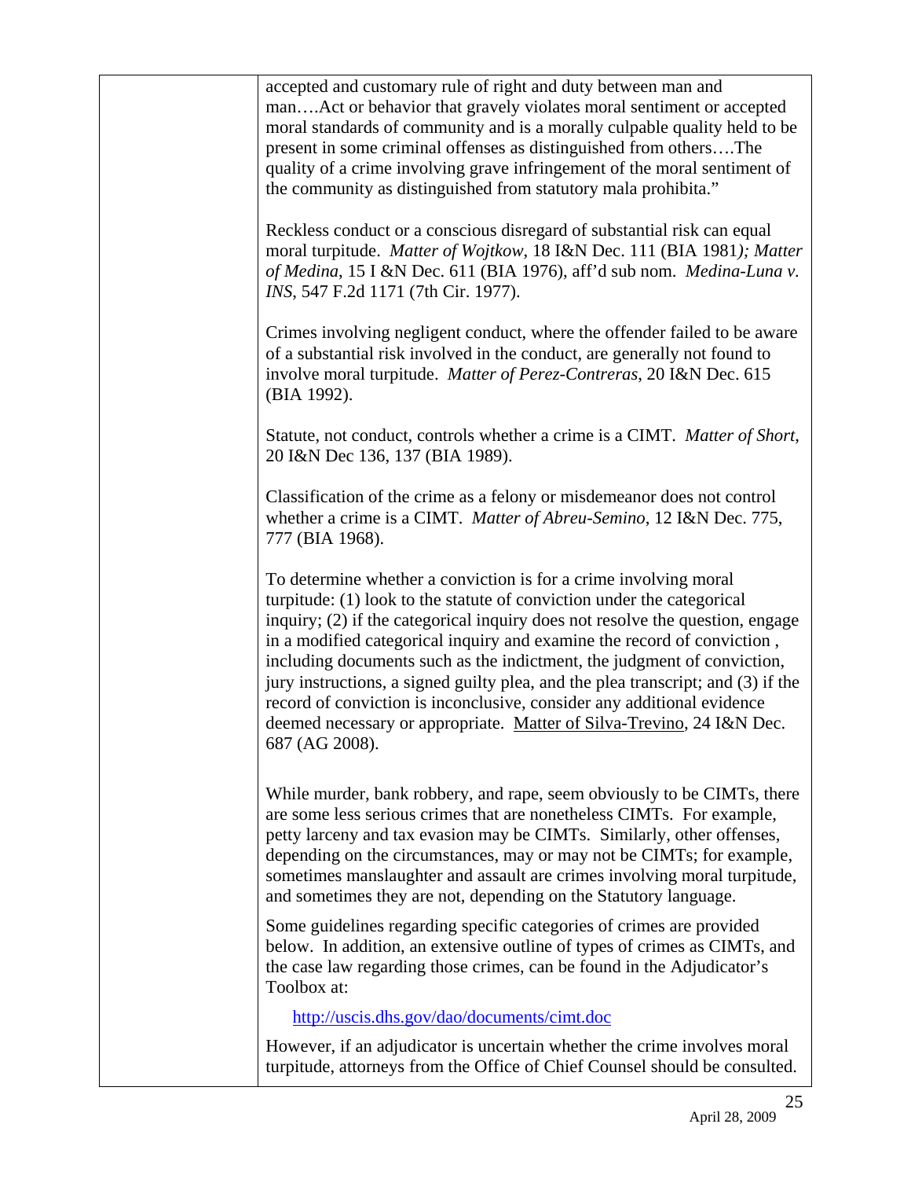accepted and customary rule of right and duty between man and man….Act or behavior that gravely violates moral sentiment or accepted moral standards of community and is a morally culpable quality held to be present in some criminal offenses as distinguished from others….The quality of a crime involving grave infringement of the moral sentiment of the community as distinguished from statutory mala prohibita."

Reckless conduct or a conscious disregard of substantial risk can equal moral turpitude. *Matter of Wojtkow*, 18 I&N Dec. 111 (BIA 1981*); Matter of Medina*, 15 I &N Dec. 611 (BIA 1976), aff'd sub nom. *Medina-Luna v. INS*, 547 F.2d 1171 (7th Cir. 1977).

Crimes involving negligent conduct, where the offender failed to be aware of a substantial risk involved in the conduct, are generally not found to involve moral turpitude. *Matter of Perez-Contreras*, 20 I&N Dec. 615 (BIA 1992).

Statute, not conduct, controls whether a crime is a CIMT. *Matter of Short*, 20 I&N Dec 136, 137 (BIA 1989).

Classification of the crime as a felony or misdemeanor does not control whether a crime is a CIMT. *Matter of Abreu-Semino*, 12 I&N Dec. 775, 777 (BIA 1968).

To determine whether a conviction is for a crime involving moral turpitude: (1) look to the statute of conviction under the categorical inquiry; (2) if the categorical inquiry does not resolve the question, engage in a modified categorical inquiry and examine the record of conviction , including documents such as the indictment, the judgment of conviction, jury instructions, a signed guilty plea, and the plea transcript; and (3) if the record of conviction is inconclusive, consider any additional evidence deemed necessary or appropriate. Matter of Silva-Trevino, 24 I&N Dec. 687 (AG 2008).

While murder, bank robbery, and rape, seem obviously to be CIMTs, there are some less serious crimes that are nonetheless CIMTs. For example, petty larceny and tax evasion may be CIMTs. Similarly, other offenses, depending on the circumstances, may or may not be CIMTs; for example, sometimes manslaughter and assault are crimes involving moral turpitude, and sometimes they are not, depending on the Statutory language.

Some guidelines regarding specific categories of crimes are provided below. In addition, an extensive outline of types of crimes as CIMTs, and the case law regarding those crimes, can be found in the Adjudicator's Toolbox at:

http://uscis.dhs.gov/dao/documents/cimt.doc

However, if an adjudicator is uncertain whether the crime involves moral turpitude, attorneys from the Office of Chief Counsel should be consulted.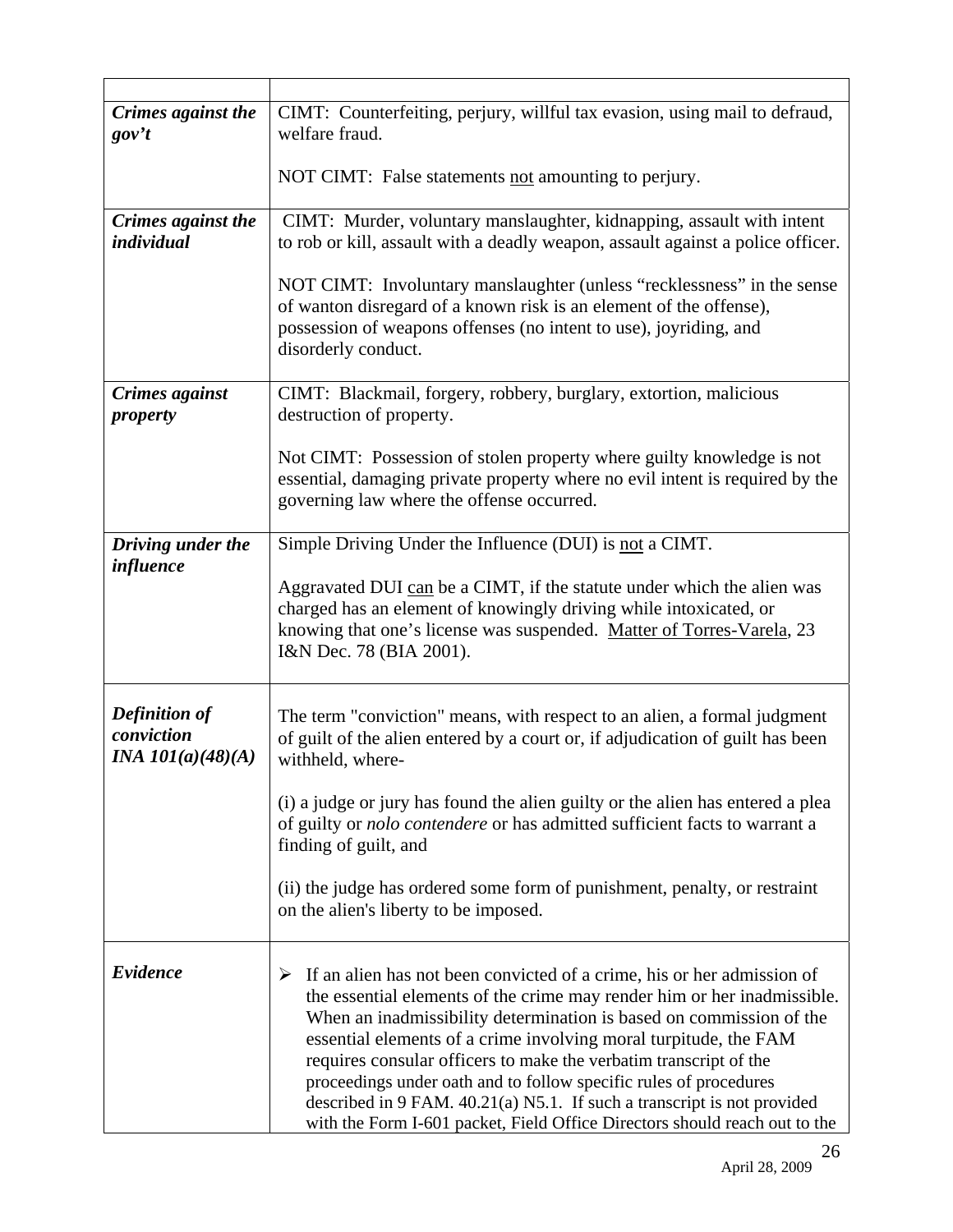| | |
|---|---|
| ***Crimes against the gov't*** | CIMT: Counterfeiting, perjury, willful tax evasion, using mail to defraud, welfare fraud.<br><br>NOT CIMT: False statements <u>not</u> amounting to perjury. |
| ***Crimes against the individual*** | CIMT: Murder, voluntary manslaughter, kidnapping, assault with intent to rob or kill, assault with a deadly weapon, assault against a police officer.<br><br>NOT CIMT: Involuntary manslaughter (unless "recklessness" in the sense of wanton disregard of a known risk is an element of the offense), possession of weapons offenses (no intent to use), joyriding, and disorderly conduct. |
| ***Crimes against property*** | CIMT: Blackmail, forgery, robbery, burglary, extortion, malicious destruction of property.<br><br>Not CIMT: Possession of stolen property where guilty knowledge is not essential, damaging private property where no evil intent is required by the governing law where the offense occurred. |
| ***Driving under the influence*** | Simple Driving Under the Influence (DUI) is <u>not</u> a CIMT.<br><br>Aggravated DUI <u>can</u> be a CIMT, if the statute under which the alien was charged has an element of knowingly driving while intoxicated, or knowing that one's license was suspended. <u>Matter of Torres-Varela</u>, 23 I&N Dec. 78 (BIA 2001). |
| ***Definition of conviction INA 101(a)(48)(A)*** | The term "conviction" means, with respect to an alien, a formal judgment of guilt of the alien entered by a court or, if adjudication of guilt has been withheld, where-<br><br>(i) a judge or jury has found the alien guilty or the alien has entered a plea of guilty or *nolo contendere* or has admitted sufficient facts to warrant a finding of guilt, and<br><br>(ii) the judge has ordered some form of punishment, penalty, or restraint on the alien's liberty to be imposed. |
| ***Evidence*** | ➢ If an alien has not been convicted of a crime, his or her admission of the essential elements of the crime may render him or her inadmissible. When an inadmissibility determination is based on commission of the essential elements of a crime involving moral turpitude, the FAM requires consular officers to make the verbatim transcript of the proceedings under oath and to follow specific rules of procedures described in 9 FAM. 40.21(a) N5.1. If such a transcript is not provided with the Form I-601 packet, Field Office Directors should reach out to the |

April 28, 2009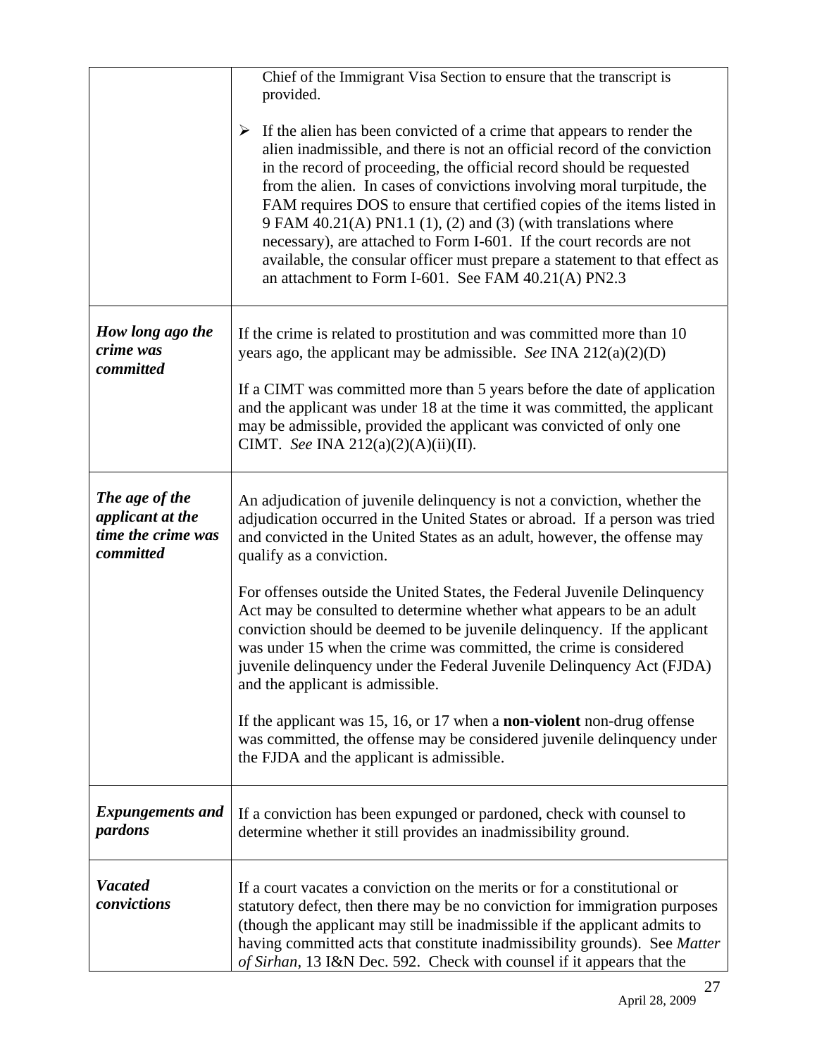| | |
|---|---|
| | Chief of the Immigrant Visa Section to ensure that the transcript is provided.<br><br>➢ If the alien has been convicted of a crime that appears to render the alien inadmissible, and there is not an official record of the conviction in the record of proceeding, the official record should be requested from the alien. In cases of convictions involving moral turpitude, the FAM requires DOS to ensure that certified copies of the items listed in 9 FAM 40.21(A) PN1.1 (1), (2) and (3) (with translations where necessary), are attached to Form I-601. If the court records are not available, the consular officer must prepare a statement to that effect as an attachment to Form I-601. See FAM 40.21(A) PN2.3 |
| ***How long ago the crime was committed*** | If the crime is related to prostitution and was committed more than 10 years ago, the applicant may be admissible. *See* INA 212(a)(2)(D)<br><br>If a CIMT was committed more than 5 years before the date of application and the applicant was under 18 at the time it was committed, the applicant may be admissible, provided the applicant was convicted of only one CIMT. *See* INA 212(a)(2)(A)(ii)(II). |
| ***The age of the applicant at the time the crime was committed*** | An adjudication of juvenile delinquency is not a conviction, whether the adjudication occurred in the United States or abroad. If a person was tried and convicted in the United States as an adult, however, the offense may qualify as a conviction.<br><br>For offenses outside the United States, the Federal Juvenile Delinquency Act may be consulted to determine whether what appears to be an adult conviction should be deemed to be juvenile delinquency. If the applicant was under 15 when the crime was committed, the crime is considered juvenile delinquency under the Federal Juvenile Delinquency Act (FJDA) and the applicant is admissible.<br><br>If the applicant was 15, 16, or 17 when a **non-violent** non-drug offense was committed, the offense may be considered juvenile delinquency under the FJDA and the applicant is admissible. |
| ***Expungements and pardons*** | If a conviction has been expunged or pardoned, check with counsel to determine whether it still provides an inadmissibility ground. |
| ***Vacated convictions*** | If a court vacates a conviction on the merits or for a constitutional or statutory defect, then there may be no conviction for immigration purposes (though the applicant may still be inadmissible if the applicant admits to having committed acts that constitute inadmissibility grounds). See *Matter of Sirhan*, 13 I&N Dec. 592. Check with counsel if it appears that the |

April 28, 2009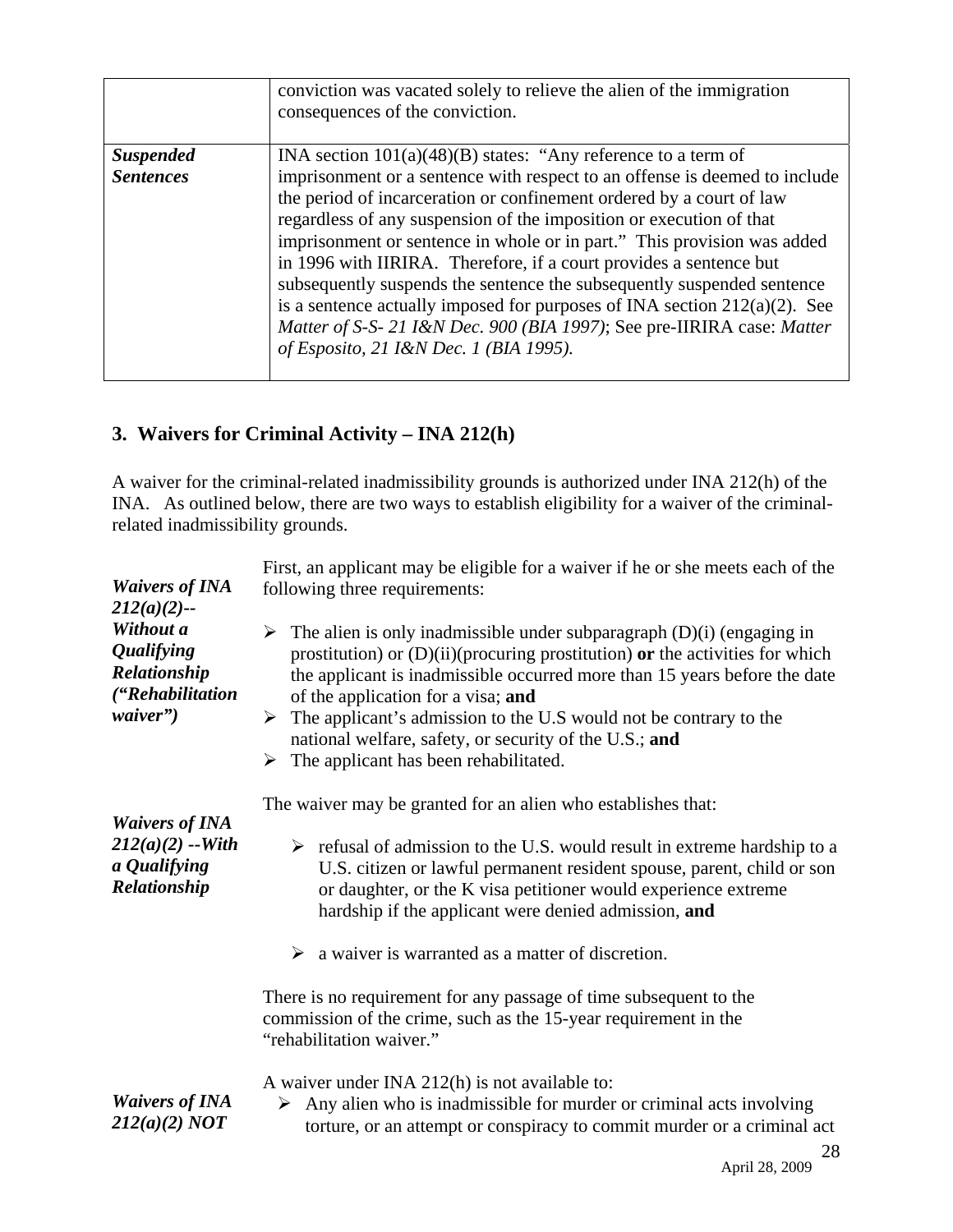|  |  |
|---|---|
|  | conviction was vacated solely to relieve the alien of the immigration consequences of the conviction. |
| ***Suspended Sentences*** | INA section 101(a)(48)(B) states: "Any reference to a term of imprisonment or a sentence with respect to an offense is deemed to include the period of incarceration or confinement ordered by a court of law regardless of any suspension of the imposition or execution of that imprisonment or sentence in whole or in part." This provision was added in 1996 with IIRIRA. Therefore, if a court provides a sentence but subsequently suspends the sentence the subsequently suspended sentence is a sentence actually imposed for purposes of INA section 212(a)(2). See *Matter of S-S- 21 I&N Dec. 900 (BIA 1997)*; See pre-IIRIRA case: *Matter of Esposito, 21 I&N Dec. 1 (BIA 1995).* |

## 3. Waivers for Criminal Activity – INA 212(h)

A waiver for the criminal-related inadmissibility grounds is authorized under INA 212(h) of the INA. As outlined below, there are two ways to establish eligibility for a waiver of the criminal-related inadmissibility grounds.

***Waivers of INA 212(a)(2)-- Without a Qualifying Relationship ("Rehabilitation waiver")***

First, an applicant may be eligible for a waiver if he or she meets each of the following three requirements:

- The alien is only inadmissible under subparagraph (D)(i) (engaging in prostitution) or (D)(ii)(procuring prostitution) **or** the activities for which the applicant is inadmissible occurred more than 15 years before the date of the application for a visa; **and**
- The applicant's admission to the U.S would not be contrary to the national welfare, safety, or security of the U.S.; **and**
- The applicant has been rehabilitated.

***Waivers of INA 212(a)(2) --With a Qualifying Relationship***

The waiver may be granted for an alien who establishes that:

- refusal of admission to the U.S. would result in extreme hardship to a U.S. citizen or lawful permanent resident spouse, parent, child or son or daughter, or the K visa petitioner would experience extreme hardship if the applicant were denied admission, **and**
- a waiver is warranted as a matter of discretion.

There is no requirement for any passage of time subsequent to the commission of the crime, such as the 15-year requirement in the "rehabilitation waiver."

***Waivers of INA 212(a)(2) NOT***

A waiver under INA 212(h) is not available to:

- Any alien who is inadmissible for murder or criminal acts involving torture, or an attempt or conspiracy to commit murder or a criminal act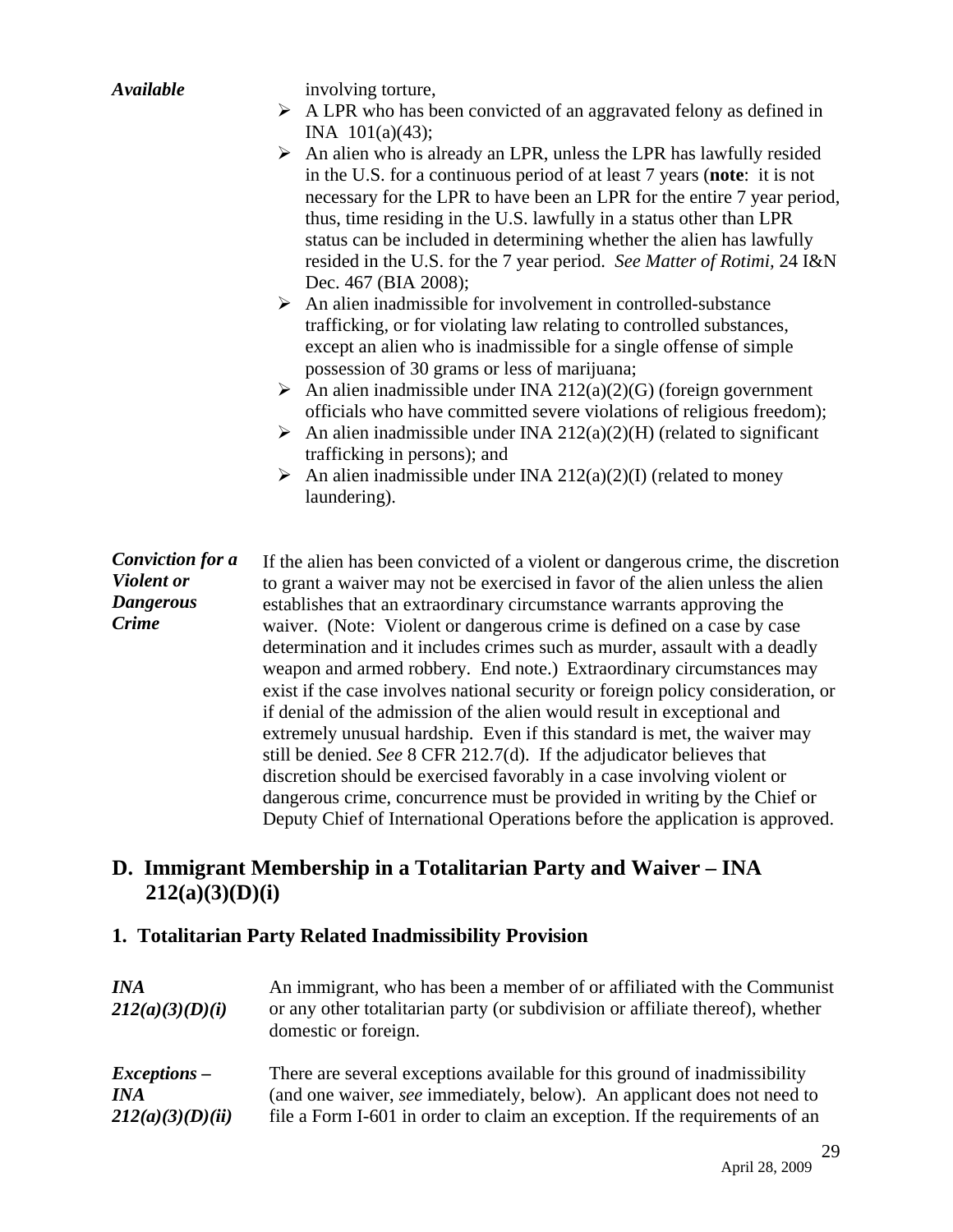***Available***

involving torture,

- A LPR who has been convicted of an aggravated felony as defined in INA 101(a)(43);
- An alien who is already an LPR, unless the LPR has lawfully resided in the U.S. for a continuous period of at least 7 years (**note**: it is not necessary for the LPR to have been an LPR for the entire 7 year period, thus, time residing in the U.S. lawfully in a status other than LPR status can be included in determining whether the alien has lawfully resided in the U.S. for the 7 year period. *See Matter of Rotimi*, 24 I&N Dec. 467 (BIA 2008);
- An alien inadmissible for involvement in controlled-substance trafficking, or for violating law relating to controlled substances, except an alien who is inadmissible for a single offense of simple possession of 30 grams or less of marijuana;
- An alien inadmissible under INA 212(a)(2)(G) (foreign government officials who have committed severe violations of religious freedom);
- An alien inadmissible under INA 212(a)(2)(H) (related to significant trafficking in persons); and
- An alien inadmissible under INA 212(a)(2)(I) (related to money laundering).

***Conviction for a Violent or Dangerous Crime***

If the alien has been convicted of a violent or dangerous crime, the discretion to grant a waiver may not be exercised in favor of the alien unless the alien establishes that an extraordinary circumstance warrants approving the waiver. (Note: Violent or dangerous crime is defined on a case by case determination and it includes crimes such as murder, assault with a deadly weapon and armed robbery. End note.) Extraordinary circumstances may exist if the case involves national security or foreign policy consideration, or if denial of the admission of the alien would result in exceptional and extremely unusual hardship. Even if this standard is met, the waiver may still be denied. *See* 8 CFR 212.7(d). If the adjudicator believes that discretion should be exercised favorably in a case involving violent or dangerous crime, concurrence must be provided in writing by the Chief or Deputy Chief of International Operations before the application is approved.

## D. Immigrant Membership in a Totalitarian Party and Waiver – INA 212(a)(3)(D)(i)

### 1. Totalitarian Party Related Inadmissibility Provision

***INA 212(a)(3)(D)(i)***

An immigrant, who has been a member of or affiliated with the Communist or any other totalitarian party (or subdivision or affiliate thereof), whether domestic or foreign.

***Exceptions – INA 212(a)(3)(D)(ii)***

There are several exceptions available for this ground of inadmissibility (and one waiver, *see* immediately, below). An applicant does not need to file a Form I-601 in order to claim an exception. If the requirements of an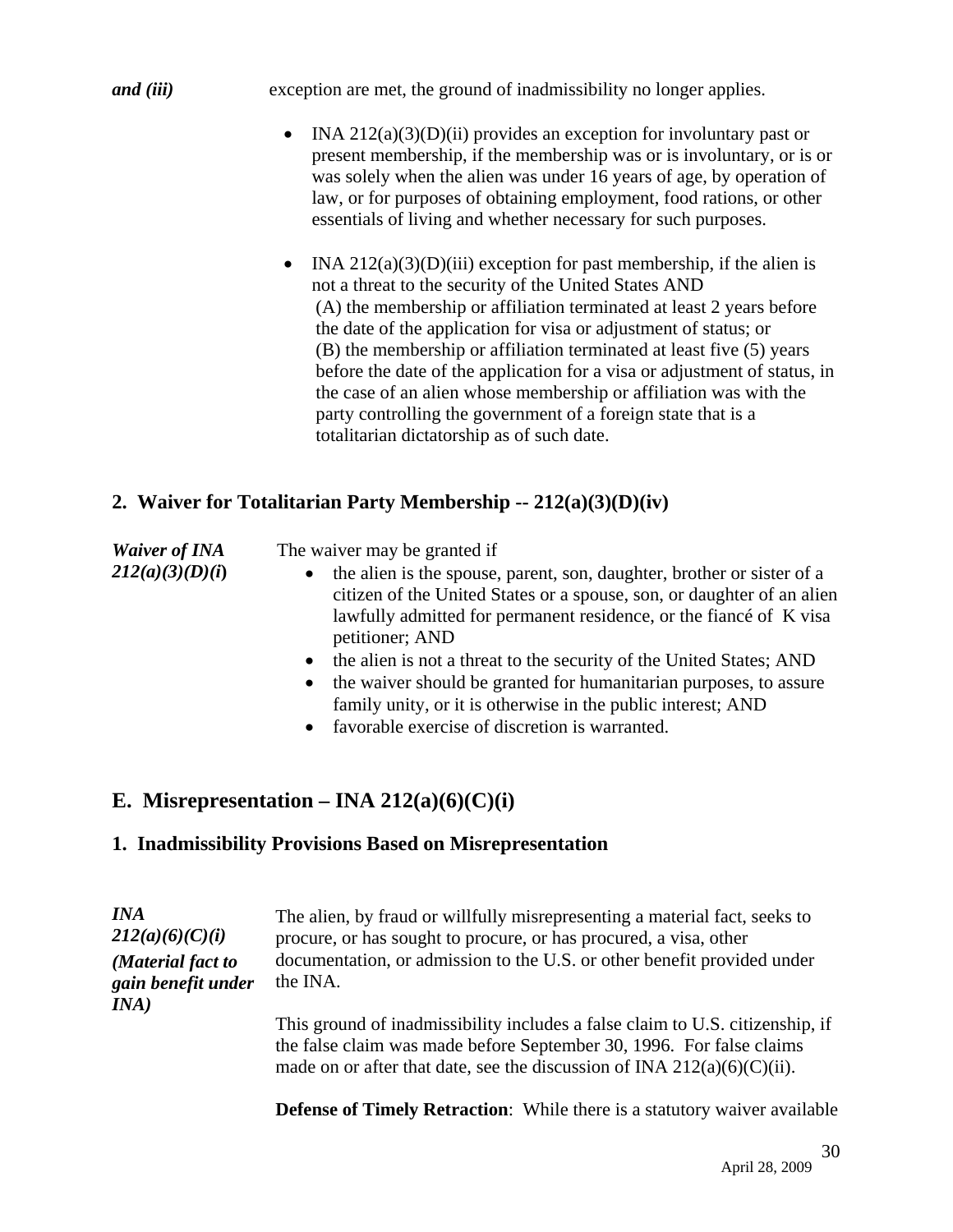***and (iii)*** exception are met, the ground of inadmissibility no longer applies.

- INA 212(a)(3)(D)(ii) provides an exception for involuntary past or present membership, if the membership was or is involuntary, or is or was solely when the alien was under 16 years of age, by operation of law, or for purposes of obtaining employment, food rations, or other essentials of living and whether necessary for such purposes.

- INA 212(a)(3)(D)(iii) exception for past membership, if the alien is not a threat to the security of the United States AND
  (A) the membership or affiliation terminated at least 2 years before the date of the application for visa or adjustment of status; or
  (B) the membership or affiliation terminated at least five (5) years before the date of the application for a visa or adjustment of status, in the case of an alien whose membership or affiliation was with the party controlling the government of a foreign state that is a totalitarian dictatorship as of such date.

### 2. Waiver for Totalitarian Party Membership -- 212(a)(3)(D)(iv)

***Waiver of INA 212(a)(3)(D)(i)***

The waiver may be granted if

- the alien is the spouse, parent, son, daughter, brother or sister of a citizen of the United States or a spouse, son, or daughter of an alien lawfully admitted for permanent residence, or the fiancé of K visa petitioner; AND
- the alien is not a threat to the security of the United States; AND
- the waiver should be granted for humanitarian purposes, to assure family unity, or it is otherwise in the public interest; AND
- favorable exercise of discretion is warranted.

## E. Misrepresentation – INA 212(a)(6)(C)(i)

### 1. Inadmissibility Provisions Based on Misrepresentation

***INA 212(a)(6)(C)(i)***
***(Material fact to gain benefit under INA)***

The alien, by fraud or willfully misrepresenting a material fact, seeks to procure, or has sought to procure, or has procured, a visa, other documentation, or admission to the U.S. or other benefit provided under the INA.

This ground of inadmissibility includes a false claim to U.S. citizenship, if the false claim was made before September 30, 1996. For false claims made on or after that date, see the discussion of INA 212(a)(6)(C)(ii).

**Defense of Timely Retraction**: While there is a statutory waiver available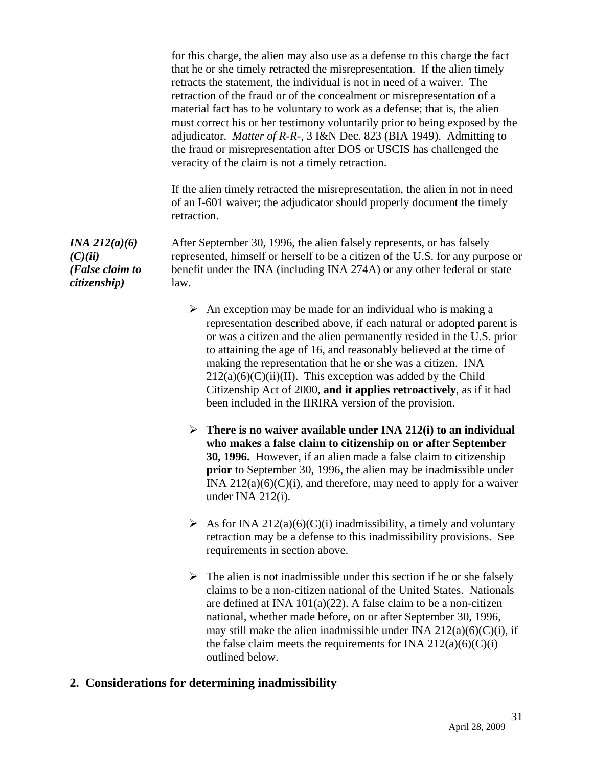for this charge, the alien may also use as a defense to this charge the fact that he or she timely retracted the misrepresentation. If the alien timely retracts the statement, the individual is not in need of a waiver. The retraction of the fraud or of the concealment or misrepresentation of a material fact has to be voluntary to work as a defense; that is, the alien must correct his or her testimony voluntarily prior to being exposed by the adjudicator. *Matter of R-R-,* 3 I&N Dec. 823 (BIA 1949). Admitting to the fraud or misrepresentation after DOS or USCIS has challenged the veracity of the claim is not a timely retraction.

If the alien timely retracted the misrepresentation, the alien in not in need of an I-601 waiver; the adjudicator should properly document the timely retraction.

***INA 212(a)(6)(C)(ii) (False claim to citizenship)***

After September 30, 1996, the alien falsely represents, or has falsely represented, himself or herself to be a citizen of the U.S. for any purpose or benefit under the INA (including INA 274A) or any other federal or state law.

- An exception may be made for an individual who is making a representation described above, if each natural or adopted parent is or was a citizen and the alien permanently resided in the U.S. prior to attaining the age of 16, and reasonably believed at the time of making the representation that he or she was a citizen. INA 212(a)(6)(C)(ii)(II). This exception was added by the Child Citizenship Act of 2000, **and it applies retroactively**, as if it had been included in the IIRIRA version of the provision.
- **There is no waiver available under INA 212(i) to an individual who makes a false claim to citizenship on or after September 30, 1996.** However, if an alien made a false claim to citizenship **prior** to September 30, 1996, the alien may be inadmissible under INA 212(a)(6)(C)(i), and therefore, may need to apply for a waiver under INA 212(i).
- As for INA 212(a)(6)(C)(i) inadmissibility, a timely and voluntary retraction may be a defense to this inadmissibility provisions. See requirements in section above.
- The alien is not inadmissible under this section if he or she falsely claims to be a non-citizen national of the United States. Nationals are defined at INA 101(a)(22). A false claim to be a non-citizen national, whether made before, on or after September 30, 1996, may still make the alien inadmissible under INA 212(a)(6)(C)(i), if the false claim meets the requirements for INA 212(a)(6)(C)(i) outlined below.

## 2. Considerations for determining inadmissibility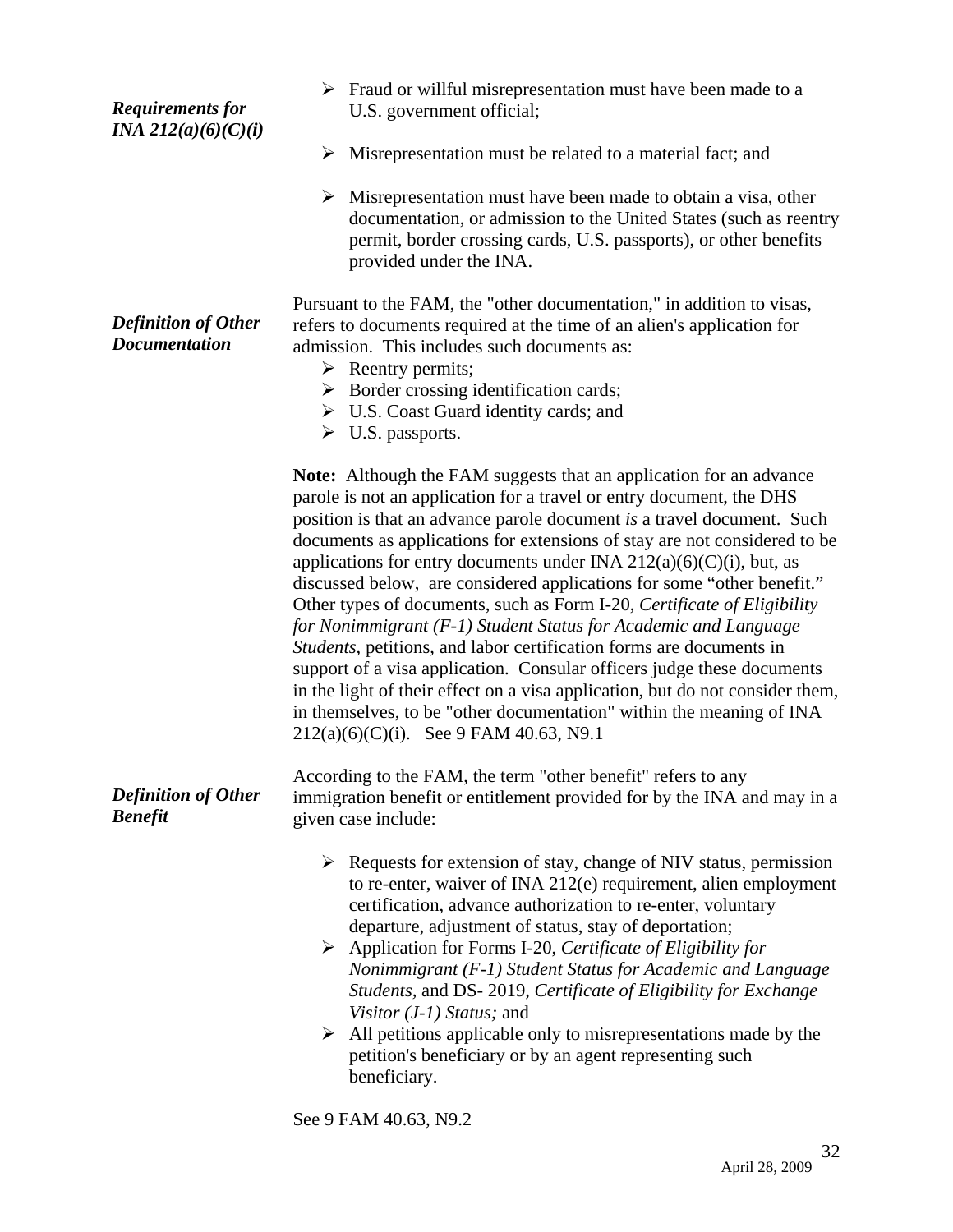***Requirements for INA 212(a)(6)(C)(i)***

- Fraud or willful misrepresentation must have been made to a U.S. government official;
- Misrepresentation must be related to a material fact; and
- Misrepresentation must have been made to obtain a visa, other documentation, or admission to the United States (such as reentry permit, border crossing cards, U.S. passports), or other benefits provided under the INA.

***Definition of Other Documentation***

Pursuant to the FAM, the "other documentation," in addition to visas, refers to documents required at the time of an alien's application for admission. This includes such documents as:

- Reentry permits;
- Border crossing identification cards;
- U.S. Coast Guard identity cards; and
- U.S. passports.

**Note:** Although the FAM suggests that an application for an advance parole is not an application for a travel or entry document, the DHS position is that an advance parole document *is* a travel document. Such documents as applications for extensions of stay are not considered to be applications for entry documents under INA 212(a)(6)(C)(i), but, as discussed below, are considered applications for some "other benefit." Other types of documents, such as Form I-20, *Certificate of Eligibility for Nonimmigrant (F-1) Student Status for Academic and Language Students*, petitions, and labor certification forms are documents in support of a visa application. Consular officers judge these documents in the light of their effect on a visa application, but do not consider them, in themselves, to be "other documentation" within the meaning of INA 212(a)(6)(C)(i). See 9 FAM 40.63, N9.1

***Definition of Other Benefit***

According to the FAM, the term "other benefit" refers to any immigration benefit or entitlement provided for by the INA and may in a given case include:

- Requests for extension of stay, change of NIV status, permission to re-enter, waiver of INA 212(e) requirement, alien employment certification, advance authorization to re-enter, voluntary departure, adjustment of status, stay of deportation;
- Application for Forms I-20, *Certificate of Eligibility for Nonimmigrant (F-1) Student Status for Academic and Language Students,* and DS- 2019, *Certificate of Eligibility for Exchange Visitor (J-1) Status;* and
- All petitions applicable only to misrepresentations made by the petition's beneficiary or by an agent representing such beneficiary.

See 9 FAM 40.63, N9.2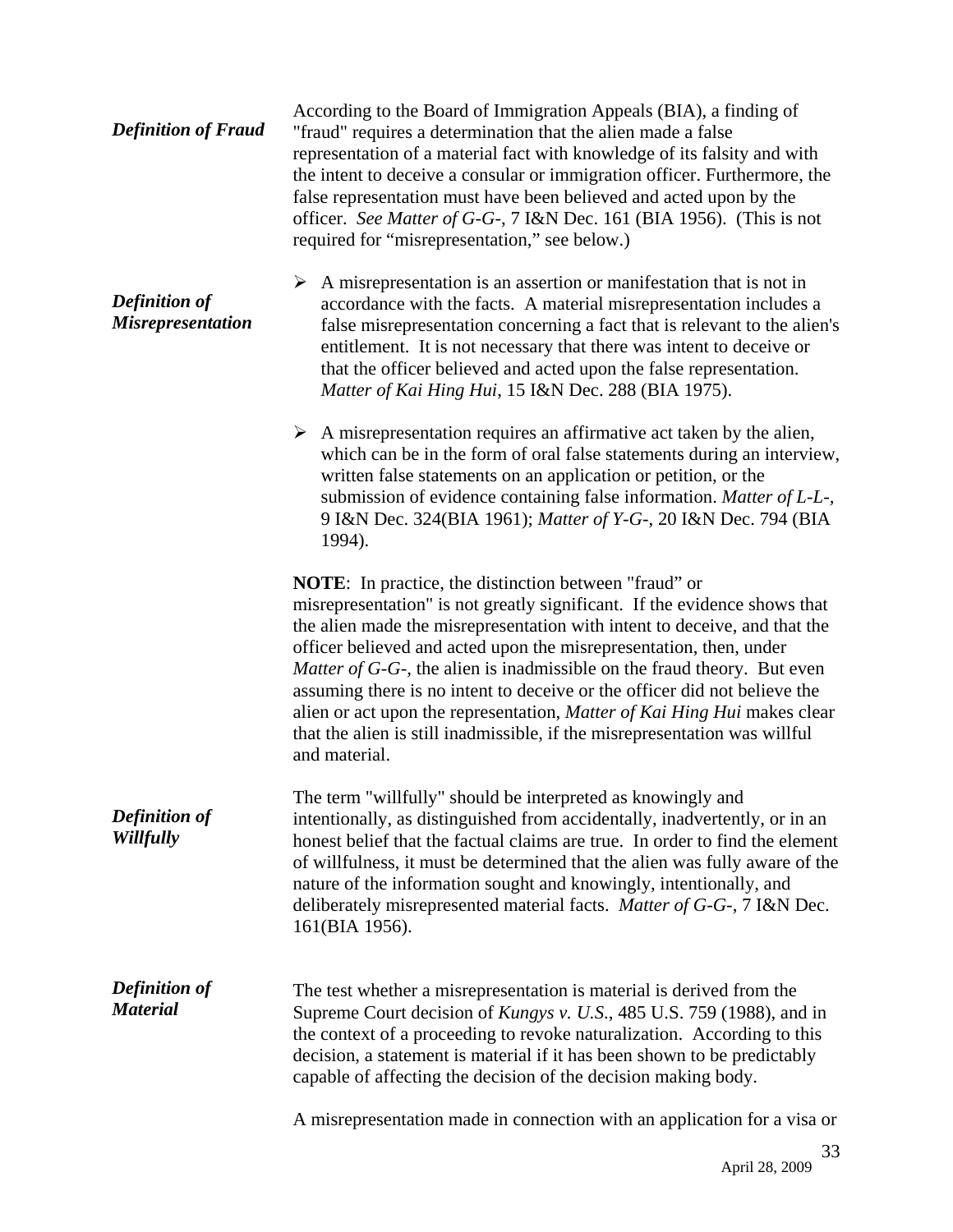***Definition of Fraud***

According to the Board of Immigration Appeals (BIA), a finding of "fraud" requires a determination that the alien made a false representation of a material fact with knowledge of its falsity and with the intent to deceive a consular or immigration officer. Furthermore, the false representation must have been believed and acted upon by the officer. *See Matter of G-G-*, 7 I&N Dec. 161 (BIA 1956). (This is not required for "misrepresentation," see below.)

***Definition of Misrepresentation***

- A misrepresentation is an assertion or manifestation that is not in accordance with the facts. A material misrepresentation includes a false misrepresentation concerning a fact that is relevant to the alien's entitlement. It is not necessary that there was intent to deceive or that the officer believed and acted upon the false representation. *Matter of Kai Hing Hui*, 15 I&N Dec. 288 (BIA 1975).

- A misrepresentation requires an affirmative act taken by the alien, which can be in the form of oral false statements during an interview, written false statements on an application or petition, or the submission of evidence containing false information. *Matter of L-L-*, 9 I&N Dec. 324(BIA 1961); *Matter of Y-G-*, 20 I&N Dec. 794 (BIA 1994).

**NOTE**: In practice, the distinction between "fraud" or misrepresentation" is not greatly significant. If the evidence shows that the alien made the misrepresentation with intent to deceive, and that the officer believed and acted upon the misrepresentation, then, under *Matter of G-G-*, the alien is inadmissible on the fraud theory. But even assuming there is no intent to deceive or the officer did not believe the alien or act upon the representation, *Matter of Kai Hing Hui* makes clear that the alien is still inadmissible, if the misrepresentation was willful and material.

***Definition of Willfully***

The term "willfully" should be interpreted as knowingly and intentionally, as distinguished from accidentally, inadvertently, or in an honest belief that the factual claims are true. In order to find the element of willfulness, it must be determined that the alien was fully aware of the nature of the information sought and knowingly, intentionally, and deliberately misrepresented material facts. *Matter of G-G-*, 7 I&N Dec. 161(BIA 1956).

***Definition of Material***

The test whether a misrepresentation is material is derived from the Supreme Court decision of *Kungys v. U.S.*, 485 U.S. 759 (1988), and in the context of a proceeding to revoke naturalization. According to this decision, a statement is material if it has been shown to be predictably capable of affecting the decision of the decision making body.

A misrepresentation made in connection with an application for a visa or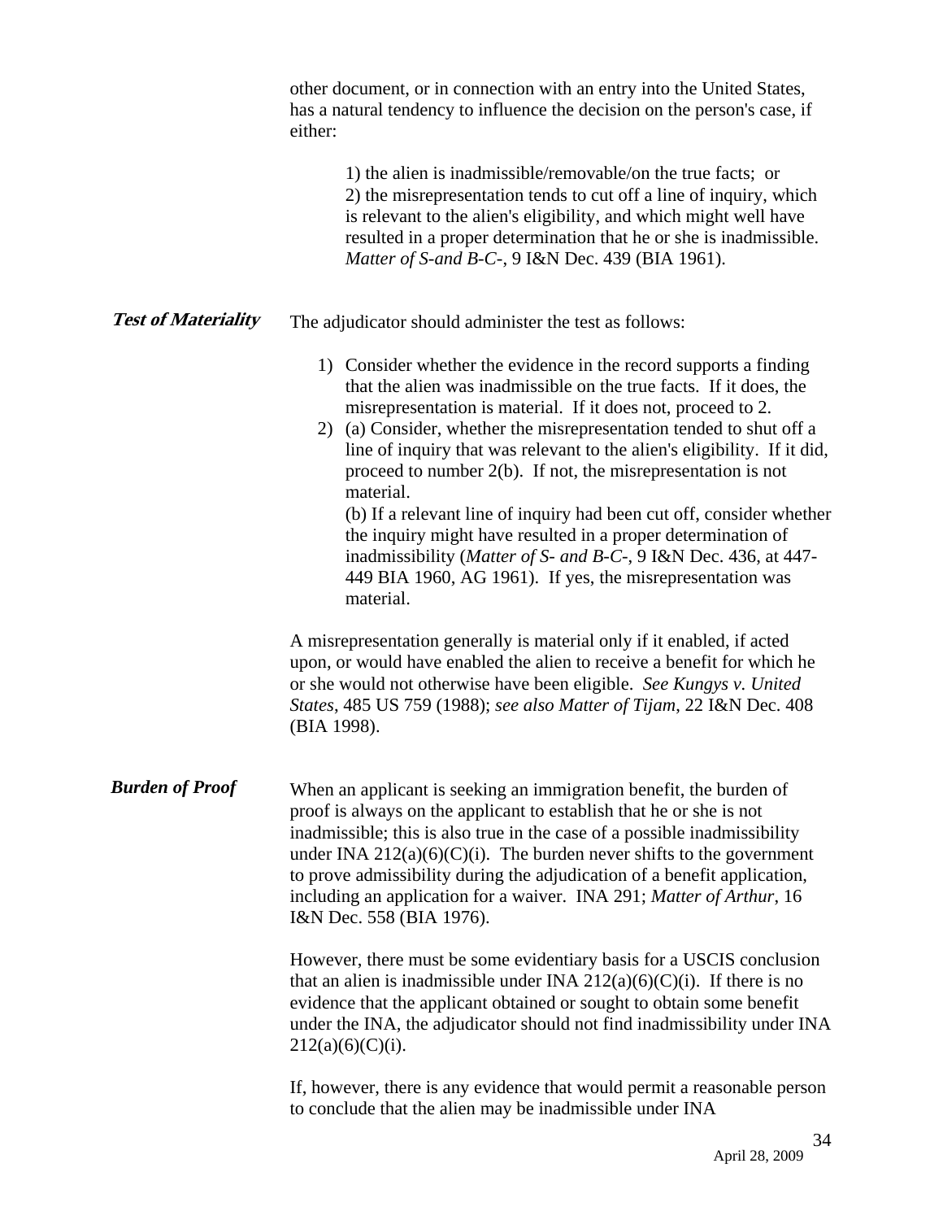other document, or in connection with an entry into the United States, has a natural tendency to influence the decision on the person's case, if either:

> 1) the alien is inadmissible/removable/on the true facts; or
> 2) the misrepresentation tends to cut off a line of inquiry, which is relevant to the alien's eligibility, and which might well have resulted in a proper determination that he or she is inadmissible. *Matter of S-and B-C-*, 9 I&N Dec. 439 (BIA 1961).

***Test of Materiality***

The adjudicator should administer the test as follows:

1) Consider whether the evidence in the record supports a finding that the alien was inadmissible on the true facts. If it does, the misrepresentation is material. If it does not, proceed to 2.
2) (a) Consider, whether the misrepresentation tended to shut off a line of inquiry that was relevant to the alien's eligibility. If it did, proceed to number 2(b). If not, the misrepresentation is not material.
   (b) If a relevant line of inquiry had been cut off, consider whether the inquiry might have resulted in a proper determination of inadmissibility (*Matter of S- and B-C-*, 9 I&N Dec. 436, at 447-449 BIA 1960, AG 1961). If yes, the misrepresentation was material.

A misrepresentation generally is material only if it enabled, if acted upon, or would have enabled the alien to receive a benefit for which he or she would not otherwise have been eligible. *See Kungys v. United States*, 485 US 759 (1988); *see also Matter of Tijam*, 22 I&N Dec. 408 (BIA 1998).

***Burden of Proof***

When an applicant is seeking an immigration benefit, the burden of proof is always on the applicant to establish that he or she is not inadmissible; this is also true in the case of a possible inadmissibility under INA 212(a)(6)(C)(i). The burden never shifts to the government to prove admissibility during the adjudication of a benefit application, including an application for a waiver. INA 291; *Matter of Arthur*, 16 I&N Dec. 558 (BIA 1976).

However, there must be some evidentiary basis for a USCIS conclusion that an alien is inadmissible under INA 212(a)(6)(C)(i). If there is no evidence that the applicant obtained or sought to obtain some benefit under the INA, the adjudicator should not find inadmissibility under INA 212(a)(6)(C)(i).

If, however, there is any evidence that would permit a reasonable person to conclude that the alien may be inadmissible under INA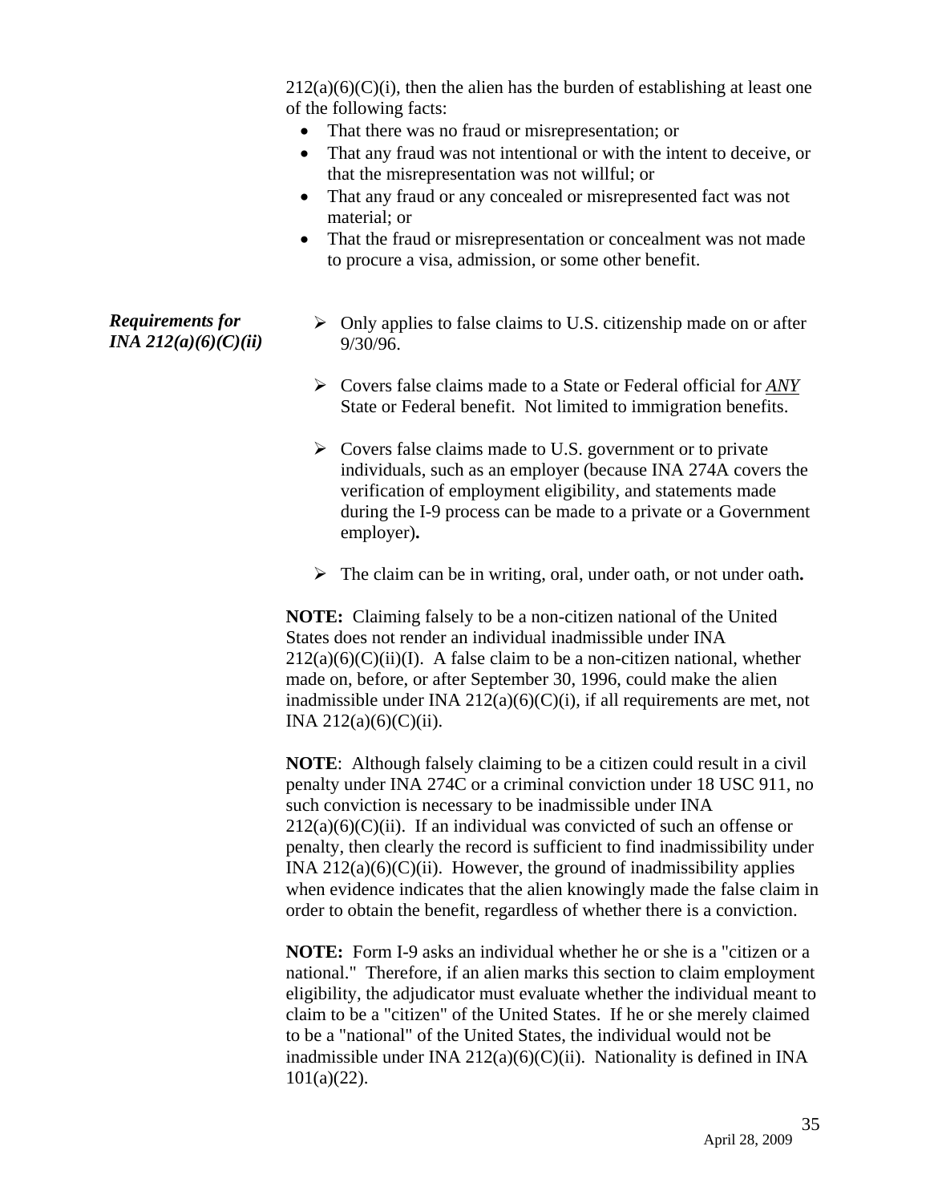212(a)(6)(C)(i), then the alien has the burden of establishing at least one of the following facts:

- That there was no fraud or misrepresentation; or
- That any fraud was not intentional or with the intent to deceive, or that the misrepresentation was not willful; or
- That any fraud or any concealed or misrepresented fact was not material; or
- That the fraud or misrepresentation or concealment was not made to procure a visa, admission, or some other benefit.

***Requirements for INA 212(a)(6)(C)(ii)***

- Only applies to false claims to U.S. citizenship made on or after 9/30/96.
- Covers false claims made to a State or Federal official for ***ANY*** State or Federal benefit. Not limited to immigration benefits.
- Covers false claims made to U.S. government or to private individuals, such as an employer (because INA 274A covers the verification of employment eligibility, and statements made during the I-9 process can be made to a private or a Government employer)**.**
- The claim can be in writing, oral, under oath, or not under oath**.**

**NOTE:** Claiming falsely to be a non-citizen national of the United States does not render an individual inadmissible under INA 212(a)(6)(C)(ii)(I). A false claim to be a non-citizen national, whether made on, before, or after September 30, 1996, could make the alien inadmissible under INA 212(a)(6)(C)(i), if all requirements are met, not INA 212(a)(6)(C)(ii).

**NOTE**: Although falsely claiming to be a citizen could result in a civil penalty under INA 274C or a criminal conviction under 18 USC 911, no such conviction is necessary to be inadmissible under INA 212(a)(6)(C)(ii). If an individual was convicted of such an offense or penalty, then clearly the record is sufficient to find inadmissibility under INA 212(a)(6)(C)(ii). However, the ground of inadmissibility applies when evidence indicates that the alien knowingly made the false claim in order to obtain the benefit, regardless of whether there is a conviction.

**NOTE:** Form I-9 asks an individual whether he or she is a "citizen or a national." Therefore, if an alien marks this section to claim employment eligibility, the adjudicator must evaluate whether the individual meant to claim to be a "citizen" of the United States. If he or she merely claimed to be a "national" of the United States, the individual would not be inadmissible under INA 212(a)(6)(C)(ii). Nationality is defined in INA 101(a)(22).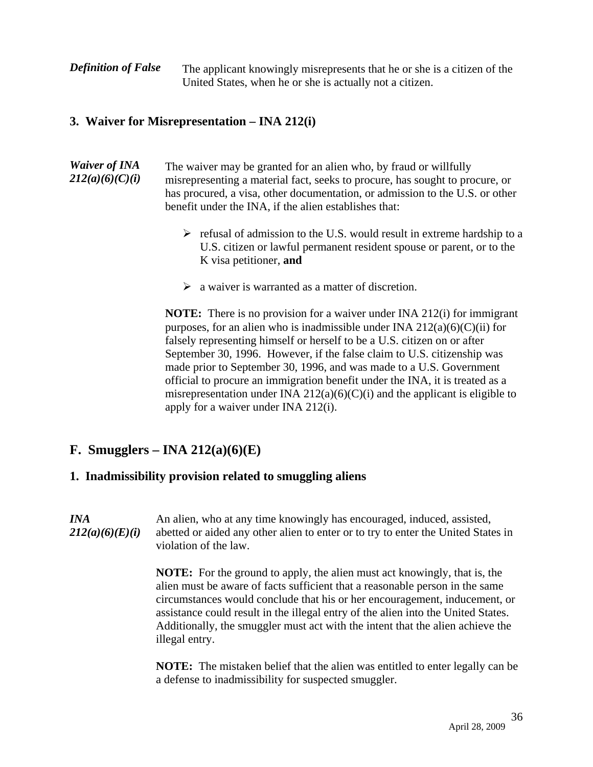***Definition of False*** The applicant knowingly misrepresents that he or she is a citizen of the United States, when he or she is actually not a citizen.

### 3. Waiver for Misrepresentation – INA 212(i)

***Waiver of INA 212(a)(6)(C)(i)*** The waiver may be granted for an alien who, by fraud or willfully misrepresenting a material fact, seeks to procure, has sought to procure, or has procured, a visa, other documentation, or admission to the U.S. or other benefit under the INA, if the alien establishes that:

- refusal of admission to the U.S. would result in extreme hardship to a U.S. citizen or lawful permanent resident spouse or parent, or to the K visa petitioner, **and**
- a waiver is warranted as a matter of discretion.

**NOTE:** There is no provision for a waiver under INA 212(i) for immigrant purposes, for an alien who is inadmissible under INA 212(a)(6)(C)(ii) for falsely representing himself or herself to be a U.S. citizen on or after September 30, 1996. However, if the false claim to U.S. citizenship was made prior to September 30, 1996, and was made to a U.S. Government official to procure an immigration benefit under the INA, it is treated as a misrepresentation under INA 212(a)(6)(C)(i) and the applicant is eligible to apply for a waiver under INA 212(i).

## F. Smugglers – INA 212(a)(6)(E)

### 1. Inadmissibility provision related to smuggling aliens

***INA 212(a)(6)(E)(i)*** An alien, who at any time knowingly has encouraged, induced, assisted, abetted or aided any other alien to enter or to try to enter the United States in violation of the law.

**NOTE:** For the ground to apply, the alien must act knowingly, that is, the alien must be aware of facts sufficient that a reasonable person in the same circumstances would conclude that his or her encouragement, inducement, or assistance could result in the illegal entry of the alien into the United States. Additionally, the smuggler must act with the intent that the alien achieve the illegal entry.

**NOTE:** The mistaken belief that the alien was entitled to enter legally can be a defense to inadmissibility for suspected smuggler.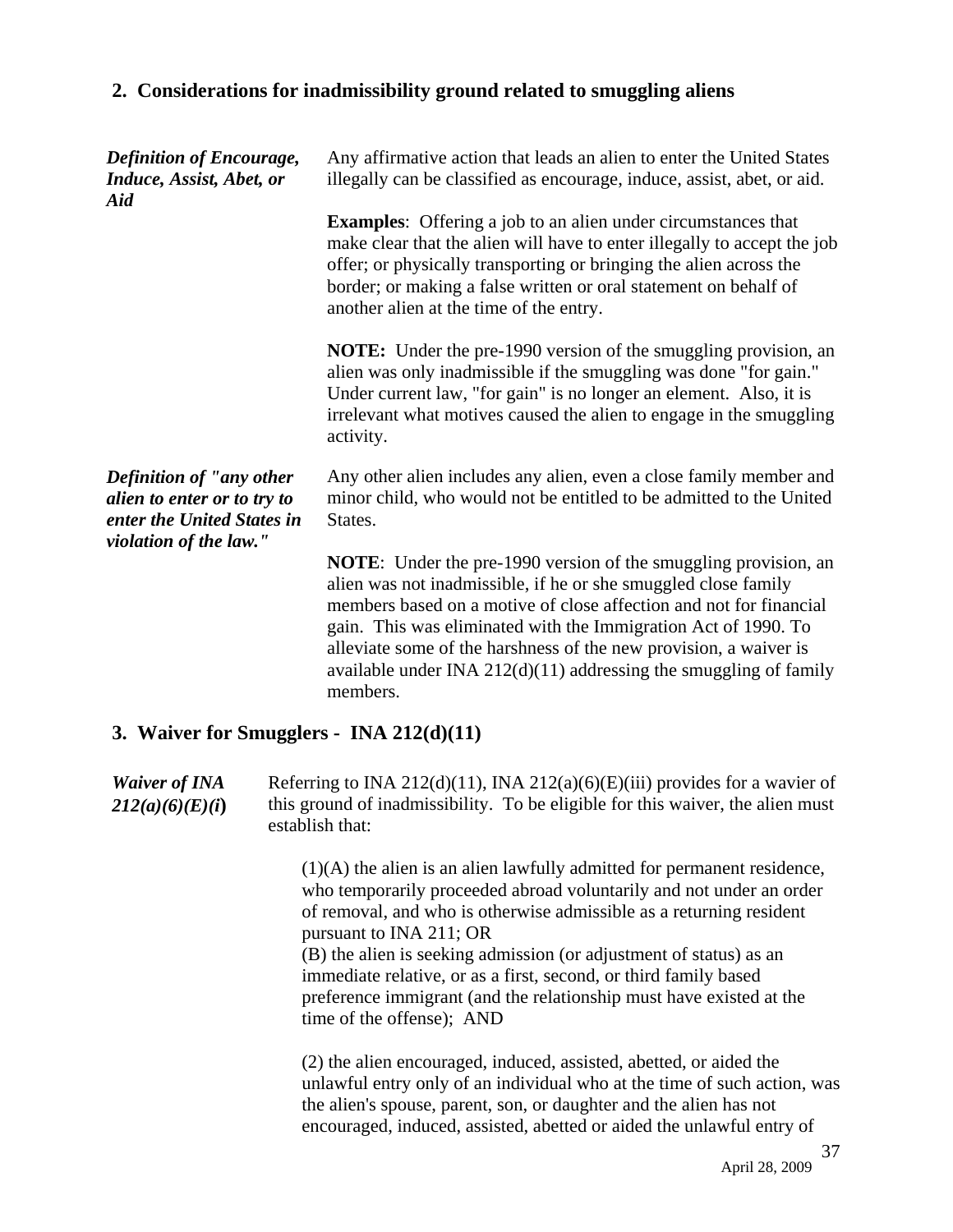## 2. Considerations for inadmissibility ground related to smuggling aliens

***Definition of Encourage, Induce, Assist, Abet, or Aid***

Any affirmative action that leads an alien to enter the United States illegally can be classified as encourage, induce, assist, abet, or aid.

**Examples**: Offering a job to an alien under circumstances that make clear that the alien will have to enter illegally to accept the job offer; or physically transporting or bringing the alien across the border; or making a false written or oral statement on behalf of another alien at the time of the entry.

**NOTE:** Under the pre-1990 version of the smuggling provision, an alien was only inadmissible if the smuggling was done "for gain." Under current law, "for gain" is no longer an element. Also, it is irrelevant what motives caused the alien to engage in the smuggling activity.

***Definition of "any other alien to enter or to try to enter the United States in violation of the law."***

Any other alien includes any alien, even a close family member and minor child, who would not be entitled to be admitted to the United States.

**NOTE**: Under the pre-1990 version of the smuggling provision, an alien was not inadmissible, if he or she smuggled close family members based on a motive of close affection and not for financial gain. This was eliminated with the Immigration Act of 1990. To alleviate some of the harshness of the new provision, a waiver is available under INA 212(d)(11) addressing the smuggling of family members.

## 3. Waiver for Smugglers - INA 212(d)(11)

***Waiver of INA 212(a)(6)(E)(i)***

Referring to INA 212(d)(11), INA 212(a)(6)(E)(iii) provides for a wavier of this ground of inadmissibility. To be eligible for this waiver, the alien must establish that:

(1)(A) the alien is an alien lawfully admitted for permanent residence, who temporarily proceeded abroad voluntarily and not under an order of removal, and who is otherwise admissible as a returning resident pursuant to INA 211; OR
(B) the alien is seeking admission (or adjustment of status) as an immediate relative, or as a first, second, or third family based preference immigrant (and the relationship must have existed at the time of the offense); AND

(2) the alien encouraged, induced, assisted, abetted, or aided the unlawful entry only of an individual who at the time of such action, was the alien's spouse, parent, son, or daughter and the alien has not encouraged, induced, assisted, abetted or aided the unlawful entry of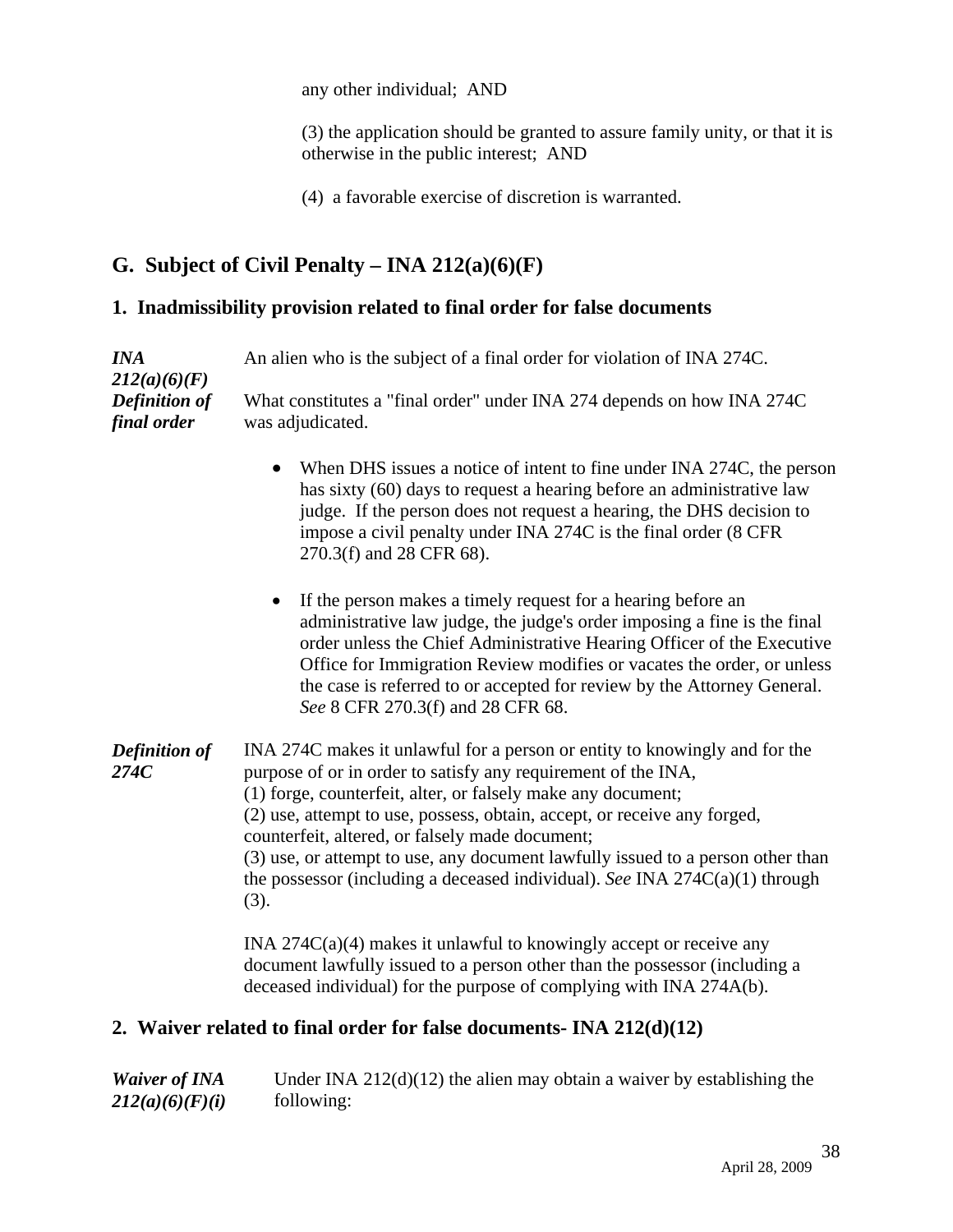any other individual; AND

(3) the application should be granted to assure family unity, or that it is otherwise in the public interest; AND

(4) a favorable exercise of discretion is warranted.

## G. Subject of Civil Penalty – INA 212(a)(6)(F)

### 1. Inadmissibility provision related to final order for false documents

***INA 212(a)(6)(F)*** An alien who is the subject of a final order for violation of INA 274C.

***Definition of final order*** What constitutes a "final order" under INA 274 depends on how INA 274C was adjudicated.

- When DHS issues a notice of intent to fine under INA 274C, the person has sixty (60) days to request a hearing before an administrative law judge. If the person does not request a hearing, the DHS decision to impose a civil penalty under INA 274C is the final order (8 CFR 270.3(f) and 28 CFR 68).
- If the person makes a timely request for a hearing before an administrative law judge, the judge's order imposing a fine is the final order unless the Chief Administrative Hearing Officer of the Executive Office for Immigration Review modifies or vacates the order, or unless the case is referred to or accepted for review by the Attorney General. *See* 8 CFR 270.3(f) and 28 CFR 68.

***Definition of 274C*** INA 274C makes it unlawful for a person or entity to knowingly and for the purpose of or in order to satisfy any requirement of the INA,
(1) forge, counterfeit, alter, or falsely make any document;
(2) use, attempt to use, possess, obtain, accept, or receive any forged, counterfeit, altered, or falsely made document;
(3) use, or attempt to use, any document lawfully issued to a person other than the possessor (including a deceased individual). *See* INA 274C(a)(1) through (3).

INA 274C(a)(4) makes it unlawful to knowingly accept or receive any document lawfully issued to a person other than the possessor (including a deceased individual) for the purpose of complying with INA 274A(b).

### 2. Waiver related to final order for false documents- INA 212(d)(12)

***Waiver of INA 212(a)(6)(F)(i)*** Under INA 212(d)(12) the alien may obtain a waiver by establishing the following: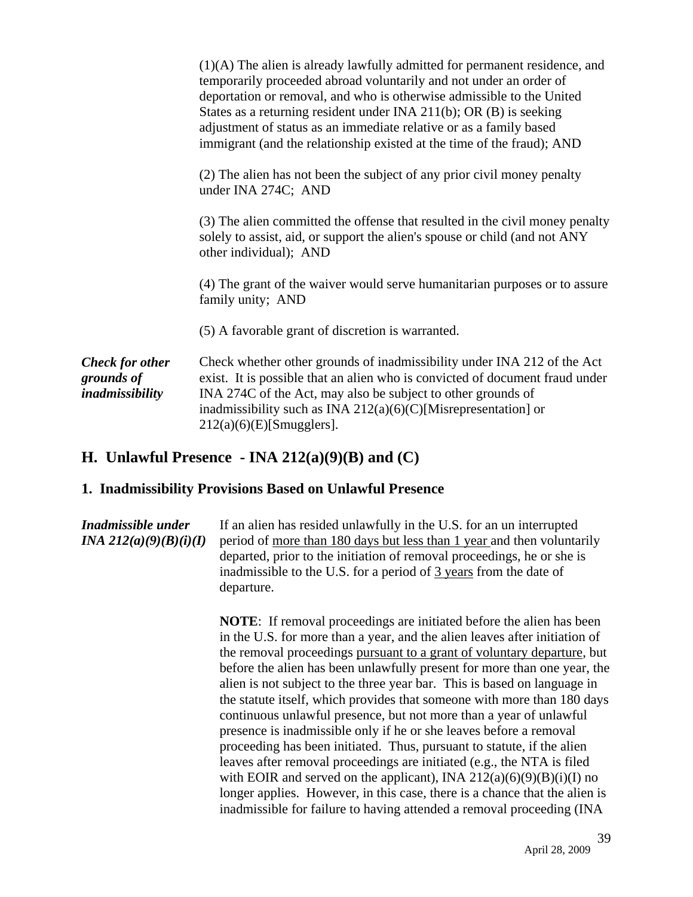(1)(A) The alien is already lawfully admitted for permanent residence, and temporarily proceeded abroad voluntarily and not under an order of deportation or removal, and who is otherwise admissible to the United States as a returning resident under INA 211(b); OR (B) is seeking adjustment of status as an immediate relative or as a family based immigrant (and the relationship existed at the time of the fraud); AND

(2) The alien has not been the subject of any prior civil money penalty under INA 274C; AND

(3) The alien committed the offense that resulted in the civil money penalty solely to assist, aid, or support the alien's spouse or child (and not ANY other individual); AND

(4) The grant of the waiver would serve humanitarian purposes or to assure family unity; AND

(5) A favorable grant of discretion is warranted.

***Check for other grounds of inadmissibility***

Check whether other grounds of inadmissibility under INA 212 of the Act exist. It is possible that an alien who is convicted of document fraud under INA 274C of the Act, may also be subject to other grounds of inadmissibility such as INA 212(a)(6)(C)[Misrepresentation] or 212(a)(6)(E)[Smugglers].

## H. Unlawful Presence - INA 212(a)(9)(B) and (C)

### 1. Inadmissibility Provisions Based on Unlawful Presence

***Inadmissible under INA 212(a)(9)(B)(i)(I)***

If an alien has resided unlawfully in the U.S. for an un interrupted period of <u>more than 180 days but less than 1 year</u> and then voluntarily departed, prior to the initiation of removal proceedings, he or she is inadmissible to the U.S. for a period of <u>3 years</u> from the date of departure.

**NOTE**: If removal proceedings are initiated before the alien has been in the U.S. for more than a year, and the alien leaves after initiation of the removal proceedings <u>pursuant to a grant of voluntary departure</u>, but before the alien has been unlawfully present for more than one year, the alien is not subject to the three year bar. This is based on language in the statute itself, which provides that someone with more than 180 days continuous unlawful presence, but not more than a year of unlawful presence is inadmissible only if he or she leaves before a removal proceeding has been initiated. Thus, pursuant to statute, if the alien leaves after removal proceedings are initiated (e.g., the NTA is filed with EOIR and served on the applicant), INA 212(a)(6)(9)(B)(i)(I) no longer applies. However, in this case, there is a chance that the alien is inadmissible for failure to having attended a removal proceeding (INA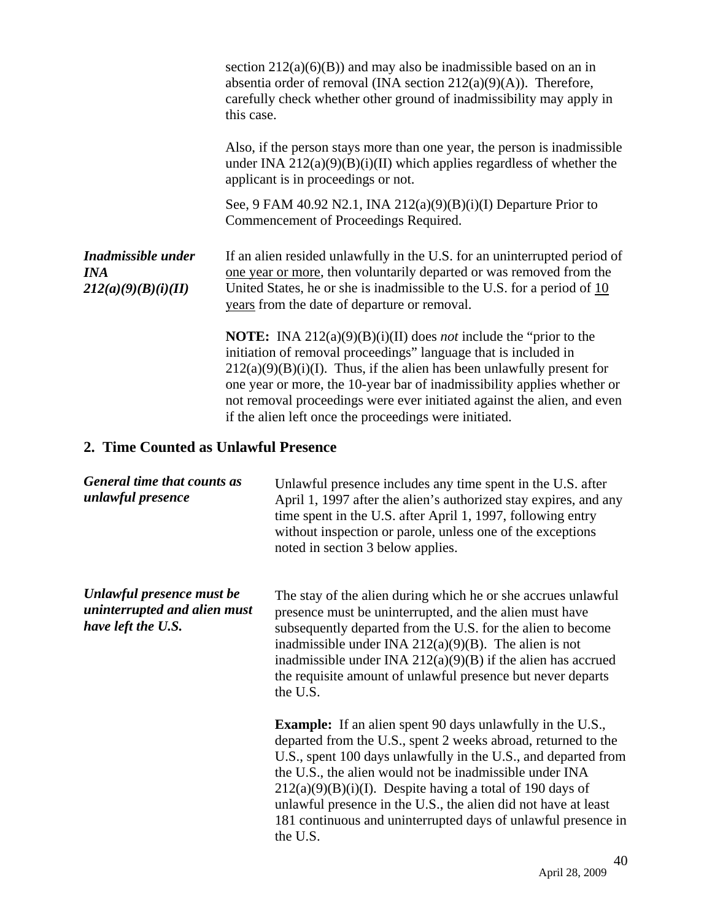section 212(a)(6)(B)) and may also be inadmissible based on an in absentia order of removal (INA section 212(a)(9)(A)). Therefore, carefully check whether other ground of inadmissibility may apply in this case.

Also, if the person stays more than one year, the person is inadmissible under INA 212(a)(9)(B)(i)(II) which applies regardless of whether the applicant is in proceedings or not.

See, 9 FAM 40.92 N2.1, INA 212(a)(9)(B)(i)(I) Departure Prior to Commencement of Proceedings Required.

***Inadmissible under INA 212(a)(9)(B)(i)(II)***

If an alien resided unlawfully in the U.S. for an uninterrupted period of one year or more, then voluntarily departed or was removed from the United States, he or she is inadmissible to the U.S. for a period of 10 years from the date of departure or removal.

**NOTE:** INA 212(a)(9)(B)(i)(II) does *not* include the "prior to the initiation of removal proceedings" language that is included in 212(a)(9)(B)(i)(I). Thus, if the alien has been unlawfully present for one year or more, the 10-year bar of inadmissibility applies whether or not removal proceedings were ever initiated against the alien, and even if the alien left once the proceedings were initiated.

## 2. Time Counted as Unlawful Presence

***General time that counts as unlawful presence***

Unlawful presence includes any time spent in the U.S. after April 1, 1997 after the alien's authorized stay expires, and any time spent in the U.S. after April 1, 1997, following entry without inspection or parole, unless one of the exceptions noted in section 3 below applies.

***Unlawful presence must be uninterrupted and alien must have left the U.S.***

The stay of the alien during which he or she accrues unlawful presence must be uninterrupted, and the alien must have subsequently departed from the U.S. for the alien to become inadmissible under INA 212(a)(9)(B). The alien is not inadmissible under INA 212(a)(9)(B) if the alien has accrued the requisite amount of unlawful presence but never departs the U.S.

**Example:** If an alien spent 90 days unlawfully in the U.S., departed from the U.S., spent 2 weeks abroad, returned to the U.S., spent 100 days unlawfully in the U.S., and departed from the U.S., the alien would not be inadmissible under INA 212(a)(9)(B)(i)(I). Despite having a total of 190 days of unlawful presence in the U.S., the alien did not have at least 181 continuous and uninterrupted days of unlawful presence in the U.S.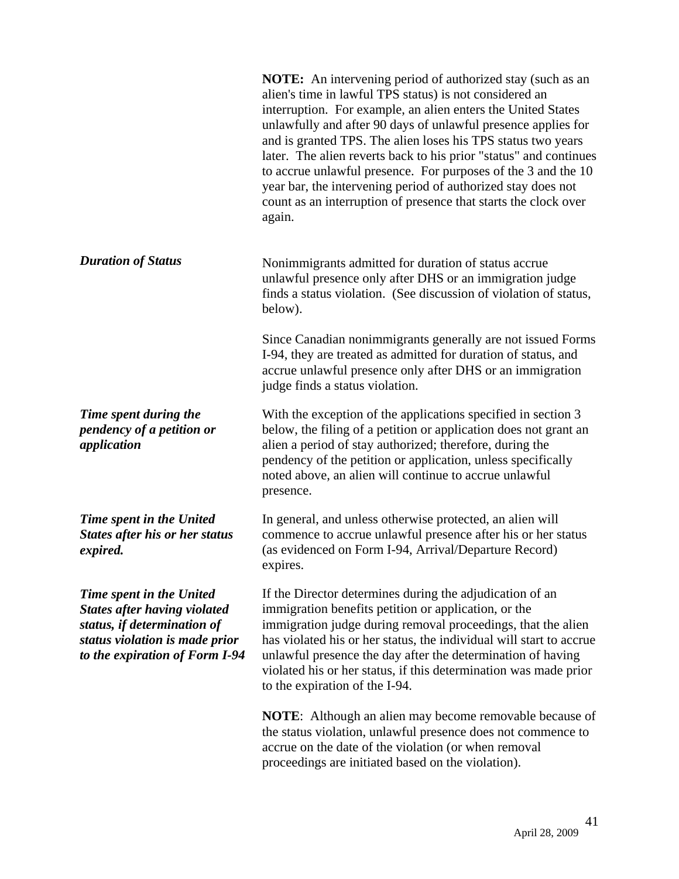**NOTE:** An intervening period of authorized stay (such as an alien's time in lawful TPS status) is not considered an interruption. For example, an alien enters the United States unlawfully and after 90 days of unlawful presence applies for and is granted TPS. The alien loses his TPS status two years later. The alien reverts back to his prior "status" and continues to accrue unlawful presence. For purposes of the 3 and the 10 year bar, the intervening period of authorized stay does not count as an interruption of presence that starts the clock over again.

***Duration of Status***

Nonimmigrants admitted for duration of status accrue unlawful presence only after DHS or an immigration judge finds a status violation. (See discussion of violation of status, below).

Since Canadian nonimmigrants generally are not issued Forms I-94, they are treated as admitted for duration of status, and accrue unlawful presence only after DHS or an immigration judge finds a status violation.

***Time spent during the pendency of a petition or application***

With the exception of the applications specified in section 3 below, the filing of a petition or application does not grant an alien a period of stay authorized; therefore, during the pendency of the petition or application, unless specifically noted above, an alien will continue to accrue unlawful presence.

***Time spent in the United States after his or her status expired.***

In general, and unless otherwise protected, an alien will commence to accrue unlawful presence after his or her status (as evidenced on Form I-94, Arrival/Departure Record) expires.

***Time spent in the United States after having violated status, if determination of status violation is made prior to the expiration of Form I-94***

If the Director determines during the adjudication of an immigration benefits petition or application, or the immigration judge during removal proceedings, that the alien has violated his or her status, the individual will start to accrue unlawful presence the day after the determination of having violated his or her status, if this determination was made prior to the expiration of the I-94.

**NOTE**: Although an alien may become removable because of the status violation, unlawful presence does not commence to accrue on the date of the violation (or when removal proceedings are initiated based on the violation).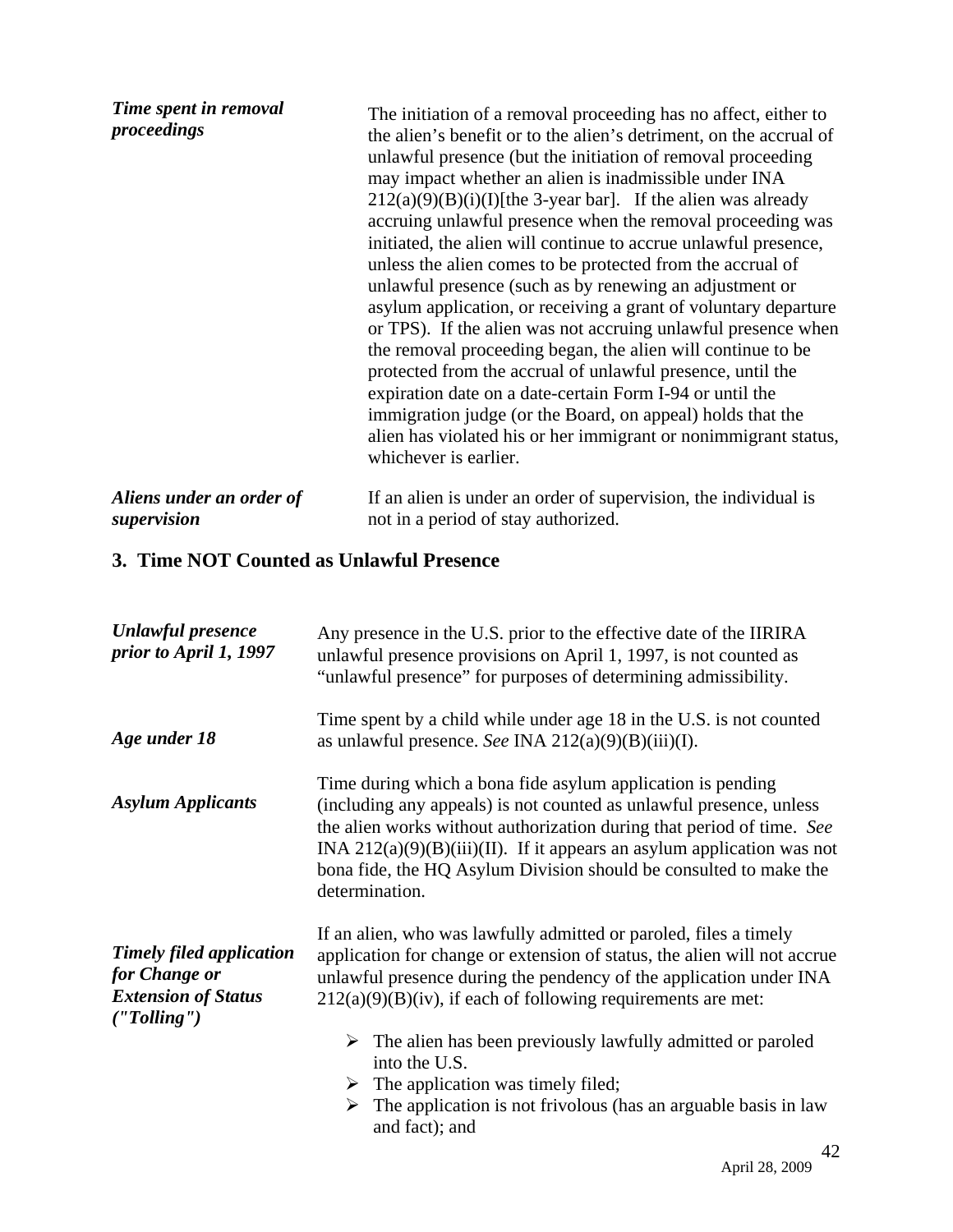***Time spent in removal proceedings***

The initiation of a removal proceeding has no affect, either to the alien's benefit or to the alien's detriment, on the accrual of unlawful presence (but the initiation of removal proceeding may impact whether an alien is inadmissible under INA 212(a)(9)(B)(i)(I)[the 3-year bar]. If the alien was already accruing unlawful presence when the removal proceeding was initiated, the alien will continue to accrue unlawful presence, unless the alien comes to be protected from the accrual of unlawful presence (such as by renewing an adjustment or asylum application, or receiving a grant of voluntary departure or TPS). If the alien was not accruing unlawful presence when the removal proceeding began, the alien will continue to be protected from the accrual of unlawful presence, until the expiration date on a date-certain Form I-94 or until the immigration judge (or the Board, on appeal) holds that the alien has violated his or her immigrant or nonimmigrant status, whichever is earlier.

***Aliens under an order of supervision***

If an alien is under an order of supervision, the individual is not in a period of stay authorized.

## 3. Time NOT Counted as Unlawful Presence

***Unlawful presence prior to April 1, 1997***

Any presence in the U.S. prior to the effective date of the IIRIRA unlawful presence provisions on April 1, 1997, is not counted as "unlawful presence" for purposes of determining admissibility.

***Age under 18***

Time spent by a child while under age 18 in the U.S. is not counted as unlawful presence. *See* INA 212(a)(9)(B)(iii)(I).

***Asylum Applicants***

Time during which a bona fide asylum application is pending (including any appeals) is not counted as unlawful presence, unless the alien works without authorization during that period of time. *See* INA 212(a)(9)(B)(iii)(II). If it appears an asylum application was not bona fide, the HQ Asylum Division should be consulted to make the determination.

***Timely filed application for Change or Extension of Status ("Tolling")***

If an alien, who was lawfully admitted or paroled, files a timely application for change or extension of status, the alien will not accrue unlawful presence during the pendency of the application under INA 212(a)(9)(B)(iv), if each of following requirements are met:

- The alien has been previously lawfully admitted or paroled into the U.S.
- The application was timely filed;
- The application is not frivolous (has an arguable basis in law and fact); and

April 28, 2009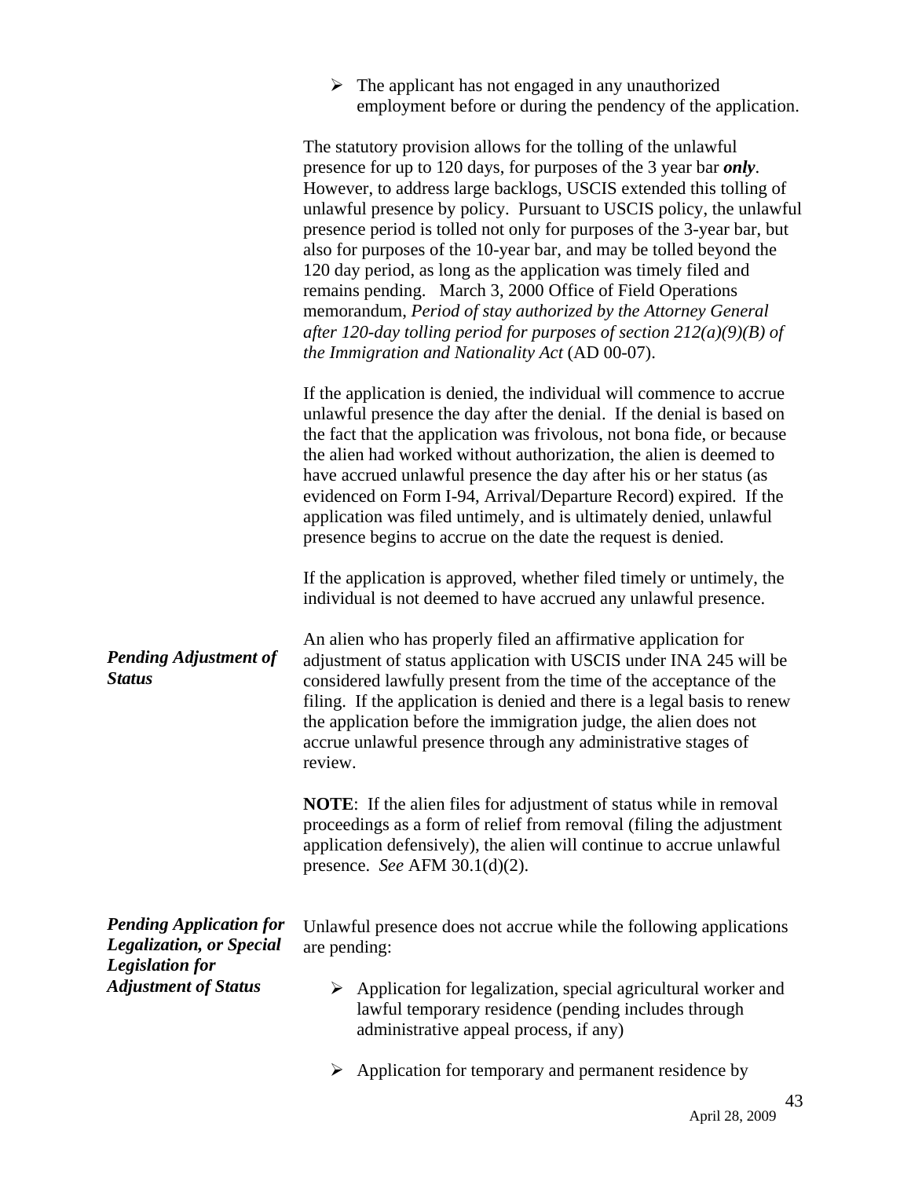- The applicant has not engaged in any unauthorized employment before or during the pendency of the application.

The statutory provision allows for the tolling of the unlawful presence for up to 120 days, for purposes of the 3 year bar ***only***. However, to address large backlogs, USCIS extended this tolling of unlawful presence by policy. Pursuant to USCIS policy, the unlawful presence period is tolled not only for purposes of the 3-year bar, but also for purposes of the 10-year bar, and may be tolled beyond the 120 day period, as long as the application was timely filed and remains pending. March 3, 2000 Office of Field Operations memorandum, *Period of stay authorized by the Attorney General after 120-day tolling period for purposes of section 212(a)(9)(B) of the Immigration and Nationality Act* (AD 00-07).

If the application is denied, the individual will commence to accrue unlawful presence the day after the denial. If the denial is based on the fact that the application was frivolous, not bona fide, or because the alien had worked without authorization, the alien is deemed to have accrued unlawful presence the day after his or her status (as evidenced on Form I-94, Arrival/Departure Record) expired. If the application was filed untimely, and is ultimately denied, unlawful presence begins to accrue on the date the request is denied.

If the application is approved, whether filed timely or untimely, the individual is not deemed to have accrued any unlawful presence.

***Pending Adjustment of Status***

An alien who has properly filed an affirmative application for adjustment of status application with USCIS under INA 245 will be considered lawfully present from the time of the acceptance of the filing. If the application is denied and there is a legal basis to renew the application before the immigration judge, the alien does not accrue unlawful presence through any administrative stages of review.

**NOTE**: If the alien files for adjustment of status while in removal proceedings as a form of relief from removal (filing the adjustment application defensively), the alien will continue to accrue unlawful presence. *See* AFM 30.1(d)(2).

***Pending Application for Legalization, or Special Legislation for Adjustment of Status***

Unlawful presence does not accrue while the following applications are pending:

- Application for legalization, special agricultural worker and lawful temporary residence (pending includes through administrative appeal process, if any)
- Application for temporary and permanent residence by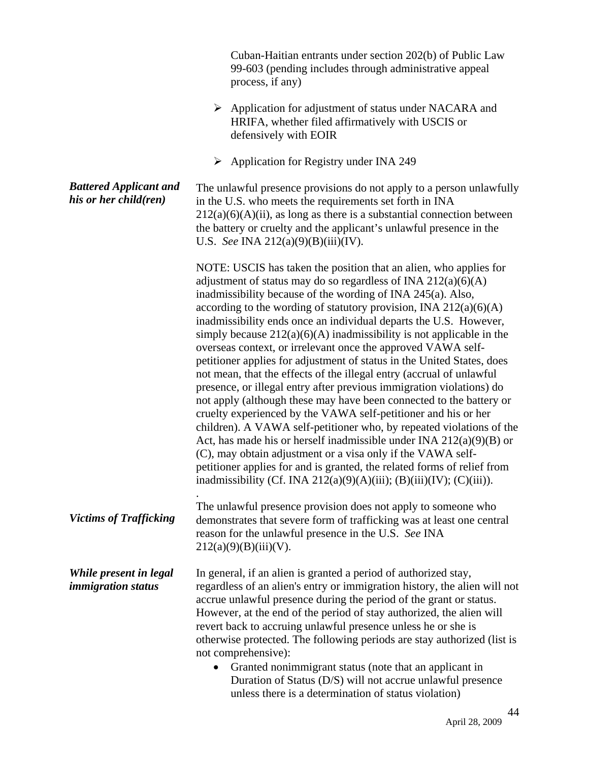Cuban-Haitian entrants under section 202(b) of Public Law 99-603 (pending includes through administrative appeal process, if any)

- Application for adjustment of status under NACARA and HRIFA, whether filed affirmatively with USCIS or defensively with EOIR
- Application for Registry under INA 249

***Battered Applicant and his or her child(ren)***

The unlawful presence provisions do not apply to a person unlawfully in the U.S. who meets the requirements set forth in INA 212(a)(6)(A)(ii), as long as there is a substantial connection between the battery or cruelty and the applicant's unlawful presence in the U.S. *See* INA 212(a)(9)(B)(iii)(IV).

NOTE: USCIS has taken the position that an alien, who applies for adjustment of status may do so regardless of INA 212(a)(6)(A) inadmissibility because of the wording of INA 245(a). Also, according to the wording of statutory provision, INA 212(a)(6)(A) inadmissibility ends once an individual departs the U.S. However, simply because 212(a)(6)(A) inadmissibility is not applicable in the overseas context, or irrelevant once the approved VAWA self-petitioner applies for adjustment of status in the United States, does not mean, that the effects of the illegal entry (accrual of unlawful presence, or illegal entry after previous immigration violations) do not apply (although these may have been connected to the battery or cruelty experienced by the VAWA self-petitioner and his or her children). A VAWA self-petitioner who, by repeated violations of the Act, has made his or herself inadmissible under INA 212(a)(9)(B) or (C), may obtain adjustment or a visa only if the VAWA self-petitioner applies for and is granted, the related forms of relief from inadmissibility (Cf. INA 212(a)(9)(A)(iii); (B)(iii)(IV); (C)(iii)).

.

***Victims of Trafficking***

The unlawful presence provision does not apply to someone who demonstrates that severe form of trafficking was at least one central reason for the unlawful presence in the U.S. *See* INA 212(a)(9)(B)(iii)(V).

***While present in legal immigration status***

In general, if an alien is granted a period of authorized stay, regardless of an alien's entry or immigration history, the alien will not accrue unlawful presence during the period of the grant or status. However, at the end of the period of stay authorized, the alien will revert back to accruing unlawful presence unless he or she is otherwise protected. The following periods are stay authorized (list is not comprehensive):

- Granted nonimmigrant status (note that an applicant in Duration of Status (D/S) will not accrue unlawful presence unless there is a determination of status violation)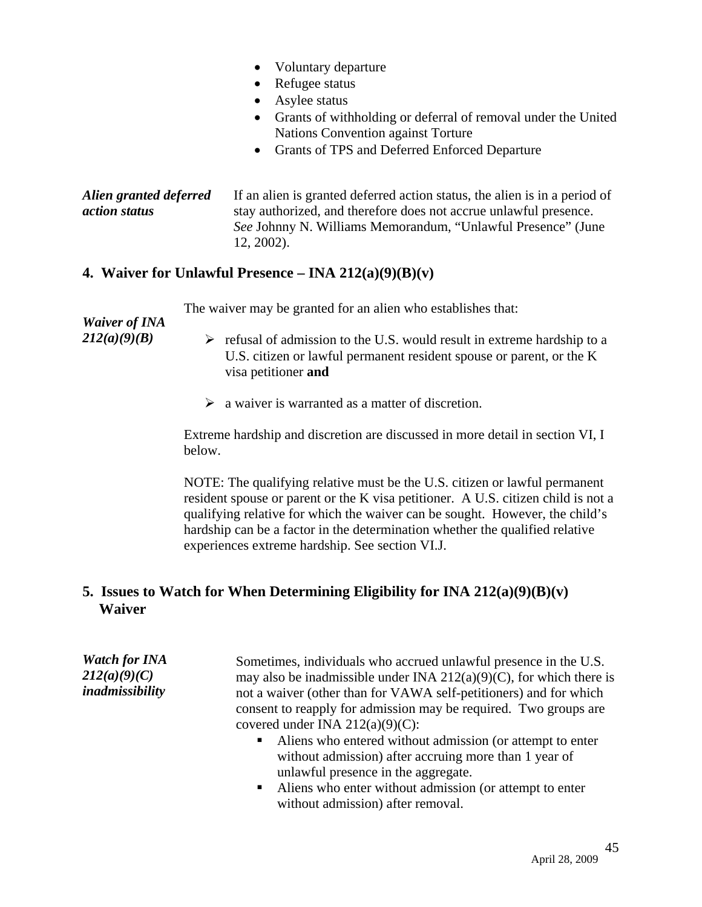- Voluntary departure
- Refugee status
- Asylee status
- Grants of withholding or deferral of removal under the United Nations Convention against Torture
- Grants of TPS and Deferred Enforced Departure

***Alien granted deferred action status***

If an alien is granted deferred action status, the alien is in a period of stay authorized, and therefore does not accrue unlawful presence. *See* Johnny N. Williams Memorandum, "Unlawful Presence" (June 12, 2002).

## 4. Waiver for Unlawful Presence – INA 212(a)(9)(B)(v)

***Waiver of INA 212(a)(9)(B)***

The waiver may be granted for an alien who establishes that:

- refusal of admission to the U.S. would result in extreme hardship to a U.S. citizen or lawful permanent resident spouse or parent, or the K visa petitioner **and**

- a waiver is warranted as a matter of discretion.

Extreme hardship and discretion are discussed in more detail in section VI, I below.

NOTE: The qualifying relative must be the U.S. citizen or lawful permanent resident spouse or parent or the K visa petitioner. A U.S. citizen child is not a qualifying relative for which the waiver can be sought. However, the child's hardship can be a factor in the determination whether the qualified relative experiences extreme hardship. See section VI.J.

## 5. Issues to Watch for When Determining Eligibility for INA 212(a)(9)(B)(v) Waiver

***Watch for INA 212(a)(9)(C) inadmissibility***

Sometimes, individuals who accrued unlawful presence in the U.S. may also be inadmissible under INA 212(a)(9)(C), for which there is not a waiver (other than for VAWA self-petitioners) and for which consent to reapply for admission may be required. Two groups are covered under INA 212(a)(9)(C):

- Aliens who entered without admission (or attempt to enter without admission) after accruing more than 1 year of unlawful presence in the aggregate.
- Aliens who enter without admission (or attempt to enter without admission) after removal.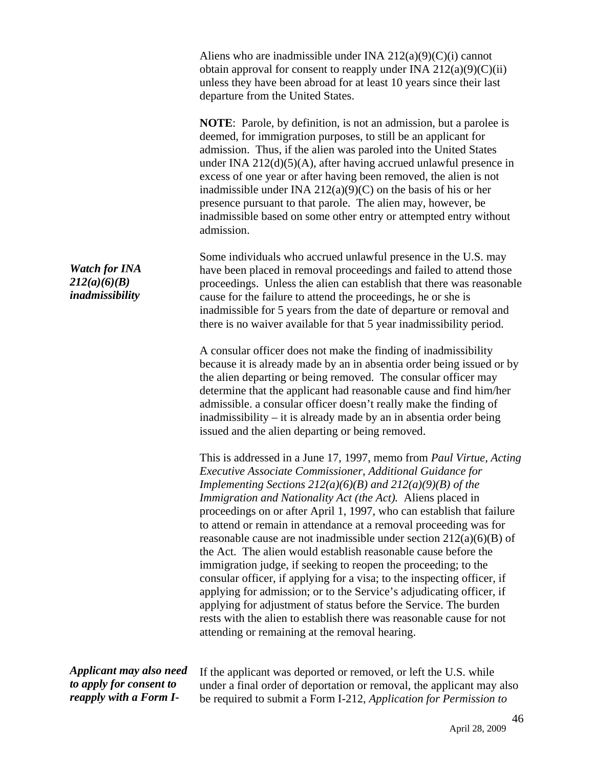Aliens who are inadmissible under INA 212(a)(9)(C)(i) cannot obtain approval for consent to reapply under INA 212(a)(9)(C)(ii) unless they have been abroad for at least 10 years since their last departure from the United States.

**NOTE**: Parole, by definition, is not an admission, but a parolee is deemed, for immigration purposes, to still be an applicant for admission. Thus, if the alien was paroled into the United States under INA 212(d)(5)(A), after having accrued unlawful presence in excess of one year or after having been removed, the alien is not inadmissible under INA 212(a)(9)(C) on the basis of his or her presence pursuant to that parole. The alien may, however, be inadmissible based on some other entry or attempted entry without admission.

***Watch for INA 212(a)(6)(B) inadmissibility***

Some individuals who accrued unlawful presence in the U.S. may have been placed in removal proceedings and failed to attend those proceedings. Unless the alien can establish that there was reasonable cause for the failure to attend the proceedings, he or she is inadmissible for 5 years from the date of departure or removal and there is no waiver available for that 5 year inadmissibility period.

A consular officer does not make the finding of inadmissibility because it is already made by an in absentia order being issued or by the alien departing or being removed. The consular officer may determine that the applicant had reasonable cause and find him/her admissible. a consular officer doesn't really make the finding of inadmissibility – it is already made by an in absentia order being issued and the alien departing or being removed.

This is addressed in a June 17, 1997, memo from *Paul Virtue, Acting Executive Associate Commissioner, Additional Guidance for Implementing Sections 212(a)(6)(B) and 212(a)(9)(B) of the Immigration and Nationality Act (the Act).* Aliens placed in proceedings on or after April 1, 1997, who can establish that failure to attend or remain in attendance at a removal proceeding was for reasonable cause are not inadmissible under section 212(a)(6)(B) of the Act. The alien would establish reasonable cause before the immigration judge, if seeking to reopen the proceeding; to the consular officer, if applying for a visa; to the inspecting officer, if applying for admission; or to the Service's adjudicating officer, if applying for adjustment of status before the Service. The burden rests with the alien to establish there was reasonable cause for not attending or remaining at the removal hearing.

***Applicant may also need to apply for consent to reapply with a Form I-***

If the applicant was deported or removed, or left the U.S. while under a final order of deportation or removal, the applicant may also be required to submit a Form I-212, *Application for Permission to*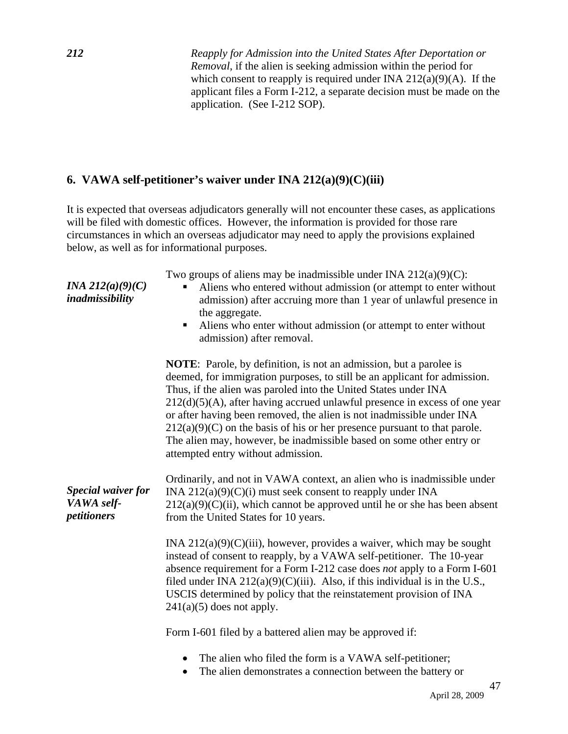***212*** *Reapply for Admission into the United States After Deportation or Removal*, if the alien is seeking admission within the period for which consent to reapply is required under INA 212(a)(9)(A). If the applicant files a Form I-212, a separate decision must be made on the application. (See I-212 SOP).

## 6. VAWA self-petitioner's waiver under INA 212(a)(9)(C)(iii)

It is expected that overseas adjudicators generally will not encounter these cases, as applications will be filed with domestic offices. However, the information is provided for those rare circumstances in which an overseas adjudicator may need to apply the provisions explained below, as well as for informational purposes.

***INA 212(a)(9)(C) inadmissibility***

Two groups of aliens may be inadmissible under INA 212(a)(9)(C):

- Aliens who entered without admission (or attempt to enter without admission) after accruing more than 1 year of unlawful presence in the aggregate.
- Aliens who enter without admission (or attempt to enter without admission) after removal.

**NOTE**: Parole, by definition, is not an admission, but a parolee is deemed, for immigration purposes, to still be an applicant for admission. Thus, if the alien was paroled into the United States under INA 212(d)(5)(A), after having accrued unlawful presence in excess of one year or after having been removed, the alien is not inadmissible under INA 212(a)(9)(C) on the basis of his or her presence pursuant to that parole. The alien may, however, be inadmissible based on some other entry or attempted entry without admission.

***Special waiver for VAWA self-petitioners***

Ordinarily, and not in VAWA context, an alien who is inadmissible under INA 212(a)(9)(C)(i) must seek consent to reapply under INA 212(a)(9)(C)(ii), which cannot be approved until he or she has been absent from the United States for 10 years.

INA 212(a)(9)(C)(iii), however, provides a waiver, which may be sought instead of consent to reapply, by a VAWA self-petitioner. The 10-year absence requirement for a Form I-212 case does *not* apply to a Form I-601 filed under INA 212(a)(9)(C)(iii). Also, if this individual is in the U.S., USCIS determined by policy that the reinstatement provision of INA 241(a)(5) does not apply.

Form I-601 filed by a battered alien may be approved if:

- The alien who filed the form is a VAWA self-petitioner;
- The alien demonstrates a connection between the battery or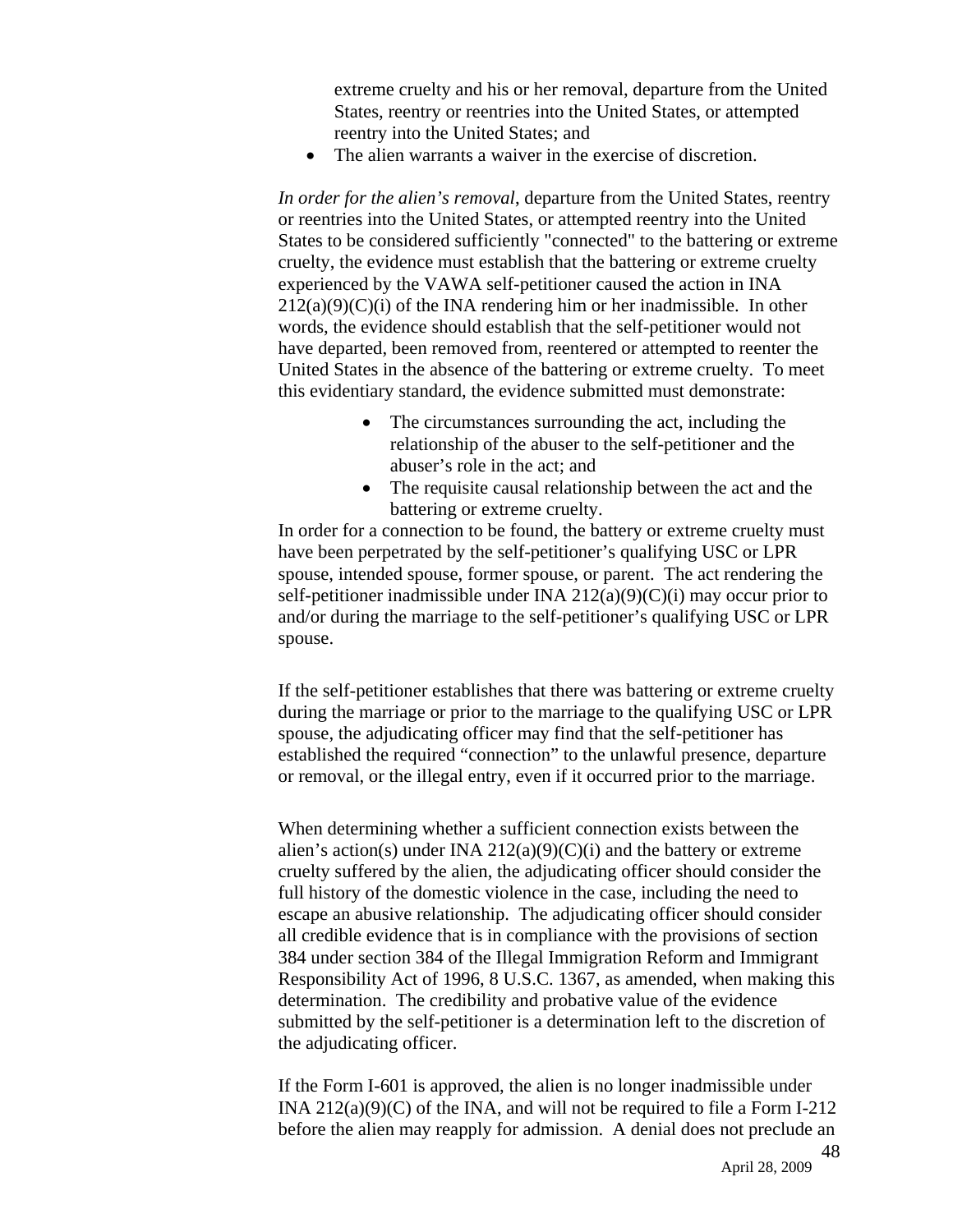extreme cruelty and his or her removal, departure from the United States, reentry or reentries into the United States, or attempted reentry into the United States; and

- The alien warrants a waiver in the exercise of discretion.

*In order for the alien's removal*, departure from the United States, reentry or reentries into the United States, or attempted reentry into the United States to be considered sufficiently "connected" to the battering or extreme cruelty, the evidence must establish that the battering or extreme cruelty experienced by the VAWA self-petitioner caused the action in INA 212(a)(9)(C)(i) of the INA rendering him or her inadmissible. In other words, the evidence should establish that the self-petitioner would not have departed, been removed from, reentered or attempted to reenter the United States in the absence of the battering or extreme cruelty. To meet this evidentiary standard, the evidence submitted must demonstrate:

- The circumstances surrounding the act, including the relationship of the abuser to the self-petitioner and the abuser's role in the act; and
- The requisite causal relationship between the act and the battering or extreme cruelty.

In order for a connection to be found, the battery or extreme cruelty must have been perpetrated by the self-petitioner's qualifying USC or LPR spouse, intended spouse, former spouse, or parent. The act rendering the self-petitioner inadmissible under INA 212(a)(9)(C)(i) may occur prior to and/or during the marriage to the self-petitioner's qualifying USC or LPR spouse.

If the self-petitioner establishes that there was battering or extreme cruelty during the marriage or prior to the marriage to the qualifying USC or LPR spouse, the adjudicating officer may find that the self-petitioner has established the required "connection" to the unlawful presence, departure or removal, or the illegal entry, even if it occurred prior to the marriage.

When determining whether a sufficient connection exists between the alien's action(s) under INA 212(a)(9)(C)(i) and the battery or extreme cruelty suffered by the alien, the adjudicating officer should consider the full history of the domestic violence in the case, including the need to escape an abusive relationship. The adjudicating officer should consider all credible evidence that is in compliance with the provisions of section 384 under section 384 of the Illegal Immigration Reform and Immigrant Responsibility Act of 1996, 8 U.S.C. 1367, as amended, when making this determination. The credibility and probative value of the evidence submitted by the self-petitioner is a determination left to the discretion of the adjudicating officer.

If the Form I-601 is approved, the alien is no longer inadmissible under INA 212(a)(9)(C) of the INA, and will not be required to file a Form I-212 before the alien may reapply for admission. A denial does not preclude an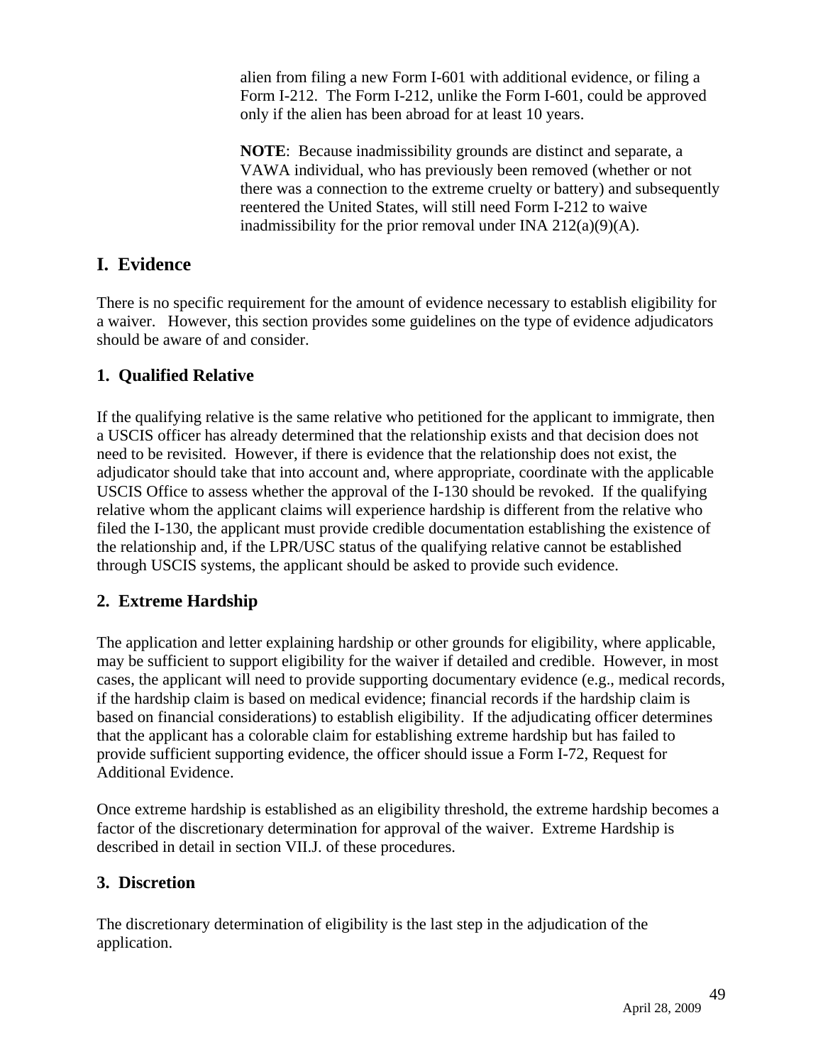alien from filing a new Form I-601 with additional evidence, or filing a Form I-212. The Form I-212, unlike the Form I-601, could be approved only if the alien has been abroad for at least 10 years.

**NOTE**: Because inadmissibility grounds are distinct and separate, a VAWA individual, who has previously been removed (whether or not there was a connection to the extreme cruelty or battery) and subsequently reentered the United States, will still need Form I-212 to waive inadmissibility for the prior removal under INA 212(a)(9)(A).

## I. Evidence

There is no specific requirement for the amount of evidence necessary to establish eligibility for a waiver. However, this section provides some guidelines on the type of evidence adjudicators should be aware of and consider.

### 1. Qualified Relative

If the qualifying relative is the same relative who petitioned for the applicant to immigrate, then a USCIS officer has already determined that the relationship exists and that decision does not need to be revisited. However, if there is evidence that the relationship does not exist, the adjudicator should take that into account and, where appropriate, coordinate with the applicable USCIS Office to assess whether the approval of the I-130 should be revoked. If the qualifying relative whom the applicant claims will experience hardship is different from the relative who filed the I-130, the applicant must provide credible documentation establishing the existence of the relationship and, if the LPR/USC status of the qualifying relative cannot be established through USCIS systems, the applicant should be asked to provide such evidence.

### 2. Extreme Hardship

The application and letter explaining hardship or other grounds for eligibility, where applicable, may be sufficient to support eligibility for the waiver if detailed and credible. However, in most cases, the applicant will need to provide supporting documentary evidence (e.g., medical records, if the hardship claim is based on medical evidence; financial records if the hardship claim is based on financial considerations) to establish eligibility. If the adjudicating officer determines that the applicant has a colorable claim for establishing extreme hardship but has failed to provide sufficient supporting evidence, the officer should issue a Form I-72, Request for Additional Evidence.

Once extreme hardship is established as an eligibility threshold, the extreme hardship becomes a factor of the discretionary determination for approval of the waiver. Extreme Hardship is described in detail in section VII.J. of these procedures.

### 3. Discretion

The discretionary determination of eligibility is the last step in the adjudication of the application.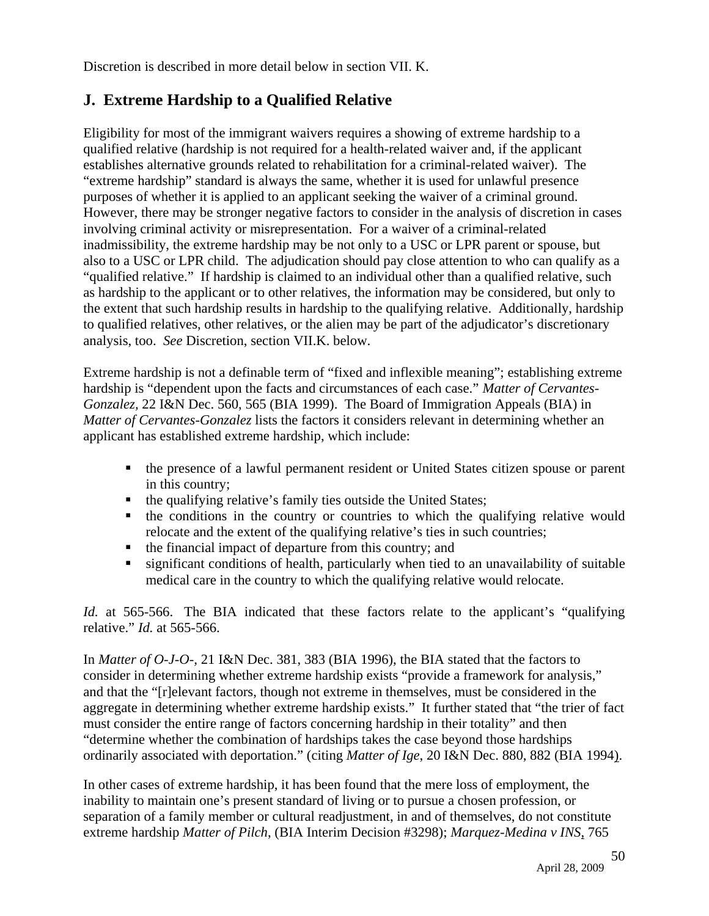Discretion is described in more detail below in section VII. K.

## J. Extreme Hardship to a Qualified Relative

Eligibility for most of the immigrant waivers requires a showing of extreme hardship to a qualified relative (hardship is not required for a health-related waiver and, if the applicant establishes alternative grounds related to rehabilitation for a criminal-related waiver). The "extreme hardship" standard is always the same, whether it is used for unlawful presence purposes of whether it is applied to an applicant seeking the waiver of a criminal ground. However, there may be stronger negative factors to consider in the analysis of discretion in cases involving criminal activity or misrepresentation. For a waiver of a criminal-related inadmissibility, the extreme hardship may be not only to a USC or LPR parent or spouse, but also to a USC or LPR child. The adjudication should pay close attention to who can qualify as a "qualified relative." If hardship is claimed to an individual other than a qualified relative, such as hardship to the applicant or to other relatives, the information may be considered, but only to the extent that such hardship results in hardship to the qualifying relative. Additionally, hardship to qualified relatives, other relatives, or the alien may be part of the adjudicator's discretionary analysis, too. *See* Discretion, section VII.K. below.

Extreme hardship is not a definable term of "fixed and inflexible meaning"; establishing extreme hardship is "dependent upon the facts and circumstances of each case." *Matter of Cervantes-Gonzalez*, 22 I&N Dec. 560, 565 (BIA 1999). The Board of Immigration Appeals (BIA) in *Matter of Cervantes-Gonzalez* lists the factors it considers relevant in determining whether an applicant has established extreme hardship, which include:

- the presence of a lawful permanent resident or United States citizen spouse or parent in this country;
- the qualifying relative's family ties outside the United States;
- the conditions in the country or countries to which the qualifying relative would relocate and the extent of the qualifying relative's ties in such countries;
- the financial impact of departure from this country; and
- significant conditions of health, particularly when tied to an unavailability of suitable medical care in the country to which the qualifying relative would relocate.

*Id.* at 565-566. The BIA indicated that these factors relate to the applicant's "qualifying relative." *Id.* at 565-566.

In *Matter of O-J-O-*, 21 I&N Dec. 381, 383 (BIA 1996), the BIA stated that the factors to consider in determining whether extreme hardship exists "provide a framework for analysis," and that the "[r]elevant factors, though not extreme in themselves, must be considered in the aggregate in determining whether extreme hardship exists." It further stated that "the trier of fact must consider the entire range of factors concerning hardship in their totality" and then "determine whether the combination of hardships takes the case beyond those hardships ordinarily associated with deportation." (citing *Matter of Ige*, 20 I&N Dec. 880, 882 (BIA 1994).

In other cases of extreme hardship, it has been found that the mere loss of employment, the inability to maintain one's present standard of living or to pursue a chosen profession, or separation of a family member or cultural readjustment, in and of themselves, do not constitute extreme hardship *Matter of Pilch*, (BIA Interim Decision #3298); *Marquez-Medina v INS*, 765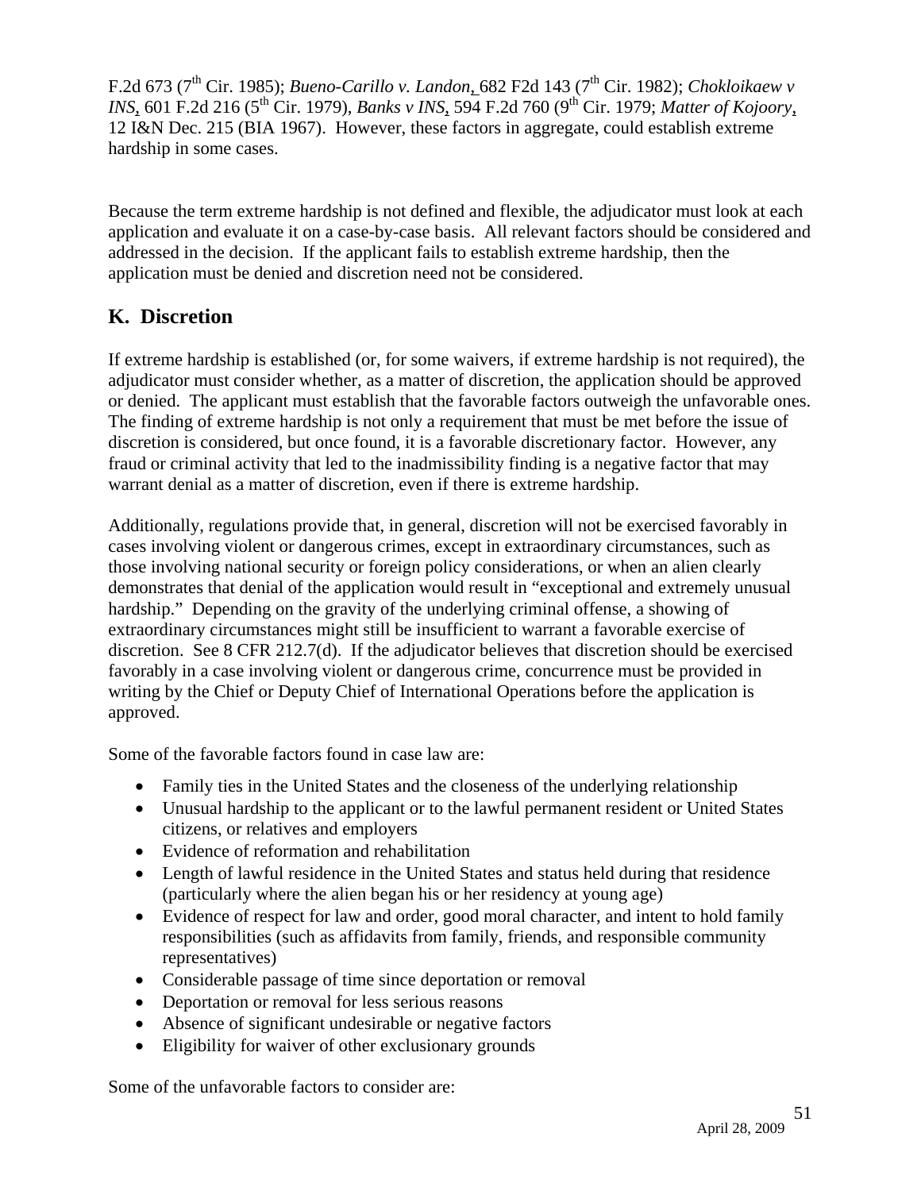F.2d 673 (7th Cir. 1985); *Bueno-Carillo v. Landon*, 682 F2d 143 (7th Cir. 1982); *Chokloikaew v INS*, 601 F.2d 216 (5th Cir. 1979), *Banks v INS*, 594 F.2d 760 (9th Cir. 1979; *Matter of Kojoory*, 12 I&N Dec. 215 (BIA 1967). However, these factors in aggregate, could establish extreme hardship in some cases.

Because the term extreme hardship is not defined and flexible, the adjudicator must look at each application and evaluate it on a case-by-case basis. All relevant factors should be considered and addressed in the decision. If the applicant fails to establish extreme hardship, then the application must be denied and discretion need not be considered.

## K. Discretion

If extreme hardship is established (or, for some waivers, if extreme hardship is not required), the adjudicator must consider whether, as a matter of discretion, the application should be approved or denied. The applicant must establish that the favorable factors outweigh the unfavorable ones. The finding of extreme hardship is not only a requirement that must be met before the issue of discretion is considered, but once found, it is a favorable discretionary factor. However, any fraud or criminal activity that led to the inadmissibility finding is a negative factor that may warrant denial as a matter of discretion, even if there is extreme hardship.

Additionally, regulations provide that, in general, discretion will not be exercised favorably in cases involving violent or dangerous crimes, except in extraordinary circumstances, such as those involving national security or foreign policy considerations, or when an alien clearly demonstrates that denial of the application would result in "exceptional and extremely unusual hardship." Depending on the gravity of the underlying criminal offense, a showing of extraordinary circumstances might still be insufficient to warrant a favorable exercise of discretion. See 8 CFR 212.7(d). If the adjudicator believes that discretion should be exercised favorably in a case involving violent or dangerous crime, concurrence must be provided in writing by the Chief or Deputy Chief of International Operations before the application is approved.

Some of the favorable factors found in case law are:

- Family ties in the United States and the closeness of the underlying relationship
- Unusual hardship to the applicant or to the lawful permanent resident or United States citizens, or relatives and employers
- Evidence of reformation and rehabilitation
- Length of lawful residence in the United States and status held during that residence (particularly where the alien began his or her residency at young age)
- Evidence of respect for law and order, good moral character, and intent to hold family responsibilities (such as affidavits from family, friends, and responsible community representatives)
- Considerable passage of time since deportation or removal
- Deportation or removal for less serious reasons
- Absence of significant undesirable or negative factors
- Eligibility for waiver of other exclusionary grounds

Some of the unfavorable factors to consider are: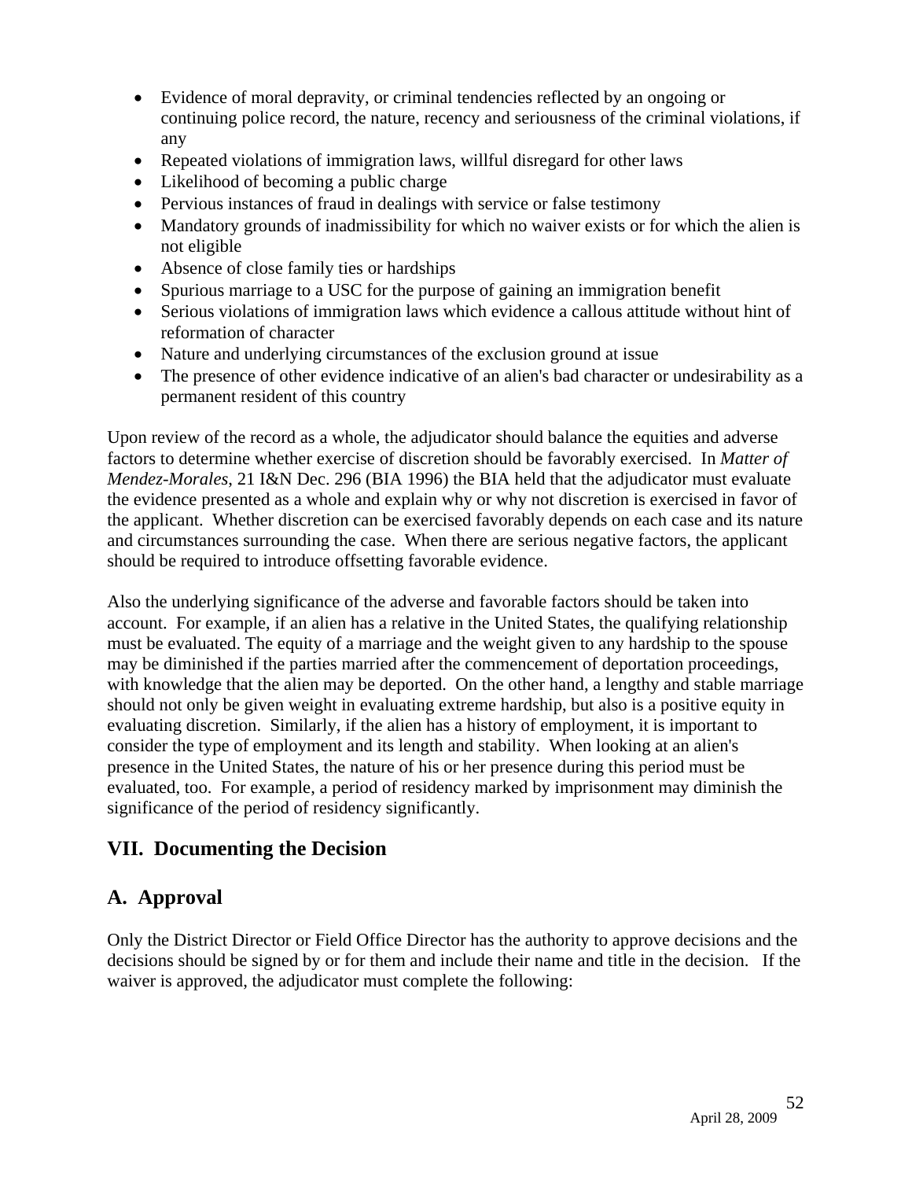- Evidence of moral depravity, or criminal tendencies reflected by an ongoing or continuing police record, the nature, recency and seriousness of the criminal violations, if any
- Repeated violations of immigration laws, willful disregard for other laws
- Likelihood of becoming a public charge
- Pervious instances of fraud in dealings with service or false testimony
- Mandatory grounds of inadmissibility for which no waiver exists or for which the alien is not eligible
- Absence of close family ties or hardships
- Spurious marriage to a USC for the purpose of gaining an immigration benefit
- Serious violations of immigration laws which evidence a callous attitude without hint of reformation of character
- Nature and underlying circumstances of the exclusion ground at issue
- The presence of other evidence indicative of an alien's bad character or undesirability as a permanent resident of this country

Upon review of the record as a whole, the adjudicator should balance the equities and adverse factors to determine whether exercise of discretion should be favorably exercised. In *Matter of Mendez-Morales*, 21 I&N Dec. 296 (BIA 1996) the BIA held that the adjudicator must evaluate the evidence presented as a whole and explain why or why not discretion is exercised in favor of the applicant. Whether discretion can be exercised favorably depends on each case and its nature and circumstances surrounding the case. When there are serious negative factors, the applicant should be required to introduce offsetting favorable evidence.

Also the underlying significance of the adverse and favorable factors should be taken into account. For example, if an alien has a relative in the United States, the qualifying relationship must be evaluated. The equity of a marriage and the weight given to any hardship to the spouse may be diminished if the parties married after the commencement of deportation proceedings, with knowledge that the alien may be deported. On the other hand, a lengthy and stable marriage should not only be given weight in evaluating extreme hardship, but also is a positive equity in evaluating discretion. Similarly, if the alien has a history of employment, it is important to consider the type of employment and its length and stability. When looking at an alien's presence in the United States, the nature of his or her presence during this period must be evaluated, too. For example, a period of residency marked by imprisonment may diminish the significance of the period of residency significantly.

## VII. Documenting the Decision

## A. Approval

Only the District Director or Field Office Director has the authority to approve decisions and the decisions should be signed by or for them and include their name and title in the decision. If the waiver is approved, the adjudicator must complete the following: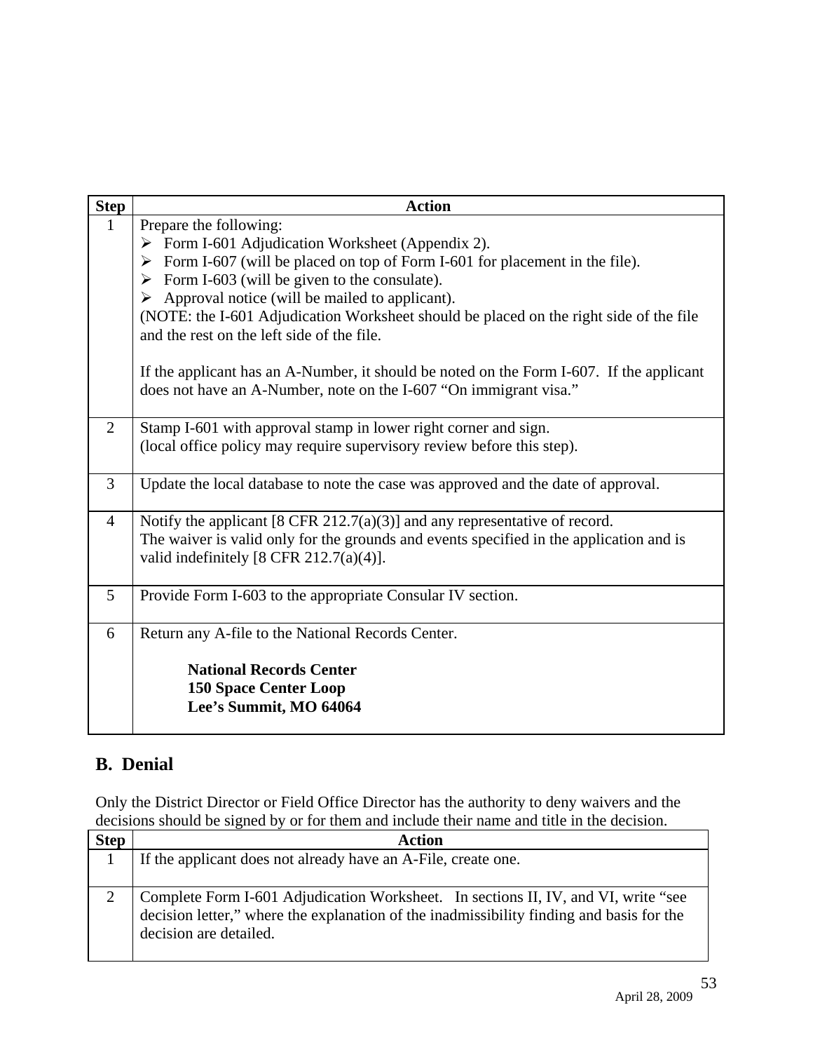| Step | Action |
|---|---|
| 1 | Prepare the following:<br>➢ Form I-601 Adjudication Worksheet (Appendix 2).<br>➢ Form I-607 (will be placed on top of Form I-601 for placement in the file).<br>➢ Form I-603 (will be given to the consulate).<br>➢ Approval notice (will be mailed to applicant).<br>(NOTE: the I-601 Adjudication Worksheet should be placed on the right side of the file and the rest on the left side of the file.<br><br>If the applicant has an A-Number, it should be noted on the Form I-607. If the applicant does not have an A-Number, note on the I-607 "On immigrant visa." |
| 2 | Stamp I-601 with approval stamp in lower right corner and sign.<br>(local office policy may require supervisory review before this step). |
| 3 | Update the local database to note the case was approved and the date of approval. |
| 4 | Notify the applicant [8 CFR 212.7(a)(3)] and any representative of record.<br>The waiver is valid only for the grounds and events specified in the application and is valid indefinitely [8 CFR 212.7(a)(4)]. |
| 5 | Provide Form I-603 to the appropriate Consular IV section. |
| 6 | Return any A-file to the National Records Center.<br><br>**National Records Center**<br>**150 Space Center Loop**<br>**Lee's Summit, MO 64064** |

## B. Denial

Only the District Director or Field Office Director has the authority to deny waivers and the decisions should be signed by or for them and include their name and title in the decision.

| Step | Action |
|---|---|
| 1 | If the applicant does not already have an A-File, create one. |
| 2 | Complete Form I-601 Adjudication Worksheet. In sections II, IV, and VI, write "see decision letter," where the explanation of the inadmissibility finding and basis for the decision are detailed. |

April 28, 2009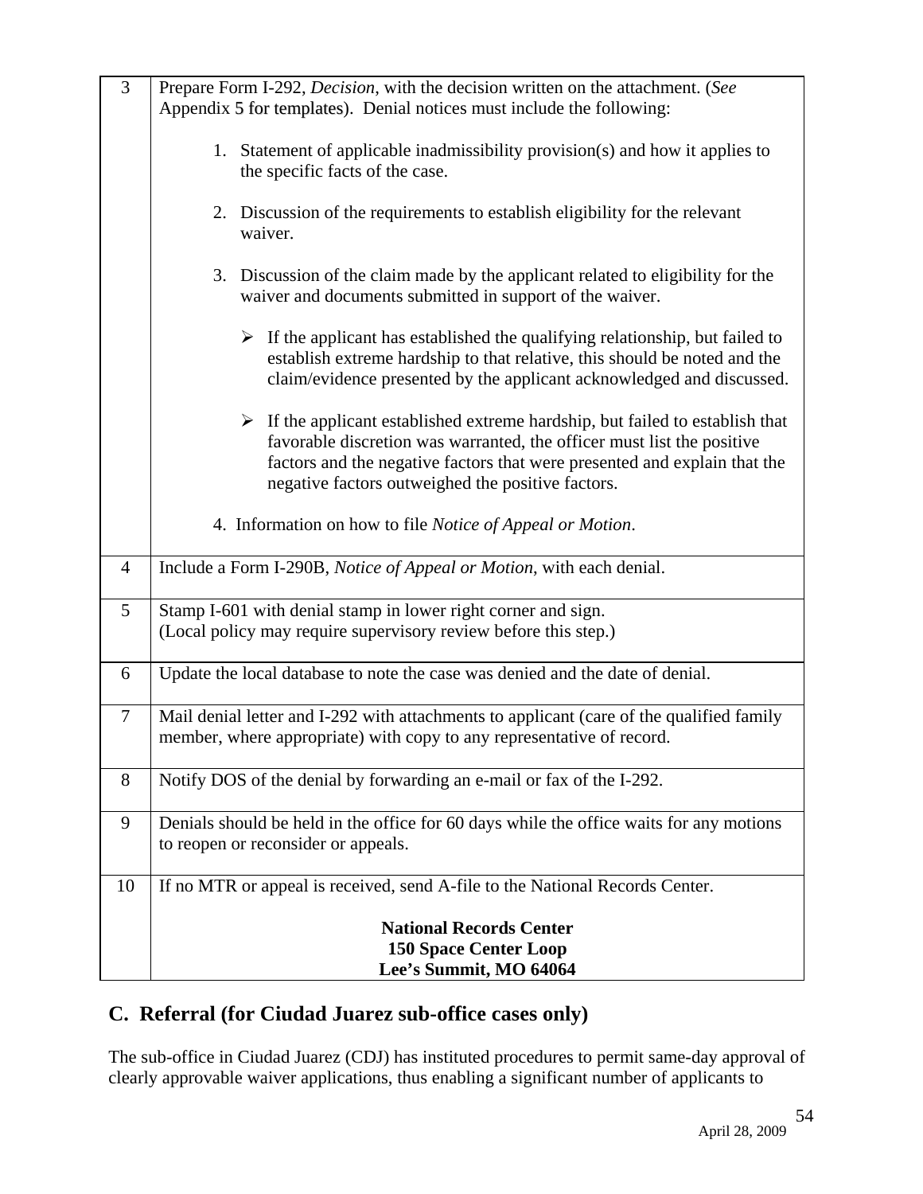| | |
|---|---|
| 3 | Prepare Form I-292, *Decision*, with the decision written on the attachment. (*See* Appendix 5 for templates). Denial notices must include the following:<br><br>1. Statement of applicable inadmissibility provision(s) and how it applies to the specific facts of the case.<br><br>2. Discussion of the requirements to establish eligibility for the relevant waiver.<br><br>3. Discussion of the claim made by the applicant related to eligibility for the waiver and documents submitted in support of the waiver.<br><br>➢ If the applicant has established the qualifying relationship, but failed to establish extreme hardship to that relative, this should be noted and the claim/evidence presented by the applicant acknowledged and discussed.<br><br>➢ If the applicant established extreme hardship, but failed to establish that favorable discretion was warranted, the officer must list the positive factors and the negative factors that were presented and explain that the negative factors outweighed the positive factors.<br><br>4. Information on how to file *Notice of Appeal or Motion*. |
| 4 | Include a Form I-290B, *Notice of Appeal or Motion*, with each denial. |
| 5 | Stamp I-601 with denial stamp in lower right corner and sign.<br>(Local policy may require supervisory review before this step.) |
| 6 | Update the local database to note the case was denied and the date of denial. |
| 7 | Mail denial letter and I-292 with attachments to applicant (care of the qualified family member, where appropriate) with copy to any representative of record. |
| 8 | Notify DOS of the denial by forwarding an e-mail or fax of the I-292. |
| 9 | Denials should be held in the office for 60 days while the office waits for any motions to reopen or reconsider or appeals. |
| 10 | If no MTR or appeal is received, send A-file to the National Records Center.<br><br>**National Records Center**<br>**150 Space Center Loop**<br>**Lee's Summit, MO 64064** |

## C. Referral (for Ciudad Juarez sub-office cases only)

The sub-office in Ciudad Juarez (CDJ) has instituted procedures to permit same-day approval of clearly approvable waiver applications, thus enabling a significant number of applicants to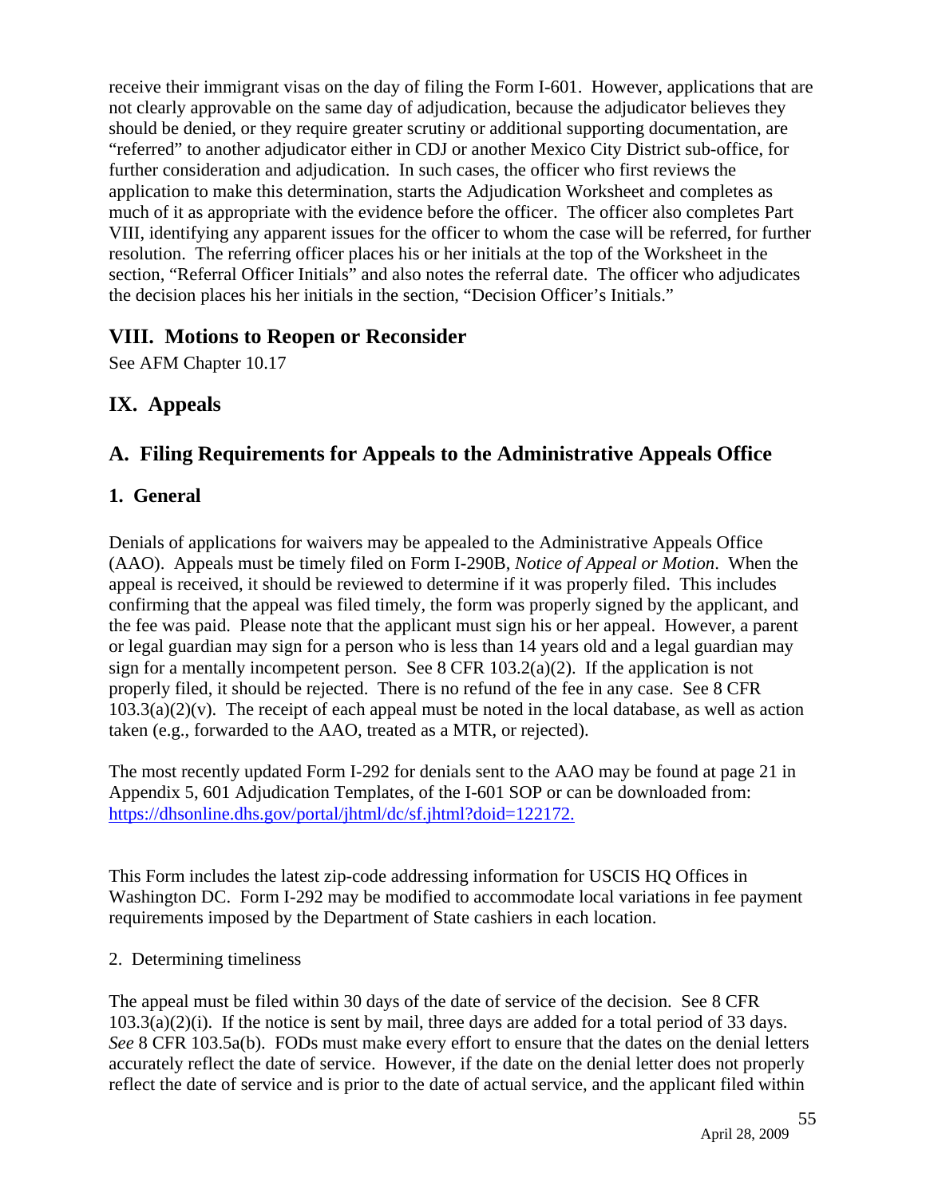receive their immigrant visas on the day of filing the Form I-601. However, applications that are not clearly approvable on the same day of adjudication, because the adjudicator believes they should be denied, or they require greater scrutiny or additional supporting documentation, are "referred" to another adjudicator either in CDJ or another Mexico City District sub-office, for further consideration and adjudication. In such cases, the officer who first reviews the application to make this determination, starts the Adjudication Worksheet and completes as much of it as appropriate with the evidence before the officer. The officer also completes Part VIII, identifying any apparent issues for the officer to whom the case will be referred, for further resolution. The referring officer places his or her initials at the top of the Worksheet in the section, "Referral Officer Initials" and also notes the referral date. The officer who adjudicates the decision places his her initials in the section, "Decision Officer's Initials."

## VIII. Motions to Reopen or Reconsider

See AFM Chapter 10.17

## IX. Appeals

## A. Filing Requirements for Appeals to the Administrative Appeals Office

### 1. General

Denials of applications for waivers may be appealed to the Administrative Appeals Office (AAO). Appeals must be timely filed on Form I-290B, *Notice of Appeal or Motion*. When the appeal is received, it should be reviewed to determine if it was properly filed. This includes confirming that the appeal was filed timely, the form was properly signed by the applicant, and the fee was paid. Please note that the applicant must sign his or her appeal. However, a parent or legal guardian may sign for a person who is less than 14 years old and a legal guardian may sign for a mentally incompetent person. See 8 CFR 103.2(a)(2). If the application is not properly filed, it should be rejected. There is no refund of the fee in any case. See 8 CFR 103.3(a)(2)(v). The receipt of each appeal must be noted in the local database, as well as action taken (e.g., forwarded to the AAO, treated as a MTR, or rejected).

The most recently updated Form I-292 for denials sent to the AAO may be found at page 21 in Appendix 5, 601 Adjudication Templates, of the I-601 SOP or can be downloaded from: https://dhsonline.dhs.gov/portal/jhtml/dc/sf.jhtml?doid=122172.

This Form includes the latest zip-code addressing information for USCIS HQ Offices in Washington DC. Form I-292 may be modified to accommodate local variations in fee payment requirements imposed by the Department of State cashiers in each location.

2. Determining timeliness

The appeal must be filed within 30 days of the date of service of the decision. See 8 CFR 103.3(a)(2)(i). If the notice is sent by mail, three days are added for a total period of 33 days. *See* 8 CFR 103.5a(b). FODs must make every effort to ensure that the dates on the denial letters accurately reflect the date of service. However, if the date on the denial letter does not properly reflect the date of service and is prior to the date of actual service, and the applicant filed within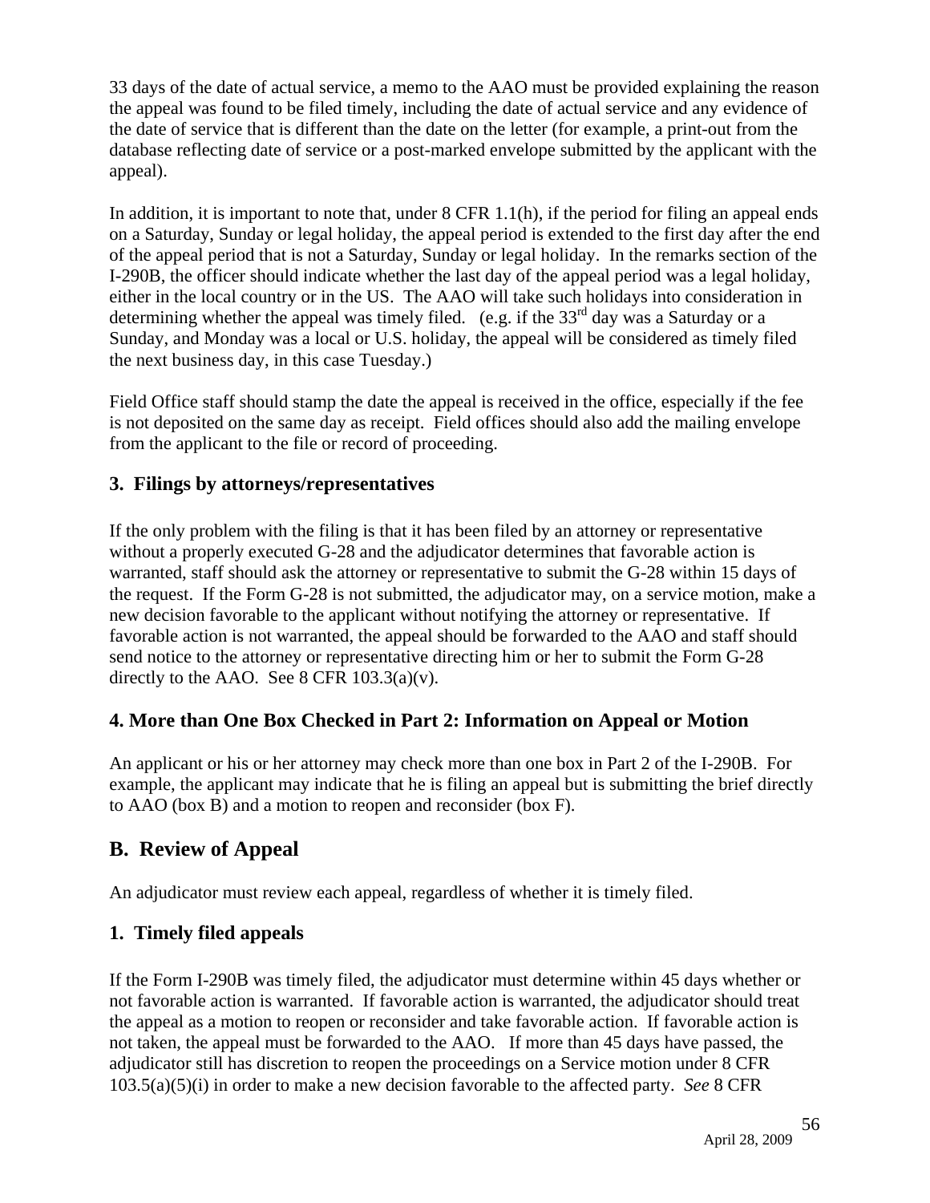33 days of the date of actual service, a memo to the AAO must be provided explaining the reason the appeal was found to be filed timely, including the date of actual service and any evidence of the date of service that is different than the date on the letter (for example, a print-out from the database reflecting date of service or a post-marked envelope submitted by the applicant with the appeal).

In addition, it is important to note that, under 8 CFR 1.1(h), if the period for filing an appeal ends on a Saturday, Sunday or legal holiday, the appeal period is extended to the first day after the end of the appeal period that is not a Saturday, Sunday or legal holiday. In the remarks section of the I-290B, the officer should indicate whether the last day of the appeal period was a legal holiday, either in the local country or in the US. The AAO will take such holidays into consideration in determining whether the appeal was timely filed. (e.g. if the 33rd day was a Saturday or a Sunday, and Monday was a local or U.S. holiday, the appeal will be considered as timely filed the next business day, in this case Tuesday.)

Field Office staff should stamp the date the appeal is received in the office, especially if the fee is not deposited on the same day as receipt. Field offices should also add the mailing envelope from the applicant to the file or record of proceeding.

### 3. Filings by attorneys/representatives

If the only problem with the filing is that it has been filed by an attorney or representative without a properly executed G-28 and the adjudicator determines that favorable action is warranted, staff should ask the attorney or representative to submit the G-28 within 15 days of the request. If the Form G-28 is not submitted, the adjudicator may, on a service motion, make a new decision favorable to the applicant without notifying the attorney or representative. If favorable action is not warranted, the appeal should be forwarded to the AAO and staff should send notice to the attorney or representative directing him or her to submit the Form G-28 directly to the AAO. See 8 CFR 103.3(a)(v).

### 4. More than One Box Checked in Part 2: Information on Appeal or Motion

An applicant or his or her attorney may check more than one box in Part 2 of the I-290B. For example, the applicant may indicate that he is filing an appeal but is submitting the brief directly to AAO (box B) and a motion to reopen and reconsider (box F).

## B. Review of Appeal

An adjudicator must review each appeal, regardless of whether it is timely filed.

### 1. Timely filed appeals

If the Form I-290B was timely filed, the adjudicator must determine within 45 days whether or not favorable action is warranted. If favorable action is warranted, the adjudicator should treat the appeal as a motion to reopen or reconsider and take favorable action. If favorable action is not taken, the appeal must be forwarded to the AAO. If more than 45 days have passed, the adjudicator still has discretion to reopen the proceedings on a Service motion under 8 CFR 103.5(a)(5)(i) in order to make a new decision favorable to the affected party. *See* 8 CFR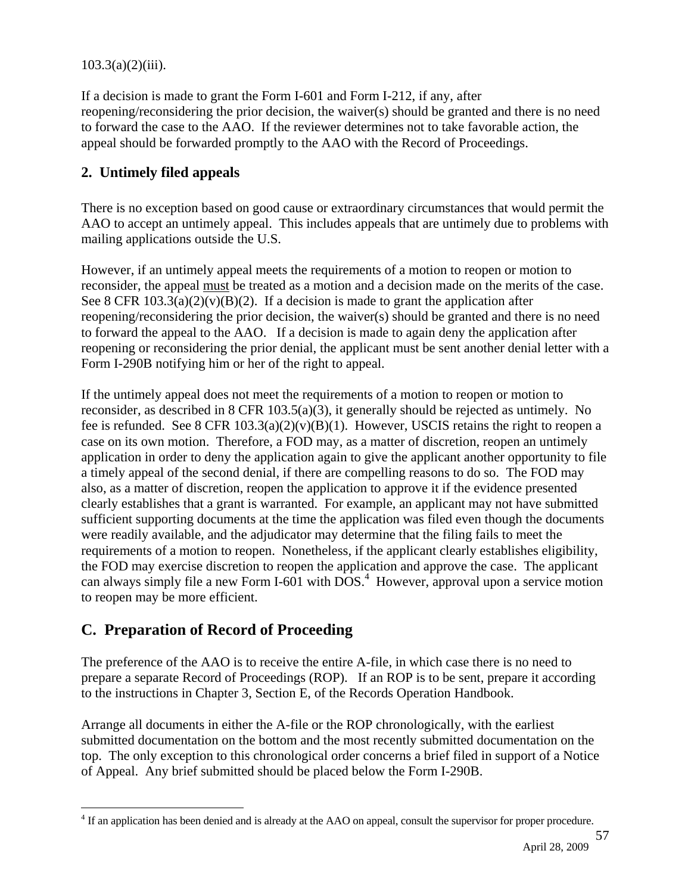103.3(a)(2)(iii).

If a decision is made to grant the Form I-601 and Form I-212, if any, after reopening/reconsidering the prior decision, the waiver(s) should be granted and there is no need to forward the case to the AAO. If the reviewer determines not to take favorable action, the appeal should be forwarded promptly to the AAO with the Record of Proceedings.

### 2. Untimely filed appeals

There is no exception based on good cause or extraordinary circumstances that would permit the AAO to accept an untimely appeal. This includes appeals that are untimely due to problems with mailing applications outside the U.S.

However, if an untimely appeal meets the requirements of a motion to reopen or motion to reconsider, the appeal must be treated as a motion and a decision made on the merits of the case. See 8 CFR 103.3(a)(2)(v)(B)(2). If a decision is made to grant the application after reopening/reconsidering the prior decision, the waiver(s) should be granted and there is no need to forward the appeal to the AAO. If a decision is made to again deny the application after reopening or reconsidering the prior denial, the applicant must be sent another denial letter with a Form I-290B notifying him or her of the right to appeal.

If the untimely appeal does not meet the requirements of a motion to reopen or motion to reconsider, as described in 8 CFR 103.5(a)(3), it generally should be rejected as untimely. No fee is refunded. See 8 CFR 103.3(a)(2)(v)(B)(1). However, USCIS retains the right to reopen a case on its own motion. Therefore, a FOD may, as a matter of discretion, reopen an untimely application in order to deny the application again to give the applicant another opportunity to file a timely appeal of the second denial, if there are compelling reasons to do so. The FOD may also, as a matter of discretion, reopen the application to approve it if the evidence presented clearly establishes that a grant is warranted. For example, an applicant may not have submitted sufficient supporting documents at the time the application was filed even though the documents were readily available, and the adjudicator may determine that the filing fails to meet the requirements of a motion to reopen. Nonetheless, if the applicant clearly establishes eligibility, the FOD may exercise discretion to reopen the application and approve the case. The applicant can always simply file a new Form I-601 with DOS.[4] However, approval upon a service motion to reopen may be more efficient.

## C. Preparation of Record of Proceeding

The preference of the AAO is to receive the entire A-file, in which case there is no need to prepare a separate Record of Proceedings (ROP). If an ROP is to be sent, prepare it according to the instructions in Chapter 3, Section E, of the Records Operation Handbook.

Arrange all documents in either the A-file or the ROP chronologically, with the earliest submitted documentation on the bottom and the most recently submitted documentation on the top. The only exception to this chronological order concerns a brief filed in support of a Notice of Appeal. Any brief submitted should be placed below the Form I-290B.

[4] If an application has been denied and is already at the AAO on appeal, consult the supervisor for proper procedure.

April 28, 2009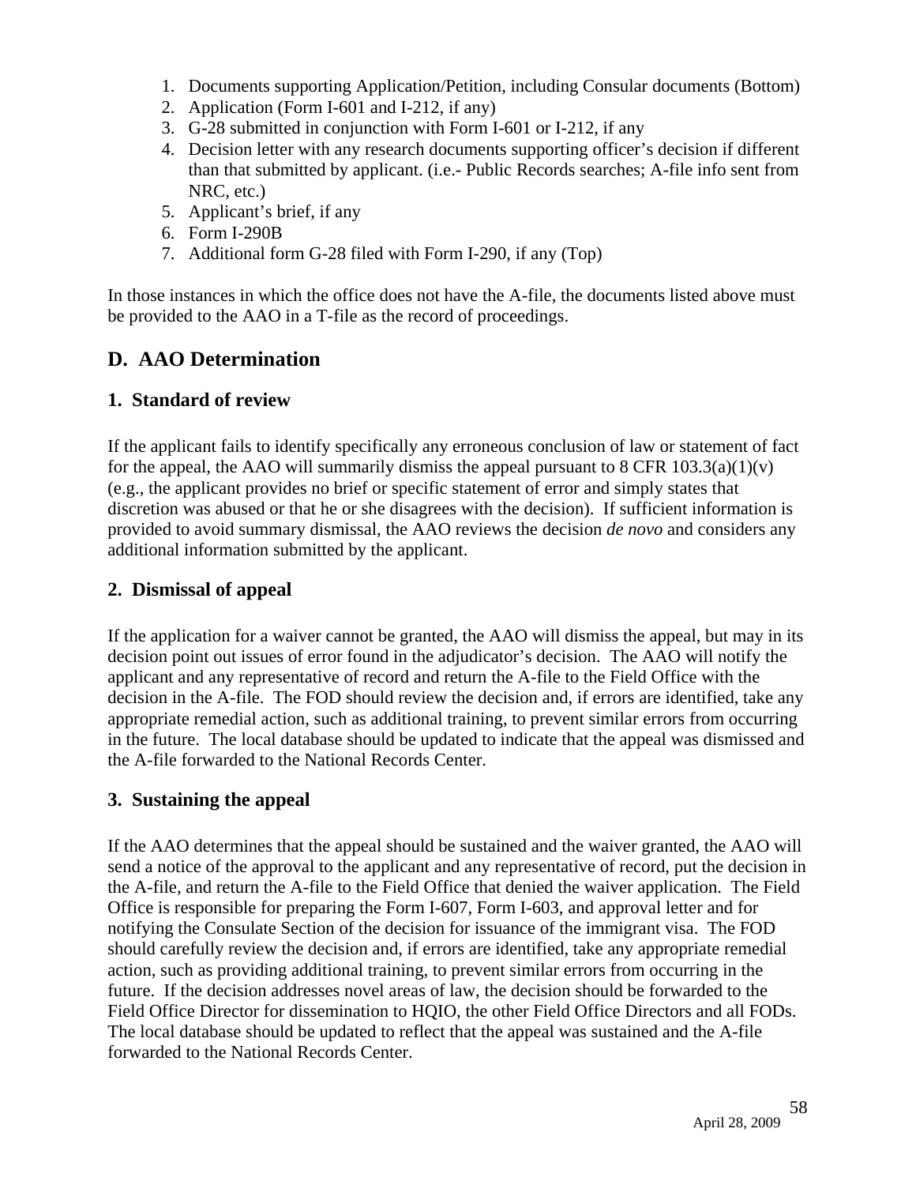1. Documents supporting Application/Petition, including Consular documents (Bottom)
2. Application (Form I-601 and I-212, if any)
3. G-28 submitted in conjunction with Form I-601 or I-212, if any
4. Decision letter with any research documents supporting officer's decision if different than that submitted by applicant. (i.e.- Public Records searches; A-file info sent from NRC, etc.)
5. Applicant's brief, if any
6. Form I-290B
7. Additional form G-28 filed with Form I-290, if any (Top)

In those instances in which the office does not have the A-file, the documents listed above must be provided to the AAO in a T-file as the record of proceedings.

## D. AAO Determination

### 1. Standard of review

If the applicant fails to identify specifically any erroneous conclusion of law or statement of fact for the appeal, the AAO will summarily dismiss the appeal pursuant to 8 CFR 103.3(a)(1)(v) (e.g., the applicant provides no brief or specific statement of error and simply states that discretion was abused or that he or she disagrees with the decision). If sufficient information is provided to avoid summary dismissal, the AAO reviews the decision *de novo* and considers any additional information submitted by the applicant.

### 2. Dismissal of appeal

If the application for a waiver cannot be granted, the AAO will dismiss the appeal, but may in its decision point out issues of error found in the adjudicator's decision. The AAO will notify the applicant and any representative of record and return the A-file to the Field Office with the decision in the A-file. The FOD should review the decision and, if errors are identified, take any appropriate remedial action, such as additional training, to prevent similar errors from occurring in the future. The local database should be updated to indicate that the appeal was dismissed and the A-file forwarded to the National Records Center.

### 3. Sustaining the appeal

If the AAO determines that the appeal should be sustained and the waiver granted, the AAO will send a notice of the approval to the applicant and any representative of record, put the decision in the A-file, and return the A-file to the Field Office that denied the waiver application. The Field Office is responsible for preparing the Form I-607, Form I-603, and approval letter and for notifying the Consulate Section of the decision for issuance of the immigrant visa. The FOD should carefully review the decision and, if errors are identified, take any appropriate remedial action, such as providing additional training, to prevent similar errors from occurring in the future. If the decision addresses novel areas of law, the decision should be forwarded to the Field Office Director for dissemination to HQIO, the other Field Office Directors and all FODs. The local database should be updated to reflect that the appeal was sustained and the A-file forwarded to the National Records Center.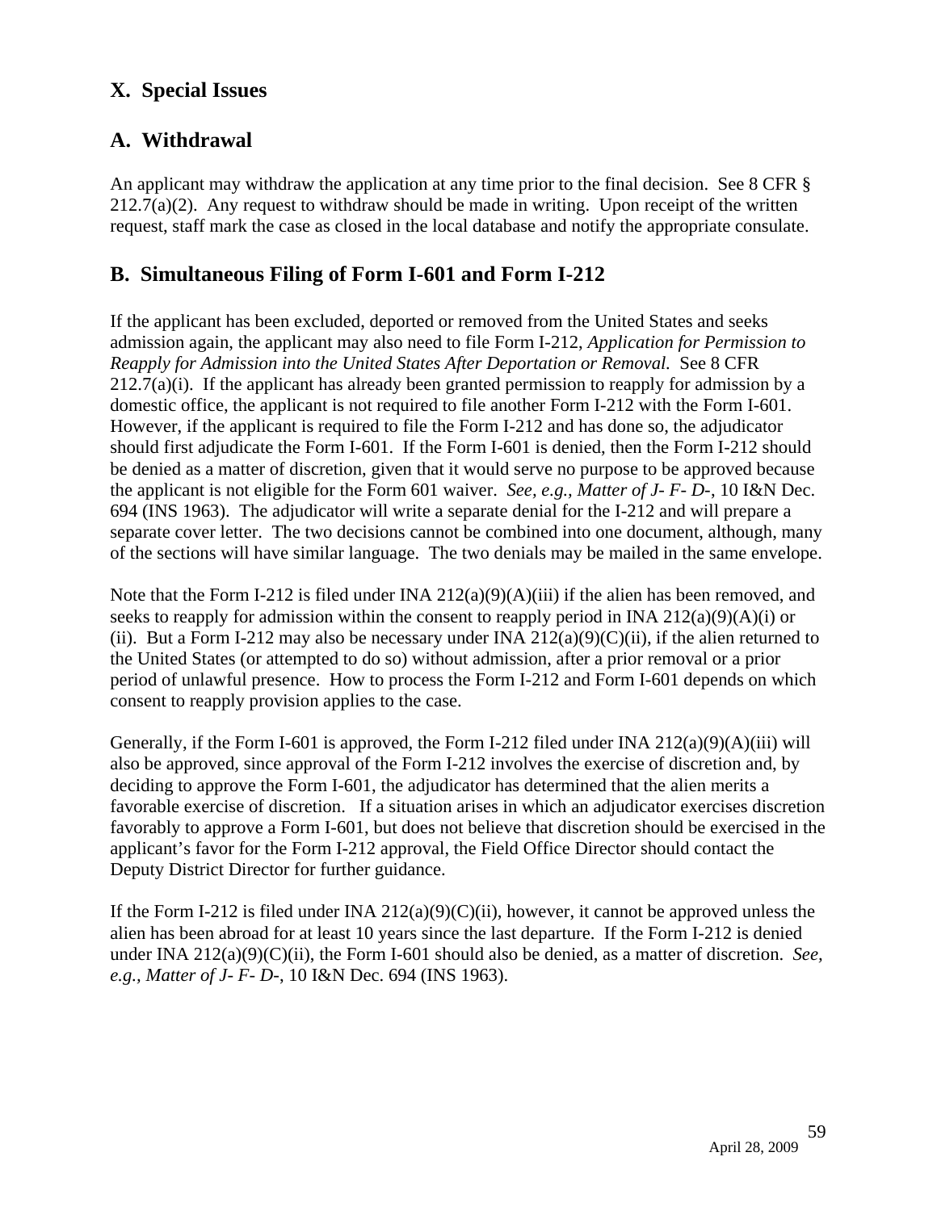## X. Special Issues

## A. Withdrawal

An applicant may withdraw the application at any time prior to the final decision. See 8 CFR § 212.7(a)(2). Any request to withdraw should be made in writing. Upon receipt of the written request, staff mark the case as closed in the local database and notify the appropriate consulate.

## B. Simultaneous Filing of Form I-601 and Form I-212

If the applicant has been excluded, deported or removed from the United States and seeks admission again, the applicant may also need to file Form I-212, *Application for Permission to Reapply for Admission into the United States After Deportation or Removal.* See 8 CFR 212.7(a)(i). If the applicant has already been granted permission to reapply for admission by a domestic office, the applicant is not required to file another Form I-212 with the Form I-601. However, if the applicant is required to file the Form I-212 and has done so, the adjudicator should first adjudicate the Form I-601. If the Form I-601 is denied, then the Form I-212 should be denied as a matter of discretion, given that it would serve no purpose to be approved because the applicant is not eligible for the Form 601 waiver. *See, e.g., Matter of J- F- D-*, 10 I&N Dec. 694 (INS 1963). The adjudicator will write a separate denial for the I-212 and will prepare a separate cover letter. The two decisions cannot be combined into one document, although, many of the sections will have similar language. The two denials may be mailed in the same envelope.

Note that the Form I-212 is filed under INA 212(a)(9)(A)(iii) if the alien has been removed, and seeks to reapply for admission within the consent to reapply period in INA 212(a)(9)(A)(i) or (ii). But a Form I-212 may also be necessary under INA 212(a)(9)(C)(ii), if the alien returned to the United States (or attempted to do so) without admission, after a prior removal or a prior period of unlawful presence. How to process the Form I-212 and Form I-601 depends on which consent to reapply provision applies to the case.

Generally, if the Form I-601 is approved, the Form I-212 filed under INA 212(a)(9)(A)(iii) will also be approved, since approval of the Form I-212 involves the exercise of discretion and, by deciding to approve the Form I-601, the adjudicator has determined that the alien merits a favorable exercise of discretion. If a situation arises in which an adjudicator exercises discretion favorably to approve a Form I-601, but does not believe that discretion should be exercised in the applicant's favor for the Form I-212 approval, the Field Office Director should contact the Deputy District Director for further guidance.

If the Form I-212 is filed under INA 212(a)(9)(C)(ii), however, it cannot be approved unless the alien has been abroad for at least 10 years since the last departure. If the Form I-212 is denied under INA 212(a)(9)(C)(ii), the Form I-601 should also be denied, as a matter of discretion. *See, e.g., Matter of J- F- D-*, 10 I&N Dec. 694 (INS 1963).

April 28, 2009